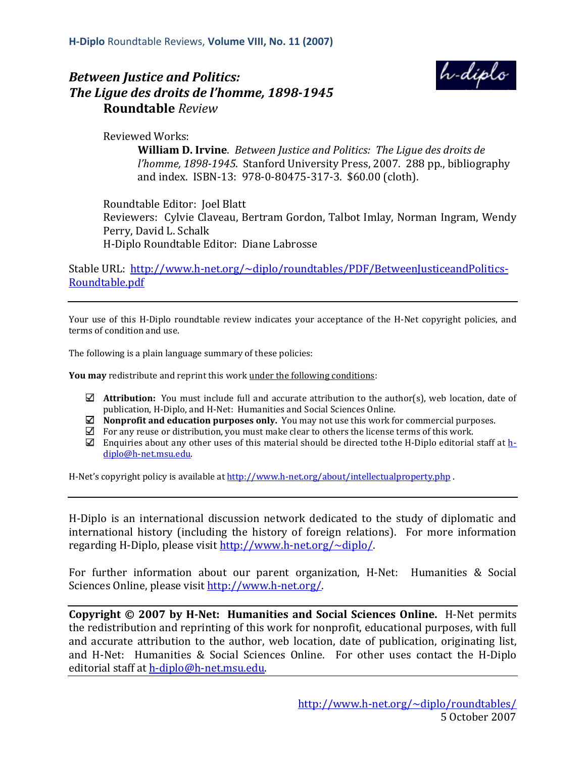**H-Diplo** Roundtable Reviews, **Volume VIII, No. 11 (2007)**

# *Between Justice and Politics: The Ligue des droits de l'homme, 1898-1945* **Roundtable** *Review*

Reviewed Works:

**William D. Irvine**. *Between Justice and Politics: The Ligue des droits de l'homme, 1898-1945*. Stanford University Press, 2007. 288 pp., bibliography and index. ISBN-13: 978-0-80475-317-3. $60.00 (cloth).

Roundtable Editor: Joel Blatt
Reviewers: Cylvie Claveau, Bertram Gordon, Talbot Imlay, Norman Ingram, Wendy Perry, David L. Schalk
H-Diplo Roundtable Editor: Diane Labrosse

Stable URL: http://www.h-net.org/~diplo/roundtables/PDF/BetweenJusticeandPolitics-Roundtable.pdf

---

Your use of this H-Diplo roundtable review indicates your acceptance of the H-Net copyright policies, and terms of condition and use.

The following is a plain language summary of these policies:

**You may** redistribute and reprint this work under the following conditions:

- ☑ **Attribution:** You must include full and accurate attribution to the author(s), web location, date of publication, H-Diplo, and H-Net: Humanities and Social Sciences Online.
- ☑ **Nonprofit and education purposes only.** You may not use this work for commercial purposes.
- ☑ For any reuse or distribution, you must make clear to others the license terms of this work.
- ☑ Enquiries about any other uses of this material should be directed tothe H-Diplo editorial staff at h-diplo@h-net.msu.edu.

H-Net's copyright policy is available at http://www.h-net.org/about/intellectualproperty.php .

---

H-Diplo is an international discussion network dedicated to the study of diplomatic and international history (including the history of foreign relations). For more information regarding H-Diplo, please visit http://www.h-net.org/~diplo/.

For further information about our parent organization, H-Net: Humanities & Social Sciences Online, please visit http://www.h-net.org/.

---

**Copyright © 2007 by H-Net: Humanities and Social Sciences Online.** H-Net permits the redistribution and reprinting of this work for nonprofit, educational purposes, with full and accurate attribution to the author, web location, date of publication, originating list, and H-Net: Humanities & Social Sciences Online. For other uses contact the H-Diplo editorial staff at h-diplo@h-net.msu.edu.

---

http://www.h-net.org/~diplo/roundtables/
5 October 2007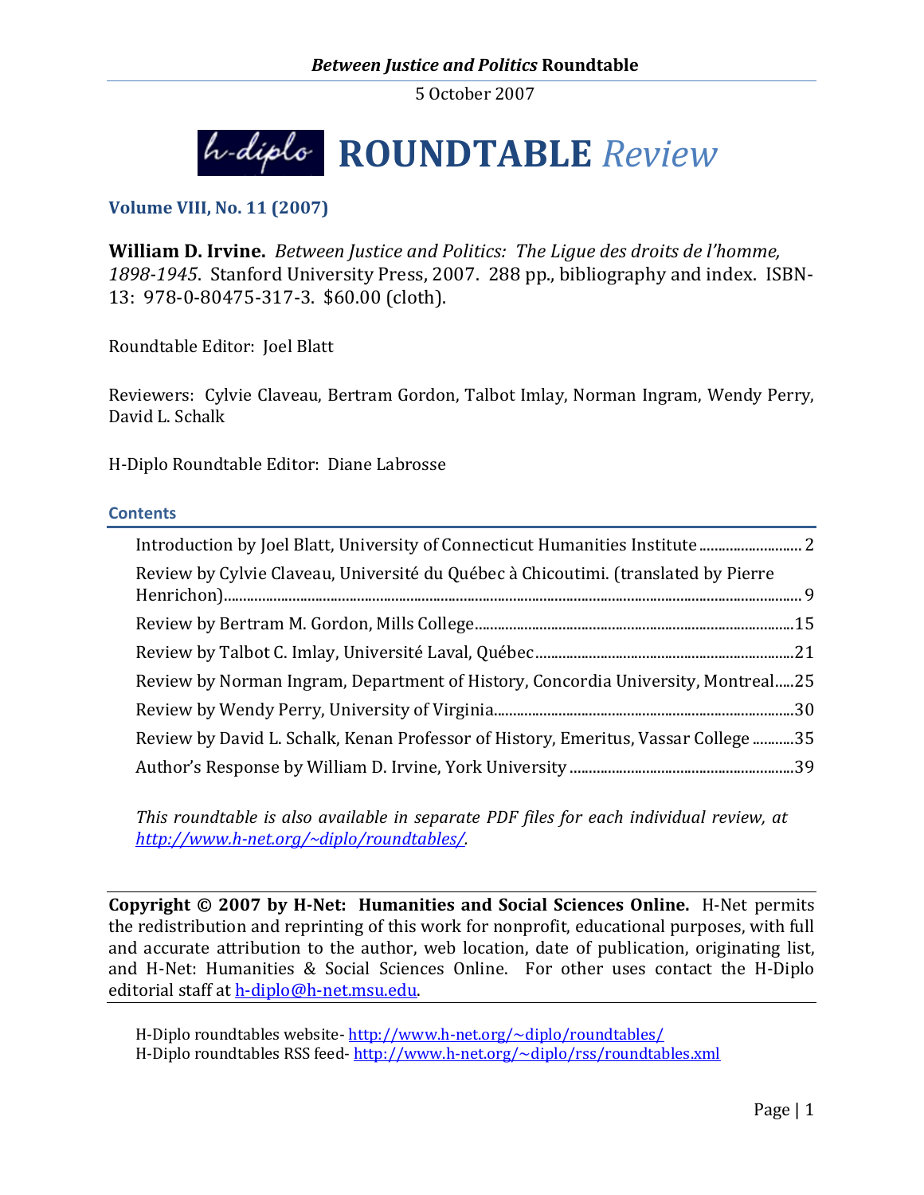5 October 2007

# h-diplo ROUNDTABLE *Review*

**Volume VIII, No. 11 (2007)**

**William D. Irvine.** *Between Justice and Politics: The Ligue des droits de l'homme, 1898-1945*. Stanford University Press, 2007. 288 pp., bibliography and index. ISBN-13: 978-0-80475-317-3. $60.00 (cloth).

Roundtable Editor: Joel Blatt

Reviewers: Cylvie Claveau, Bertram Gordon, Talbot Imlay, Norman Ingram, Wendy Perry, David L. Schalk

H-Diplo Roundtable Editor: Diane Labrosse

## Contents

- Introduction by Joel Blatt, University of Connecticut Humanities Institute ........ 2
- Review by Cylvie Claveau, Université du Québec à Chicoutimi. (translated by Pierre Henrichon) ........ 9
- Review by Bertram M. Gordon, Mills College ........ 15
- Review by Talbot C. Imlay, Université Laval, Québec ........ 21
- Review by Norman Ingram, Department of History, Concordia University, Montreal ..... 25
- Review by Wendy Perry, University of Virginia ........ 30
- Review by David L. Schalk, Kenan Professor of History, Emeritus, Vassar College ........ 35
- Author's Response by William D. Irvine, York University ........ 39

*This roundtable is also available in separate PDF files for each individual review, at http://www.h-net.org/~diplo/roundtables/.*

**Copyright © 2007 by H-Net: Humanities and Social Sciences Online.** H-Net permits the redistribution and reprinting of this work for nonprofit, educational purposes, with full and accurate attribution to the author, web location, date of publication, originating list, and H-Net: Humanities & Social Sciences Online. For other uses contact the H-Diplo editorial staff at h-diplo@h-net.msu.edu.

H-Diplo roundtables website- http://www.h-net.org/~diplo/roundtables/
H-Diplo roundtables RSS feed- http://www.h-net.org/~diplo/rss/roundtables.xml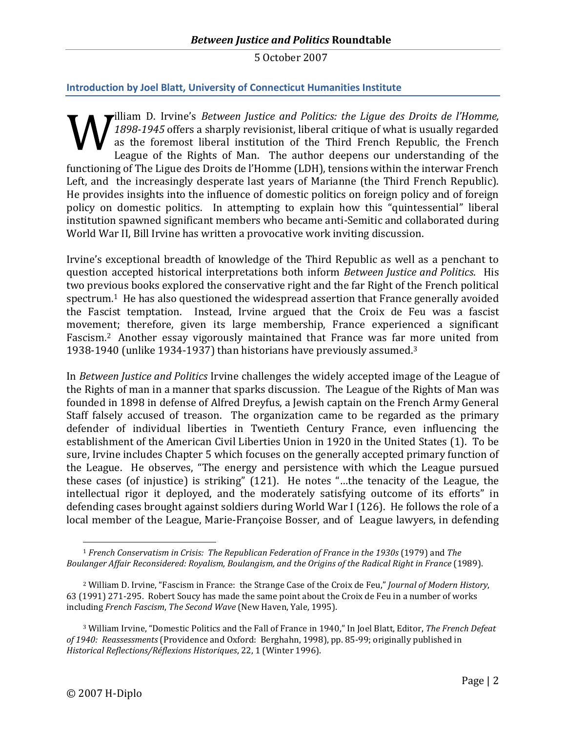### Introduction by Joel Blatt, University of Connecticut Humanities Institute

William D. Irvine's *Between Justice and Politics: the Ligue des Droits de l'Homme, 1898-1945* offers a sharply revisionist, liberal critique of what is usually regarded as the foremost liberal institution of the Third French Republic, the French League of the Rights of Man. The author deepens our understanding of the functioning of The Ligue des Droits de l'Homme (LDH), tensions within the interwar French Left, and the increasingly desperate last years of Marianne (the Third French Republic). He provides insights into the influence of domestic politics on foreign policy and of foreign policy on domestic politics. In attempting to explain how this "quintessential" liberal institution spawned significant members who became anti-Semitic and collaborated during World War II, Bill Irvine has written a provocative work inviting discussion.

Irvine's exceptional breadth of knowledge of the Third Republic as well as a penchant to question accepted historical interpretations both inform *Between Justice and Politics*. His two previous books explored the conservative right and the far Right of the French political spectrum.[1] He has also questioned the widespread assertion that France generally avoided the Fascist temptation. Instead, Irvine argued that the Croix de Feu was a fascist movement; therefore, given its large membership, France experienced a significant Fascism.[2] Another essay vigorously maintained that France was far more united from 1938-1940 (unlike 1934-1937) than historians have previously assumed.[3]

In *Between Justice and Politics* Irvine challenges the widely accepted image of the League of the Rights of man in a manner that sparks discussion. The League of the Rights of Man was founded in 1898 in defense of Alfred Dreyfus, a Jewish captain on the French Army General Staff falsely accused of treason. The organization came to be regarded as the primary defender of individual liberties in Twentieth Century France, even influencing the establishment of the American Civil Liberties Union in 1920 in the United States (1). To be sure, Irvine includes Chapter 5 which focuses on the generally accepted primary function of the League. He observes, "The energy and persistence with which the League pursued these cases (of injustice) is striking" (121). He notes "…the tenacity of the League, the intellectual rigor it deployed, and the moderately satisfying outcome of its efforts" in defending cases brought against soldiers during World War I (126). He follows the role of a local member of the League, Marie-Françoise Bosser, and of League lawyers, in defending

---

[1] *French Conservatism in Crisis: The Republican Federation of France in the 1930s* (1979) and *The Boulanger Affair Reconsidered: Royalism, Boulangism, and the Origins of the Radical Right in France* (1989).

[2] William D. Irvine, "Fascism in France: the Strange Case of the Croix de Feu," *Journal of Modern History*, 63 (1991) 271-295. Robert Soucy has made the same point about the Croix de Feu in a number of works including *French Fascism*, *The Second Wave* (New Haven, Yale, 1995).

[3] William Irvine, "Domestic Politics and the Fall of France in 1940," In Joel Blatt, Editor, *The French Defeat of 1940: Reassessments* (Providence and Oxford: Berghahn, 1998), pp. 85-99; originally published in *Historical Reflections/Réflexions Historiques*, 22, 1 (Winter 1996).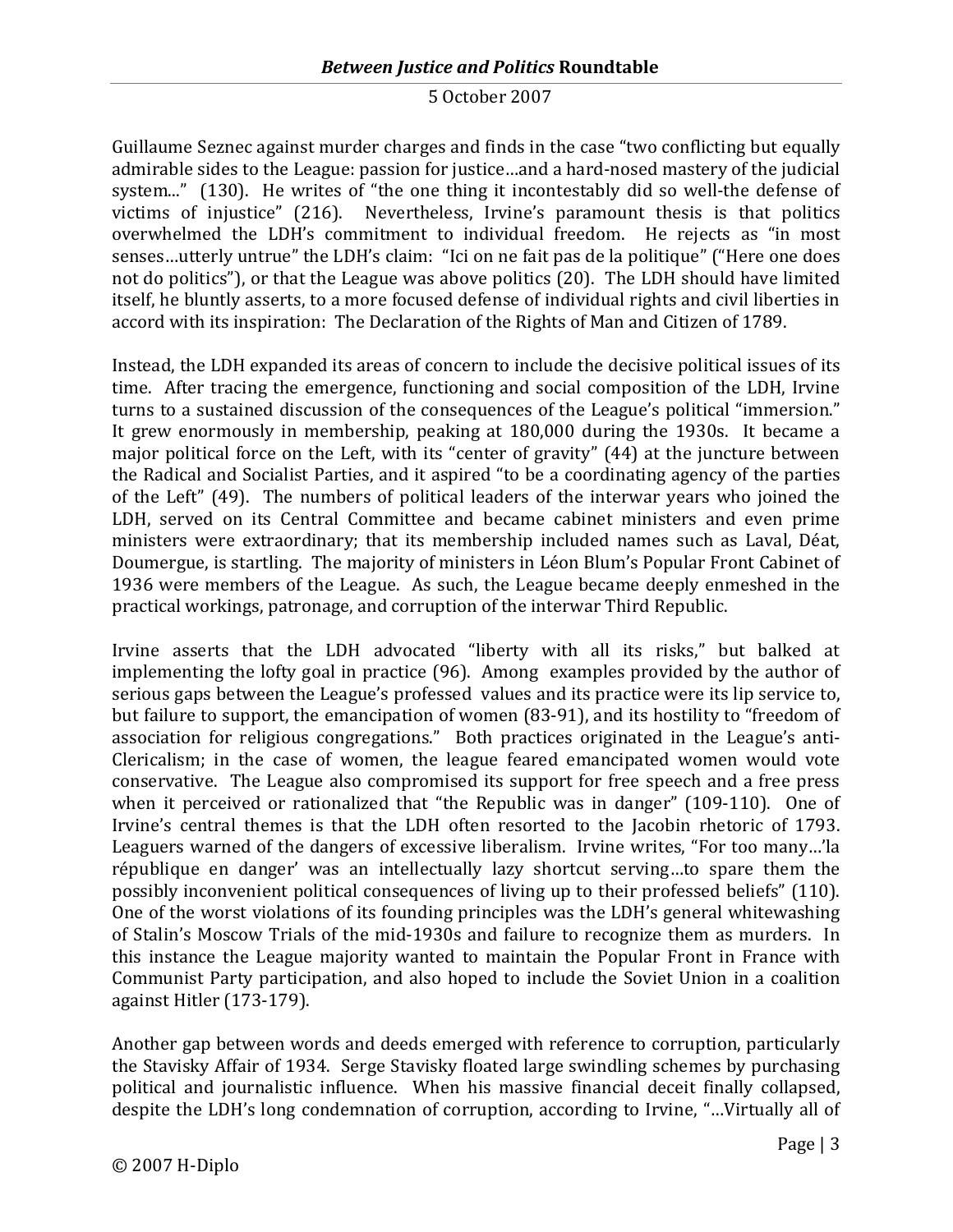Guillaume Seznec against murder charges and finds in the case "two conflicting but equally admirable sides to the League: passion for justice…and a hard-nosed mastery of the judicial system..." (130). He writes of "the one thing it incontestably did so well-the defense of victims of injustice" (216). Nevertheless, Irvine's paramount thesis is that politics overwhelmed the LDH's commitment to individual freedom. He rejects as "in most senses…utterly untrue" the LDH's claim: "Ici on ne fait pas de la politique" ("Here one does not do politics"), or that the League was above politics (20). The LDH should have limited itself, he bluntly asserts, to a more focused defense of individual rights and civil liberties in accord with its inspiration: The Declaration of the Rights of Man and Citizen of 1789.

Instead, the LDH expanded its areas of concern to include the decisive political issues of its time. After tracing the emergence, functioning and social composition of the LDH, Irvine turns to a sustained discussion of the consequences of the League's political "immersion." It grew enormously in membership, peaking at 180,000 during the 1930s. It became a major political force on the Left, with its "center of gravity" (44) at the juncture between the Radical and Socialist Parties, and it aspired "to be a coordinating agency of the parties of the Left" (49). The numbers of political leaders of the interwar years who joined the LDH, served on its Central Committee and became cabinet ministers and even prime ministers were extraordinary; that its membership included names such as Laval, Déat, Doumergue, is startling. The majority of ministers in Léon Blum's Popular Front Cabinet of 1936 were members of the League. As such, the League became deeply enmeshed in the practical workings, patronage, and corruption of the interwar Third Republic.

Irvine asserts that the LDH advocated "liberty with all its risks," but balked at implementing the lofty goal in practice (96). Among examples provided by the author of serious gaps between the League's professed values and its practice were its lip service to, but failure to support, the emancipation of women (83-91), and its hostility to "freedom of association for religious congregations." Both practices originated in the League's anti-Clericalism; in the case of women, the league feared emancipated women would vote conservative. The League also compromised its support for free speech and a free press when it perceived or rationalized that "the Republic was in danger" (109-110). One of Irvine's central themes is that the LDH often resorted to the Jacobin rhetoric of 1793. Leaguers warned of the dangers of excessive liberalism. Irvine writes, "For too many…'la république en danger' was an intellectually lazy shortcut serving…to spare them the possibly inconvenient political consequences of living up to their professed beliefs" (110). One of the worst violations of its founding principles was the LDH's general whitewashing of Stalin's Moscow Trials of the mid-1930s and failure to recognize them as murders. In this instance the League majority wanted to maintain the Popular Front in France with Communist Party participation, and also hoped to include the Soviet Union in a coalition against Hitler (173-179).

Another gap between words and deeds emerged with reference to corruption, particularly the Stavisky Affair of 1934. Serge Stavisky floated large swindling schemes by purchasing political and journalistic influence. When his massive financial deceit finally collapsed, despite the LDH's long condemnation of corruption, according to Irvine, "…Virtually all of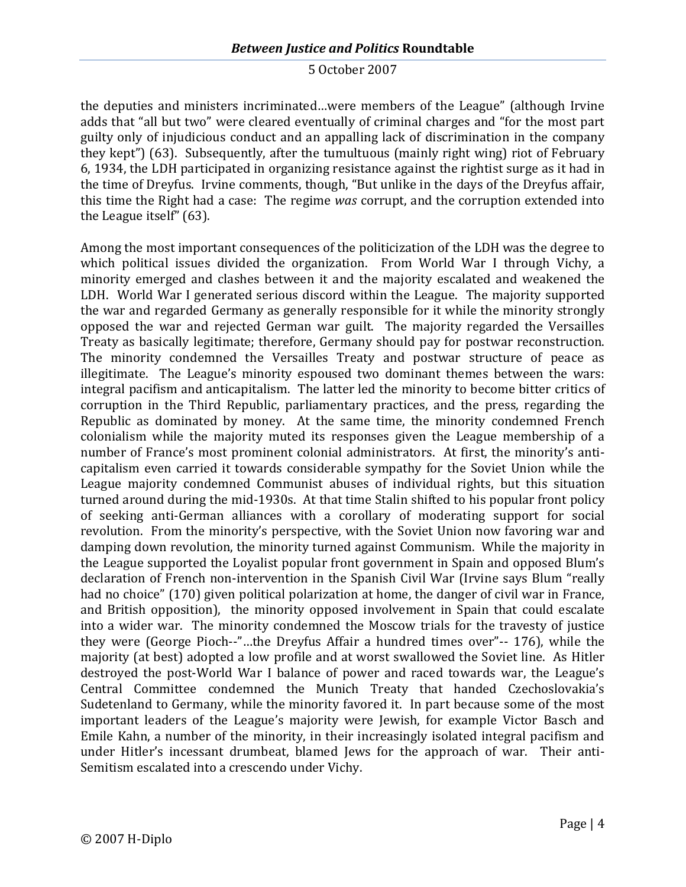the deputies and ministers incriminated…were members of the League" (although Irvine adds that "all but two" were cleared eventually of criminal charges and "for the most part guilty only of injudicious conduct and an appalling lack of discrimination in the company they kept") (63). Subsequently, after the tumultuous (mainly right wing) riot of February 6, 1934, the LDH participated in organizing resistance against the rightist surge as it had in the time of Dreyfus. Irvine comments, though, "But unlike in the days of the Dreyfus affair, this time the Right had a case: The regime *was* corrupt, and the corruption extended into the League itself" (63).

Among the most important consequences of the politicization of the LDH was the degree to which political issues divided the organization. From World War I through Vichy, a minority emerged and clashes between it and the majority escalated and weakened the LDH. World War I generated serious discord within the League. The majority supported the war and regarded Germany as generally responsible for it while the minority strongly opposed the war and rejected German war guilt. The majority regarded the Versailles Treaty as basically legitimate; therefore, Germany should pay for postwar reconstruction. The minority condemned the Versailles Treaty and postwar structure of peace as illegitimate. The League's minority espoused two dominant themes between the wars: integral pacifism and anticapitalism. The latter led the minority to become bitter critics of corruption in the Third Republic, parliamentary practices, and the press, regarding the Republic as dominated by money. At the same time, the minority condemned French colonialism while the majority muted its responses given the League membership of a number of France's most prominent colonial administrators. At first, the minority's anti-capitalism even carried it towards considerable sympathy for the Soviet Union while the League majority condemned Communist abuses of individual rights, but this situation turned around during the mid-1930s. At that time Stalin shifted to his popular front policy of seeking anti-German alliances with a corollary of moderating support for social revolution. From the minority's perspective, with the Soviet Union now favoring war and damping down revolution, the minority turned against Communism. While the majority in the League supported the Loyalist popular front government in Spain and opposed Blum's declaration of French non-intervention in the Spanish Civil War (Irvine says Blum "really had no choice" (170) given political polarization at home, the danger of civil war in France, and British opposition), the minority opposed involvement in Spain that could escalate into a wider war. The minority condemned the Moscow trials for the travesty of justice they were (George Pioch--"…the Dreyfus Affair a hundred times over"-- 176), while the majority (at best) adopted a low profile and at worst swallowed the Soviet line. As Hitler destroyed the post-World War I balance of power and raced towards war, the League's Central Committee condemned the Munich Treaty that handed Czechoslovakia's Sudetenland to Germany, while the minority favored it. In part because some of the most important leaders of the League's majority were Jewish, for example Victor Basch and Emile Kahn, a number of the minority, in their increasingly isolated integral pacifism and under Hitler's incessant drumbeat, blamed Jews for the approach of war. Their anti-Semitism escalated into a crescendo under Vichy.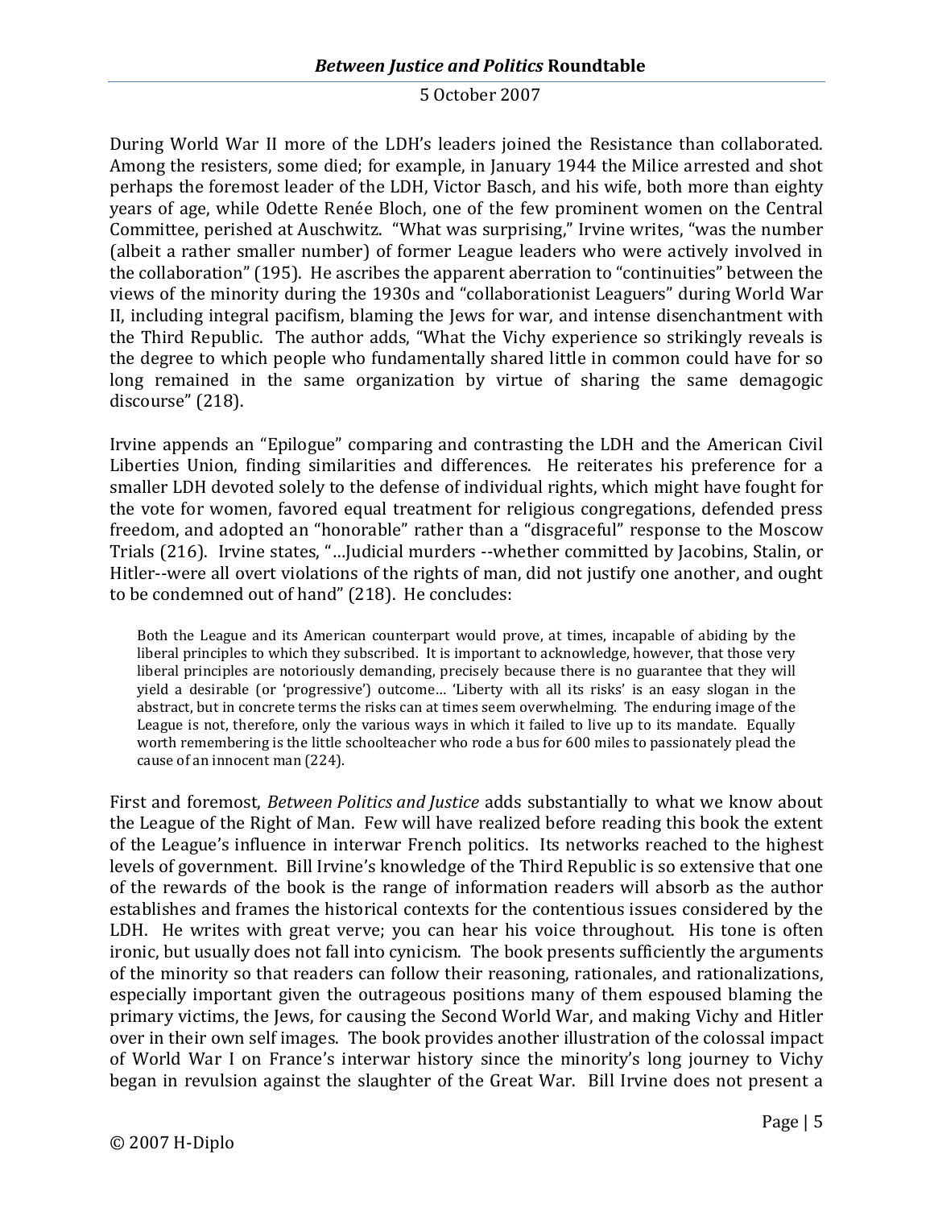During World War II more of the LDH's leaders joined the Resistance than collaborated. Among the resisters, some died; for example, in January 1944 the Milice arrested and shot perhaps the foremost leader of the LDH, Victor Basch, and his wife, both more than eighty years of age, while Odette Renée Bloch, one of the few prominent women on the Central Committee, perished at Auschwitz. "What was surprising," Irvine writes, "was the number (albeit a rather smaller number) of former League leaders who were actively involved in the collaboration" (195). He ascribes the apparent aberration to "continuities" between the views of the minority during the 1930s and "collaborationist Leaguers" during World War II, including integral pacifism, blaming the Jews for war, and intense disenchantment with the Third Republic. The author adds, "What the Vichy experience so strikingly reveals is the degree to which people who fundamentally shared little in common could have for so long remained in the same organization by virtue of sharing the same demagogic discourse" (218).

Irvine appends an "Epilogue" comparing and contrasting the LDH and the American Civil Liberties Union, finding similarities and differences. He reiterates his preference for a smaller LDH devoted solely to the defense of individual rights, which might have fought for the vote for women, favored equal treatment for religious congregations, defended press freedom, and adopted an "honorable" rather than a "disgraceful" response to the Moscow Trials (216). Irvine states, "…Judicial murders --whether committed by Jacobins, Stalin, or Hitler--were all overt violations of the rights of man, did not justify one another, and ought to be condemned out of hand" (218). He concludes:

> Both the League and its American counterpart would prove, at times, incapable of abiding by the liberal principles to which they subscribed. It is important to acknowledge, however, that those very liberal principles are notoriously demanding, precisely because there is no guarantee that they will yield a desirable (or 'progressive') outcome… 'Liberty with all its risks' is an easy slogan in the abstract, but in concrete terms the risks can at times seem overwhelming. The enduring image of the League is not, therefore, only the various ways in which it failed to live up to its mandate. Equally worth remembering is the little schoolteacher who rode a bus for 600 miles to passionately plead the cause of an innocent man (224).

First and foremost, *Between Politics and Justice* adds substantially to what we know about the League of the Right of Man. Few will have realized before reading this book the extent of the League's influence in interwar French politics. Its networks reached to the highest levels of government. Bill Irvine's knowledge of the Third Republic is so extensive that one of the rewards of the book is the range of information readers will absorb as the author establishes and frames the historical contexts for the contentious issues considered by the LDH. He writes with great verve; you can hear his voice throughout. His tone is often ironic, but usually does not fall into cynicism. The book presents sufficiently the arguments of the minority so that readers can follow their reasoning, rationales, and rationalizations, especially important given the outrageous positions many of them espoused blaming the primary victims, the Jews, for causing the Second World War, and making Vichy and Hitler over in their own self images. The book provides another illustration of the colossal impact of World War I on France's interwar history since the minority's long journey to Vichy began in revulsion against the slaughter of the Great War. Bill Irvine does not present a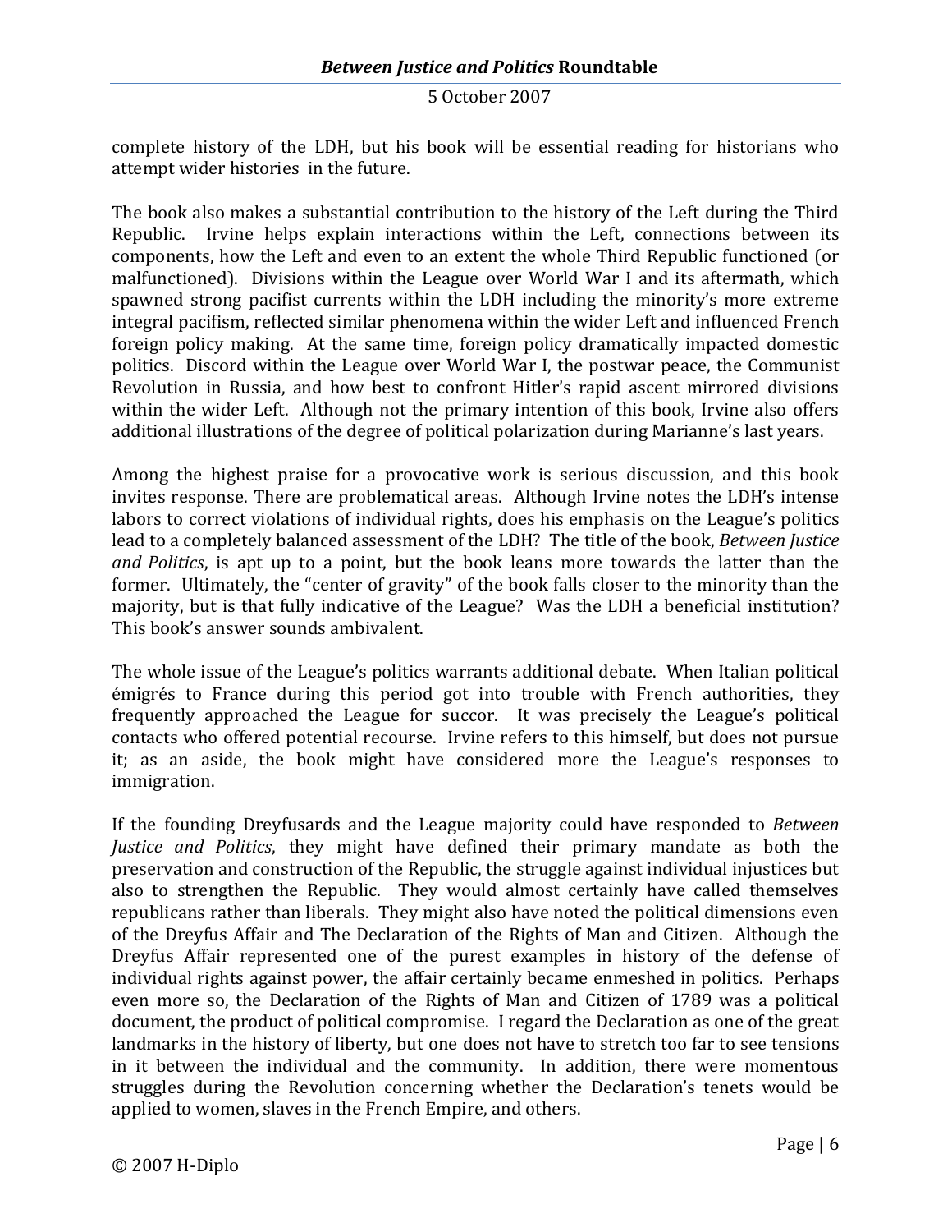complete history of the LDH, but his book will be essential reading for historians who attempt wider histories in the future.

The book also makes a substantial contribution to the history of the Left during the Third Republic. Irvine helps explain interactions within the Left, connections between its components, how the Left and even to an extent the whole Third Republic functioned (or malfunctioned). Divisions within the League over World War I and its aftermath, which spawned strong pacifist currents within the LDH including the minority's more extreme integral pacifism, reflected similar phenomena within the wider Left and influenced French foreign policy making. At the same time, foreign policy dramatically impacted domestic politics. Discord within the League over World War I, the postwar peace, the Communist Revolution in Russia, and how best to confront Hitler's rapid ascent mirrored divisions within the wider Left. Although not the primary intention of this book, Irvine also offers additional illustrations of the degree of political polarization during Marianne's last years.

Among the highest praise for a provocative work is serious discussion, and this book invites response. There are problematical areas. Although Irvine notes the LDH's intense labors to correct violations of individual rights, does his emphasis on the League's politics lead to a completely balanced assessment of the LDH? The title of the book, *Between Justice and Politics*, is apt up to a point, but the book leans more towards the latter than the former. Ultimately, the "center of gravity" of the book falls closer to the minority than the majority, but is that fully indicative of the League? Was the LDH a beneficial institution? This book's answer sounds ambivalent.

The whole issue of the League's politics warrants additional debate. When Italian political émigrés to France during this period got into trouble with French authorities, they frequently approached the League for succor. It was precisely the League's political contacts who offered potential recourse. Irvine refers to this himself, but does not pursue it; as an aside, the book might have considered more the League's responses to immigration.

If the founding Dreyfusards and the League majority could have responded to *Between Justice and Politics*, they might have defined their primary mandate as both the preservation and construction of the Republic, the struggle against individual injustices but also to strengthen the Republic. They would almost certainly have called themselves republicans rather than liberals. They might also have noted the political dimensions even of the Dreyfus Affair and The Declaration of the Rights of Man and Citizen. Although the Dreyfus Affair represented one of the purest examples in history of the defense of individual rights against power, the affair certainly became enmeshed in politics. Perhaps even more so, the Declaration of the Rights of Man and Citizen of 1789 was a political document, the product of political compromise. I regard the Declaration as one of the great landmarks in the history of liberty, but one does not have to stretch too far to see tensions in it between the individual and the community. In addition, there were momentous struggles during the Revolution concerning whether the Declaration's tenets would be applied to women, slaves in the French Empire, and others.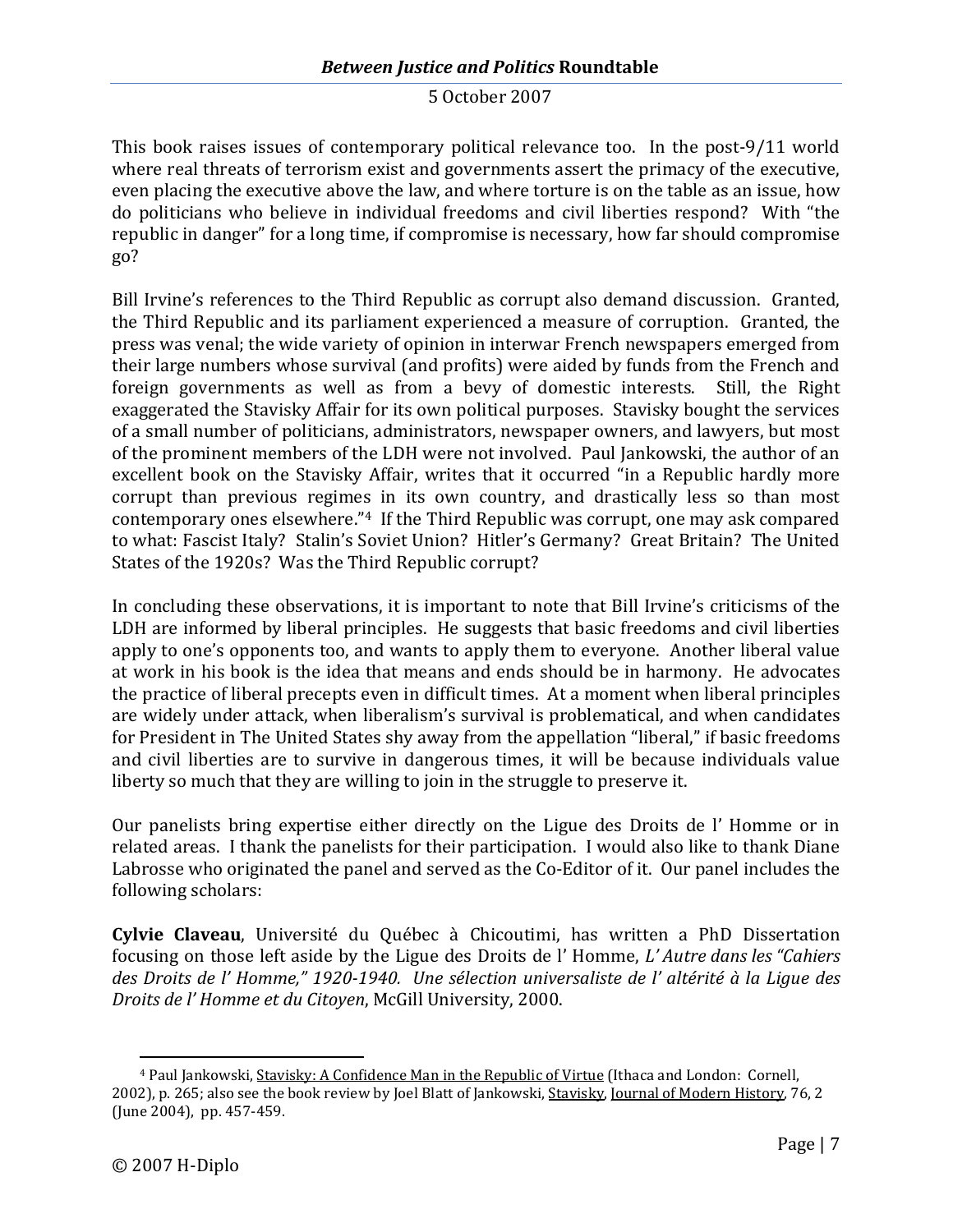This book raises issues of contemporary political relevance too. In the post-9/11 world where real threats of terrorism exist and governments assert the primacy of the executive, even placing the executive above the law, and where torture is on the table as an issue, how do politicians who believe in individual freedoms and civil liberties respond? With "the republic in danger" for a long time, if compromise is necessary, how far should compromise go?

Bill Irvine's references to the Third Republic as corrupt also demand discussion. Granted, the Third Republic and its parliament experienced a measure of corruption. Granted, the press was venal; the wide variety of opinion in interwar French newspapers emerged from their large numbers whose survival (and profits) were aided by funds from the French and foreign governments as well as from a bevy of domestic interests. Still, the Right exaggerated the Stavisky Affair for its own political purposes. Stavisky bought the services of a small number of politicians, administrators, newspaper owners, and lawyers, but most of the prominent members of the LDH were not involved. Paul Jankowski, the author of an excellent book on the Stavisky Affair, writes that it occurred "in a Republic hardly more corrupt than previous regimes in its own country, and drastically less so than most contemporary ones elsewhere."[4] If the Third Republic was corrupt, one may ask compared to what: Fascist Italy? Stalin's Soviet Union? Hitler's Germany? Great Britain? The United States of the 1920s? Was the Third Republic corrupt?

In concluding these observations, it is important to note that Bill Irvine's criticisms of the LDH are informed by liberal principles. He suggests that basic freedoms and civil liberties apply to one's opponents too, and wants to apply them to everyone. Another liberal value at work in his book is the idea that means and ends should be in harmony. He advocates the practice of liberal precepts even in difficult times. At a moment when liberal principles are widely under attack, when liberalism's survival is problematical, and when candidates for President in The United States shy away from the appellation "liberal," if basic freedoms and civil liberties are to survive in dangerous times, it will be because individuals value liberty so much that they are willing to join in the struggle to preserve it.

Our panelists bring expertise either directly on the Ligue des Droits de l' Homme or in related areas. I thank the panelists for their participation. I would also like to thank Diane Labrosse who originated the panel and served as the Co-Editor of it. Our panel includes the following scholars:

**Cylvie Claveau**, Université du Québec à Chicoutimi, has written a PhD Dissertation focusing on those left aside by the Ligue des Droits de l' Homme, *L' Autre dans les "Cahiers des Droits de l' Homme," 1920-1940. Une sélection universaliste de l' altérité à la Ligue des Droits de l' Homme et du Citoyen*, McGill University, 2000.

---

[4] Paul Jankowski, Stavisky: A Confidence Man in the Republic of Virtue (Ithaca and London: Cornell, 2002), p. 265; also see the book review by Joel Blatt of Jankowski, Stavisky, Journal of Modern History, 76, 2 (June 2004), pp. 457-459.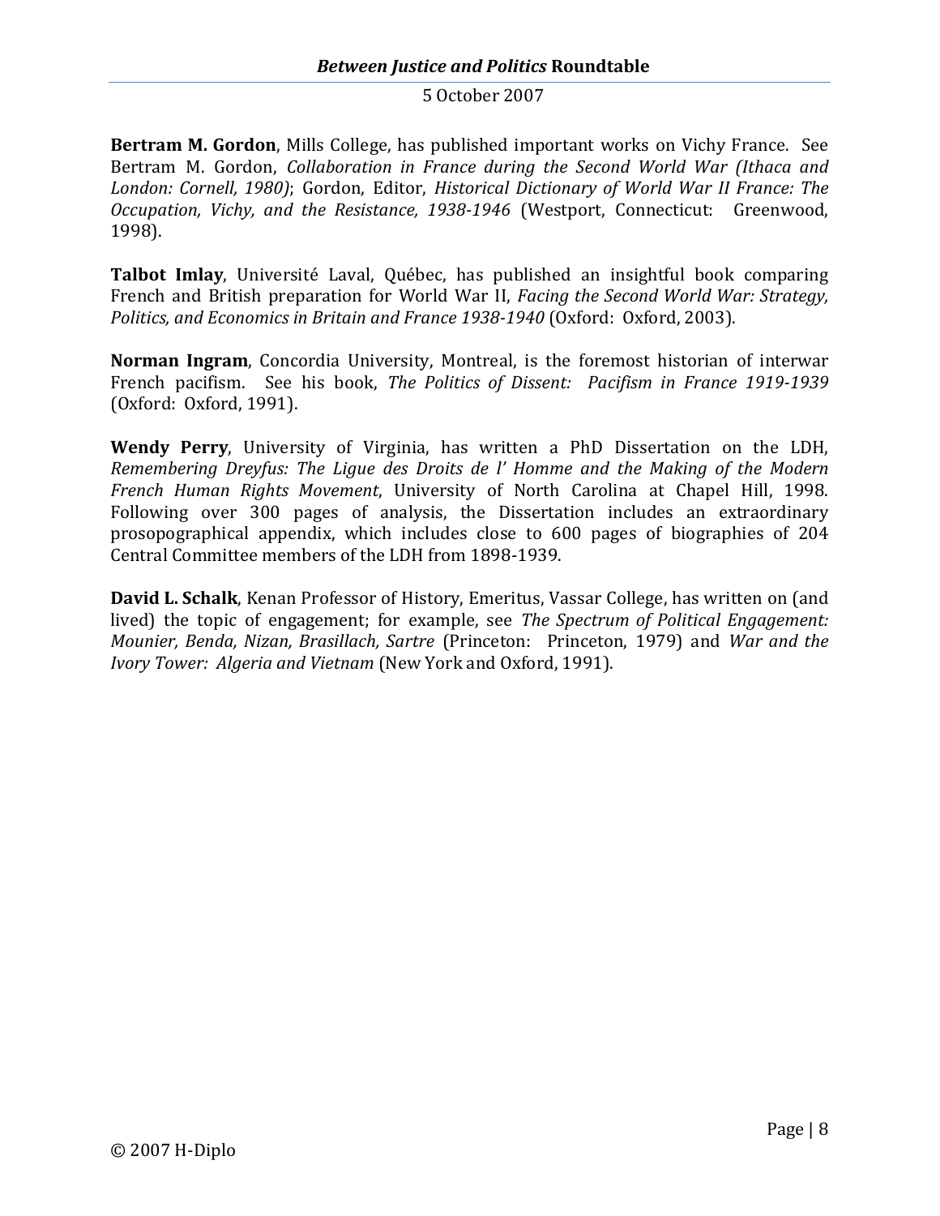**Bertram M. Gordon**, Mills College, has published important works on Vichy France. See Bertram M. Gordon, *Collaboration in France during the Second World War (Ithaca and London: Cornell, 1980)*; Gordon, Editor, *Historical Dictionary of World War II France: The Occupation, Vichy, and the Resistance, 1938-1946* (Westport, Connecticut: Greenwood, 1998).

**Talbot Imlay**, Université Laval, Québec, has published an insightful book comparing French and British preparation for World War II, *Facing the Second World War: Strategy, Politics, and Economics in Britain and France 1938-1940* (Oxford: Oxford, 2003).

**Norman Ingram**, Concordia University, Montreal, is the foremost historian of interwar French pacifism. See his book, *The Politics of Dissent: Pacifism in France 1919-1939* (Oxford: Oxford, 1991).

**Wendy Perry**, University of Virginia, has written a PhD Dissertation on the LDH, *Remembering Dreyfus: The Ligue des Droits de l' Homme and the Making of the Modern French Human Rights Movement*, University of North Carolina at Chapel Hill, 1998. Following over 300 pages of analysis, the Dissertation includes an extraordinary prosopographical appendix, which includes close to 600 pages of biographies of 204 Central Committee members of the LDH from 1898-1939.

**David L. Schalk**, Kenan Professor of History, Emeritus, Vassar College, has written on (and lived) the topic of engagement; for example, see *The Spectrum of Political Engagement: Mounier, Benda, Nizan, Brasillach, Sartre* (Princeton: Princeton, 1979) and *War and the Ivory Tower: Algeria and Vietnam* (New York and Oxford, 1991).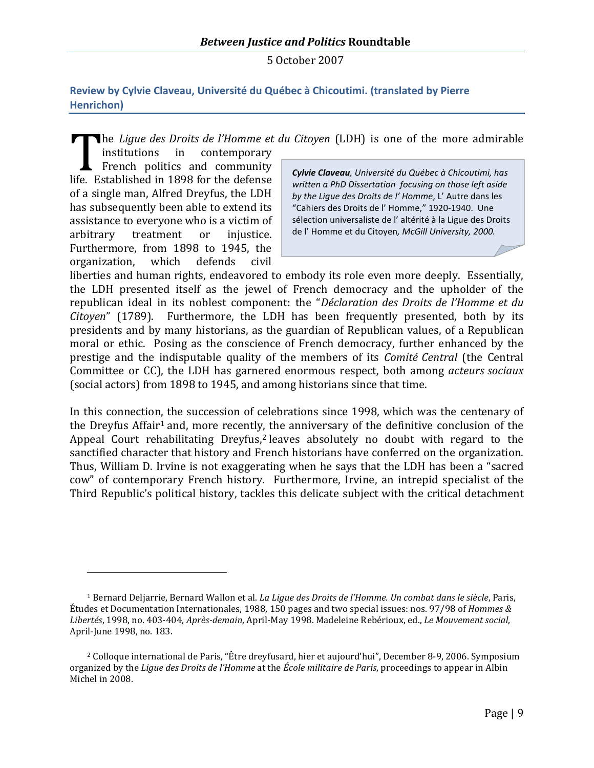**Review by Cylvie Claveau, Université du Québec à Chicoutimi. (translated by Pierre Henrichon)**

> ***Cylvie Claveau**, Université du Québec à Chicoutimi, has written a PhD Dissertation focusing on those left aside by the Ligue des Droits de l' Homme*, L' Autre dans les "Cahiers des Droits de l' Homme," 1920-1940. Une sélection universaliste de l' altérité à la Ligue des Droits de l' Homme et du Citoyen*, McGill University, 2000.*

The *Ligue des Droits de l'Homme et du Citoyen* (LDH) is one of the more admirable institutions in contemporary French politics and community life. Established in 1898 for the defense of a single man, Alfred Dreyfus, the LDH has subsequently been able to extend its assistance to everyone who is a victim of arbitrary treatment or injustice. Furthermore, from 1898 to 1945, the organization, which defends civil liberties and human rights, endeavored to embody its role even more deeply. Essentially, the LDH presented itself as the jewel of French democracy and the upholder of the republican ideal in its noblest component: the "*Déclaration des Droits de l'Homme et du Citoyen*" (1789). Furthermore, the LDH has been frequently presented, both by its presidents and by many historians, as the guardian of Republican values, of a Republican moral or ethic. Posing as the conscience of French democracy, further enhanced by the prestige and the indisputable quality of the members of its *Comité Central* (the Central Committee or CC), the LDH has garnered enormous respect, both among *acteurs sociaux* (social actors) from 1898 to 1945, and among historians since that time.

In this connection, the succession of celebrations since 1998, which was the centenary of the Dreyfus Affair[1] and, more recently, the anniversary of the definitive conclusion of the Appeal Court rehabilitating Dreyfus,[2] leaves absolutely no doubt with regard to the sanctified character that history and French historians have conferred on the organization. Thus, William D. Irvine is not exaggerating when he says that the LDH has been a "sacred cow" of contemporary French history. Furthermore, Irvine, an intrepid specialist of the Third Republic's political history, tackles this delicate subject with the critical detachment

---

[1] Bernard Deljarrie, Bernard Wallon et al. *La Ligue des Droits de l'Homme. Un combat dans le siècle*, Paris, Études et Documentation Internationales, 1988, 150 pages and two special issues: nos. 97/98 of *Hommes & Libertés*, 1998, no. 403-404, *Après-demain*, April-May 1998. Madeleine Rebérioux, ed., *Le Mouvement social*, April-June 1998, no. 183.

[2] Colloque international de Paris, "Être dreyfusard, hier et aujourd'hui", December 8-9, 2006. Symposium organized by the *Ligue des Droits de l'Homme* at the *École militaire de Paris*, proceedings to appear in Albin Michel in 2008.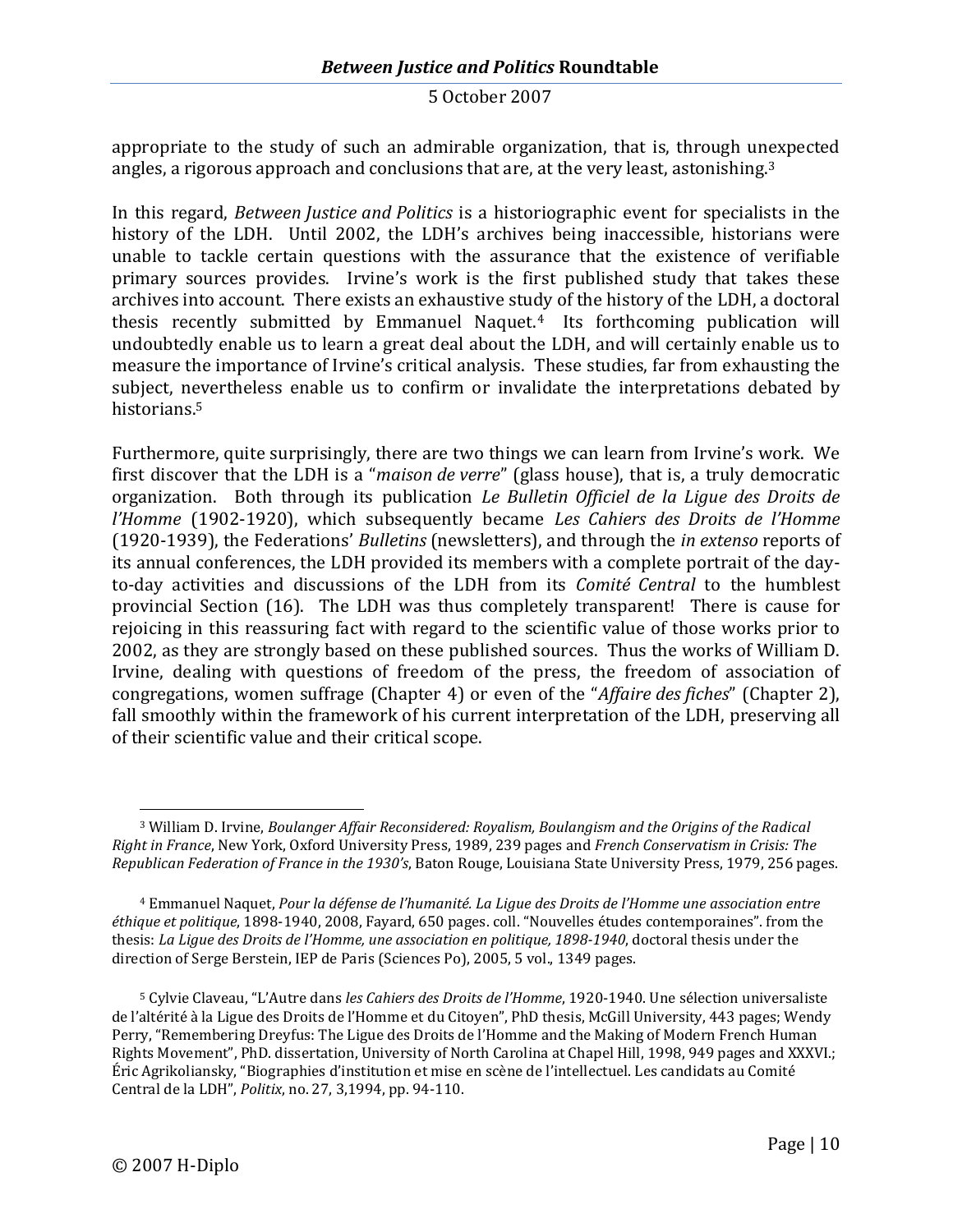appropriate to the study of such an admirable organization, that is, through unexpected angles, a rigorous approach and conclusions that are, at the very least, astonishing.[3]

In this regard, *Between Justice and Politics* is a historiographic event for specialists in the history of the LDH. Until 2002, the LDH's archives being inaccessible, historians were unable to tackle certain questions with the assurance that the existence of verifiable primary sources provides. Irvine's work is the first published study that takes these archives into account. There exists an exhaustive study of the history of the LDH, a doctoral thesis recently submitted by Emmanuel Naquet.[4] Its forthcoming publication will undoubtedly enable us to learn a great deal about the LDH, and will certainly enable us to measure the importance of Irvine's critical analysis. These studies, far from exhausting the subject, nevertheless enable us to confirm or invalidate the interpretations debated by historians.[5]

Furthermore, quite surprisingly, there are two things we can learn from Irvine's work. We first discover that the LDH is a "*maison de verre*" (glass house), that is, a truly democratic organization. Both through its publication *Le Bulletin Officiel de la Ligue des Droits de l'Homme* (1902-1920), which subsequently became *Les Cahiers des Droits de l'Homme* (1920-1939), the Federations' *Bulletins* (newsletters), and through the *in extenso* reports of its annual conferences, the LDH provided its members with a complete portrait of the day-to-day activities and discussions of the LDH from its *Comité Central* to the humblest provincial Section (16). The LDH was thus completely transparent! There is cause for rejoicing in this reassuring fact with regard to the scientific value of those works prior to 2002, as they are strongly based on these published sources. Thus the works of William D. Irvine, dealing with questions of freedom of the press, the freedom of association of congregations, women suffrage (Chapter 4) or even of the "*Affaire des fiches*" (Chapter 2), fall smoothly within the framework of his current interpretation of the LDH, preserving all of their scientific value and their critical scope.

---

[3] William D. Irvine, *Boulanger Affair Reconsidered: Royalism, Boulangism and the Origins of the Radical Right in France*, New York, Oxford University Press, 1989, 239 pages and *French Conservatism in Crisis: The Republican Federation of France in the 1930's*, Baton Rouge, Louisiana State University Press, 1979, 256 pages.

[4] Emmanuel Naquet, *Pour la défense de l'humanité. La Ligue des Droits de l'Homme une association entre éthique et politique*, 1898-1940, 2008, Fayard, 650 pages. coll. "Nouvelles études contemporaines". from the thesis: *La Ligue des Droits de l'Homme, une association en politique, 1898-1940*, doctoral thesis under the direction of Serge Berstein, IEP de Paris (Sciences Po), 2005, 5 vol., 1349 pages.

[5] Cylvie Claveau, "L'Autre dans *les Cahiers des Droits de l'Homme*, 1920-1940. Une sélection universaliste de l'altérité à la Ligue des Droits de l'Homme et du Citoyen", PhD thesis, McGill University, 443 pages; Wendy Perry, "Remembering Dreyfus: The Ligue des Droits de l'Homme and the Making of Modern French Human Rights Movement", PhD. dissertation, University of North Carolina at Chapel Hill, 1998, 949 pages and XXXVI.; Éric Agrikoliansky, "Biographies d'institution et mise en scène de l'intellectuel. Les candidats au Comité Central de la LDH", *Politix*, no. 27, 3,1994, pp. 94-110.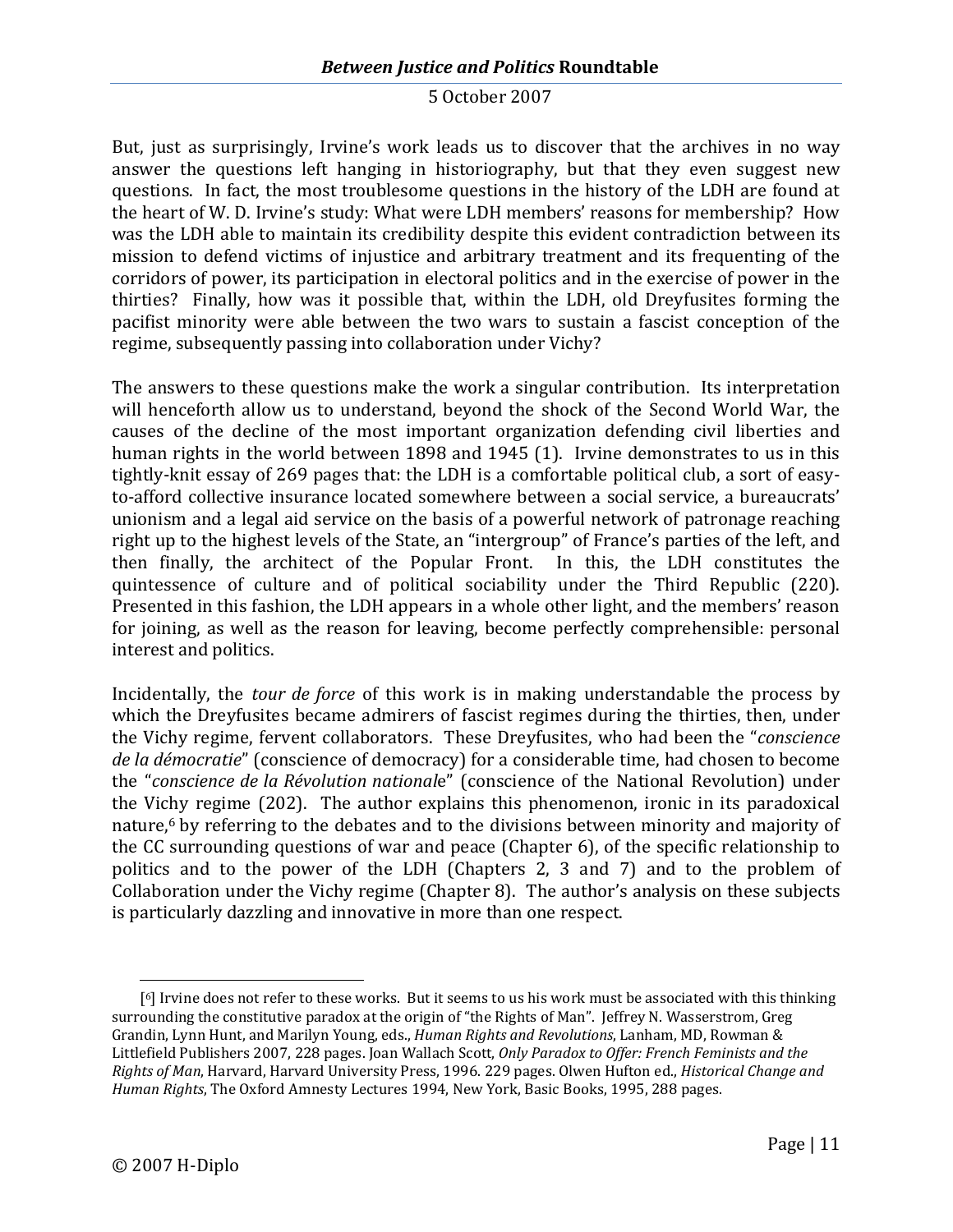But, just as surprisingly, Irvine's work leads us to discover that the archives in no way answer the questions left hanging in historiography, but that they even suggest new questions. In fact, the most troublesome questions in the history of the LDH are found at the heart of W. D. Irvine's study: What were LDH members' reasons for membership? How was the LDH able to maintain its credibility despite this evident contradiction between its mission to defend victims of injustice and arbitrary treatment and its frequenting of the corridors of power, its participation in electoral politics and in the exercise of power in the thirties? Finally, how was it possible that, within the LDH, old Dreyfusites forming the pacifist minority were able between the two wars to sustain a fascist conception of the regime, subsequently passing into collaboration under Vichy?

The answers to these questions make the work a singular contribution. Its interpretation will henceforth allow us to understand, beyond the shock of the Second World War, the causes of the decline of the most important organization defending civil liberties and human rights in the world between 1898 and 1945 (1). Irvine demonstrates to us in this tightly-knit essay of 269 pages that: the LDH is a comfortable political club, a sort of easy-to-afford collective insurance located somewhere between a social service, a bureaucrats' unionism and a legal aid service on the basis of a powerful network of patronage reaching right up to the highest levels of the State, an "intergroup" of France's parties of the left, and then finally, the architect of the Popular Front. In this, the LDH constitutes the quintessence of culture and of political sociability under the Third Republic (220). Presented in this fashion, the LDH appears in a whole other light, and the members' reason for joining, as well as the reason for leaving, become perfectly comprehensible: personal interest and politics.

Incidentally, the *tour de force* of this work is in making understandable the process by which the Dreyfusites became admirers of fascist regimes during the thirties, then, under the Vichy regime, fervent collaborators. These Dreyfusites, who had been the "*conscience de la démocratie*" (conscience of democracy) for a considerable time, had chosen to become the "*conscience de la Révolution nationale*" (conscience of the National Revolution) under the Vichy regime (202). The author explains this phenomenon, ironic in its paradoxical nature,[6] by referring to the debates and to the divisions between minority and majority of the CC surrounding questions of war and peace (Chapter 6), of the specific relationship to politics and to the power of the LDH (Chapters 2, 3 and 7) and to the problem of Collaboration under the Vichy regime (Chapter 8). The author's analysis on these subjects is particularly dazzling and innovative in more than one respect.

---

[6] Irvine does not refer to these works. But it seems to us his work must be associated with this thinking surrounding the constitutive paradox at the origin of "the Rights of Man". Jeffrey N. Wasserstrom, Greg Grandin, Lynn Hunt, and Marilyn Young, eds., *Human Rights and Revolutions*, Lanham, MD, Rowman & Littlefield Publishers 2007, 228 pages. Joan Wallach Scott, *Only Paradox to Offer: French Feminists and the Rights of Man*, Harvard, Harvard University Press, 1996. 229 pages. Olwen Hufton ed., *Historical Change and Human Rights*, The Oxford Amnesty Lectures 1994, New York, Basic Books, 1995, 288 pages.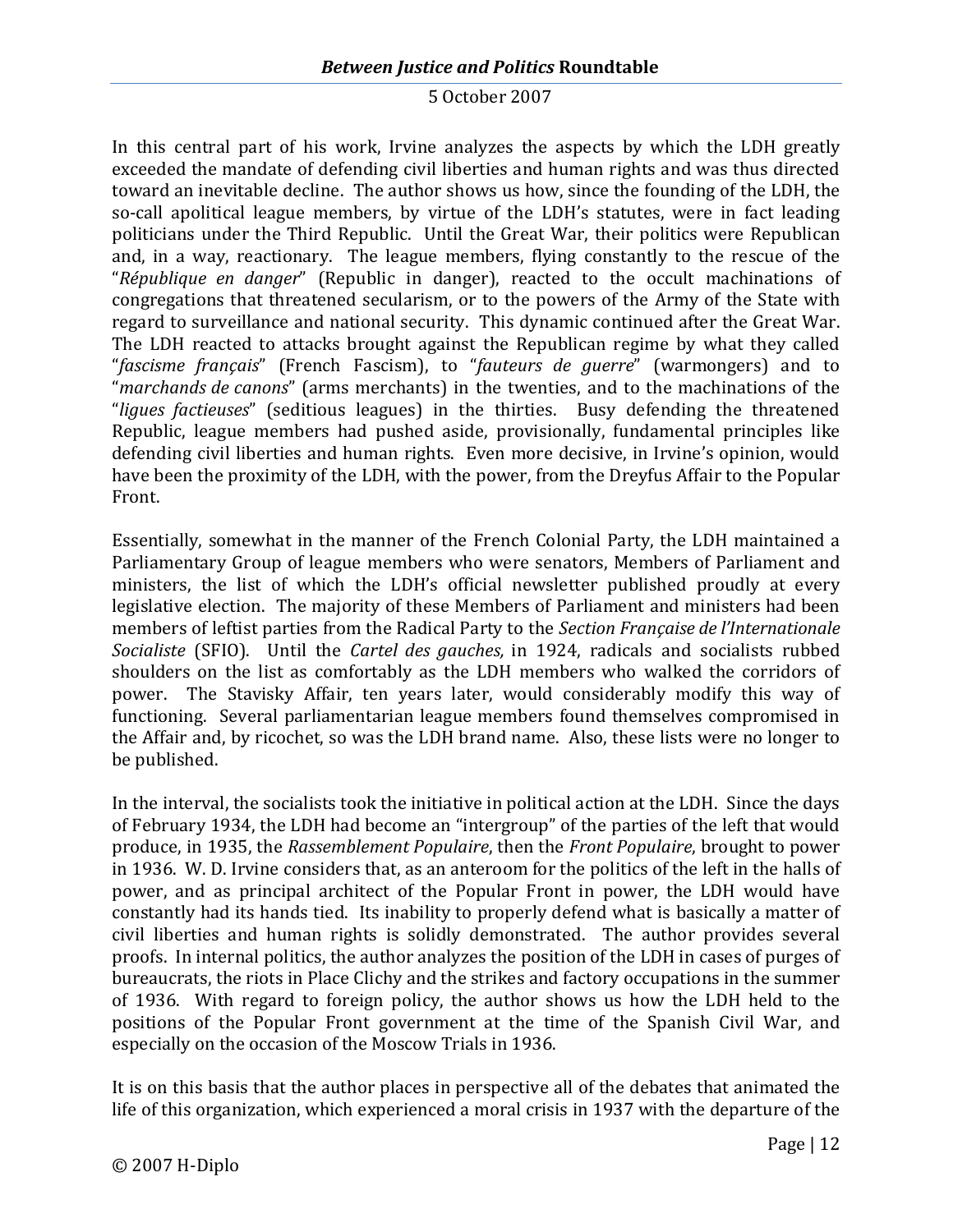In this central part of his work, Irvine analyzes the aspects by which the LDH greatly exceeded the mandate of defending civil liberties and human rights and was thus directed toward an inevitable decline. The author shows us how, since the founding of the LDH, the so-call apolitical league members, by virtue of the LDH's statutes, were in fact leading politicians under the Third Republic. Until the Great War, their politics were Republican and, in a way, reactionary. The league members, flying constantly to the rescue of the "*République en danger*" (Republic in danger), reacted to the occult machinations of congregations that threatened secularism, or to the powers of the Army of the State with regard to surveillance and national security. This dynamic continued after the Great War. The LDH reacted to attacks brought against the Republican regime by what they called "*fascisme français*" (French Fascism), to "*fauteurs de guerre*" (warmongers) and to "*marchands de canons*" (arms merchants) in the twenties, and to the machinations of the "*ligues factieuses*" (seditious leagues) in the thirties. Busy defending the threatened Republic, league members had pushed aside, provisionally, fundamental principles like defending civil liberties and human rights. Even more decisive, in Irvine's opinion, would have been the proximity of the LDH, with the power, from the Dreyfus Affair to the Popular Front.

Essentially, somewhat in the manner of the French Colonial Party, the LDH maintained a Parliamentary Group of league members who were senators, Members of Parliament and ministers, the list of which the LDH's official newsletter published proudly at every legislative election. The majority of these Members of Parliament and ministers had been members of leftist parties from the Radical Party to the *Section Française de l'Internationale Socialiste* (SFIO). Until the *Cartel des gauches,* in 1924, radicals and socialists rubbed shoulders on the list as comfortably as the LDH members who walked the corridors of power. The Stavisky Affair, ten years later, would considerably modify this way of functioning. Several parliamentarian league members found themselves compromised in the Affair and, by ricochet, so was the LDH brand name. Also, these lists were no longer to be published.

In the interval, the socialists took the initiative in political action at the LDH. Since the days of February 1934, the LDH had become an "intergroup" of the parties of the left that would produce, in 1935, the *Rassemblement Populaire*, then the *Front Populaire*, brought to power in 1936. W. D. Irvine considers that, as an anteroom for the politics of the left in the halls of power, and as principal architect of the Popular Front in power, the LDH would have constantly had its hands tied. Its inability to properly defend what is basically a matter of civil liberties and human rights is solidly demonstrated. The author provides several proofs. In internal politics, the author analyzes the position of the LDH in cases of purges of bureaucrats, the riots in Place Clichy and the strikes and factory occupations in the summer of 1936. With regard to foreign policy, the author shows us how the LDH held to the positions of the Popular Front government at the time of the Spanish Civil War, and especially on the occasion of the Moscow Trials in 1936.

It is on this basis that the author places in perspective all of the debates that animated the life of this organization, which experienced a moral crisis in 1937 with the departure of the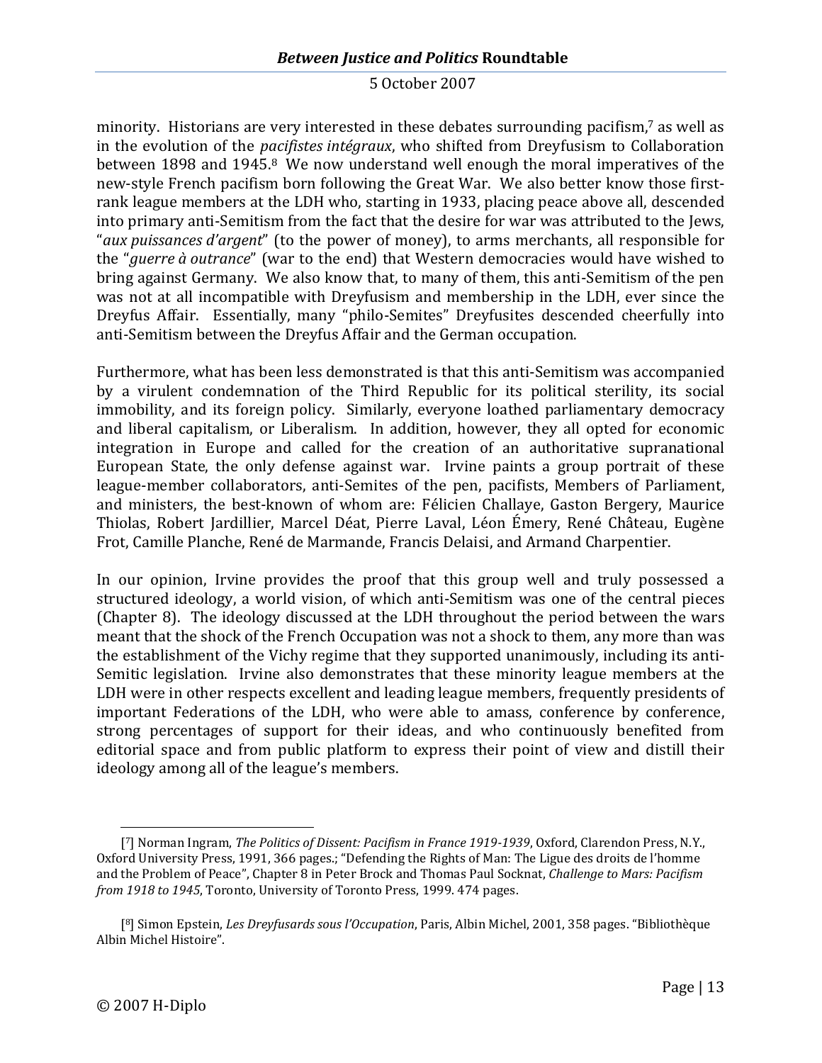minority. Historians are very interested in these debates surrounding pacifism,[7] as well as in the evolution of the *pacifistes intégraux*, who shifted from Dreyfusism to Collaboration between 1898 and 1945.[8] We now understand well enough the moral imperatives of the new-style French pacifism born following the Great War. We also better know those first-rank league members at the LDH who, starting in 1933, placing peace above all, descended into primary anti-Semitism from the fact that the desire for war was attributed to the Jews, "*aux puissances d'argent*" (to the power of money), to arms merchants, all responsible for the "*guerre à outrance*" (war to the end) that Western democracies would have wished to bring against Germany. We also know that, to many of them, this anti-Semitism of the pen was not at all incompatible with Dreyfusism and membership in the LDH, ever since the Dreyfus Affair. Essentially, many "philo-Semites" Dreyfusites descended cheerfully into anti-Semitism between the Dreyfus Affair and the German occupation.

Furthermore, what has been less demonstrated is that this anti-Semitism was accompanied by a virulent condemnation of the Third Republic for its political sterility, its social immobility, and its foreign policy. Similarly, everyone loathed parliamentary democracy and liberal capitalism, or Liberalism. In addition, however, they all opted for economic integration in Europe and called for the creation of an authoritative supranational European State, the only defense against war. Irvine paints a group portrait of these league-member collaborators, anti-Semites of the pen, pacifists, Members of Parliament, and ministers, the best-known of whom are: Félicien Challaye, Gaston Bergery, Maurice Thiolas, Robert Jardillier, Marcel Déat, Pierre Laval, Léon Émery, René Château, Eugène Frot, Camille Planche, René de Marmande, Francis Delaisi, and Armand Charpentier.

In our opinion, Irvine provides the proof that this group well and truly possessed a structured ideology, a world vision, of which anti-Semitism was one of the central pieces (Chapter 8). The ideology discussed at the LDH throughout the period between the wars meant that the shock of the French Occupation was not a shock to them, any more than was the establishment of the Vichy regime that they supported unanimously, including its anti-Semitic legislation. Irvine also demonstrates that these minority league members at the LDH were in other respects excellent and leading league members, frequently presidents of important Federations of the LDH, who were able to amass, conference by conference, strong percentages of support for their ideas, and who continuously benefited from editorial space and from public platform to express their point of view and distill their ideology among all of the league's members.

---

[7] Norman Ingram, *The Politics of Dissent: Pacifism in France 1919-1939*, Oxford, Clarendon Press, N.Y., Oxford University Press, 1991, 366 pages.; "Defending the Rights of Man: The Ligue des droits de l'homme and the Problem of Peace", Chapter 8 in Peter Brock and Thomas Paul Socknat, *Challenge to Mars: Pacifism from 1918 to 1945*, Toronto, University of Toronto Press, 1999. 474 pages.

[8] Simon Epstein, *Les Dreyfusards sous l'Occupation*, Paris, Albin Michel, 2001, 358 pages. "Bibliothèque Albin Michel Histoire".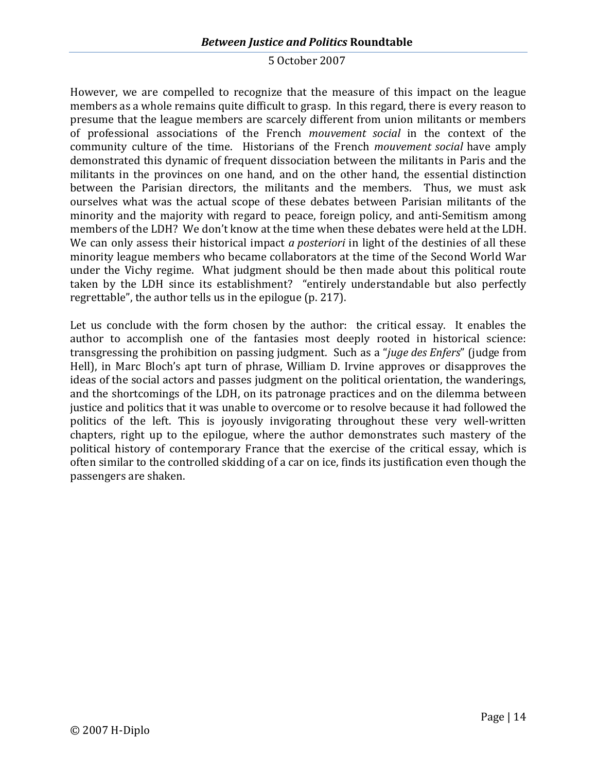However, we are compelled to recognize that the measure of this impact on the league members as a whole remains quite difficult to grasp. In this regard, there is every reason to presume that the league members are scarcely different from union militants or members of professional associations of the French *mouvement social* in the context of the community culture of the time. Historians of the French *mouvement social* have amply demonstrated this dynamic of frequent dissociation between the militants in Paris and the militants in the provinces on one hand, and on the other hand, the essential distinction between the Parisian directors, the militants and the members. Thus, we must ask ourselves what was the actual scope of these debates between Parisian militants of the minority and the majority with regard to peace, foreign policy, and anti-Semitism among members of the LDH? We don't know at the time when these debates were held at the LDH. We can only assess their historical impact *a posteriori* in light of the destinies of all these minority league members who became collaborators at the time of the Second World War under the Vichy regime. What judgment should be then made about this political route taken by the LDH since its establishment? "entirely understandable but also perfectly regrettable", the author tells us in the epilogue (p. 217).

Let us conclude with the form chosen by the author: the critical essay. It enables the author to accomplish one of the fantasies most deeply rooted in historical science: transgressing the prohibition on passing judgment. Such as a "*juge des Enfers*" (judge from Hell), in Marc Bloch's apt turn of phrase, William D. Irvine approves or disapproves the ideas of the social actors and passes judgment on the political orientation, the wanderings, and the shortcomings of the LDH, on its patronage practices and on the dilemma between justice and politics that it was unable to overcome or to resolve because it had followed the politics of the left. This is joyously invigorating throughout these very well-written chapters, right up to the epilogue, where the author demonstrates such mastery of the political history of contemporary France that the exercise of the critical essay, which is often similar to the controlled skidding of a car on ice, finds its justification even though the passengers are shaken.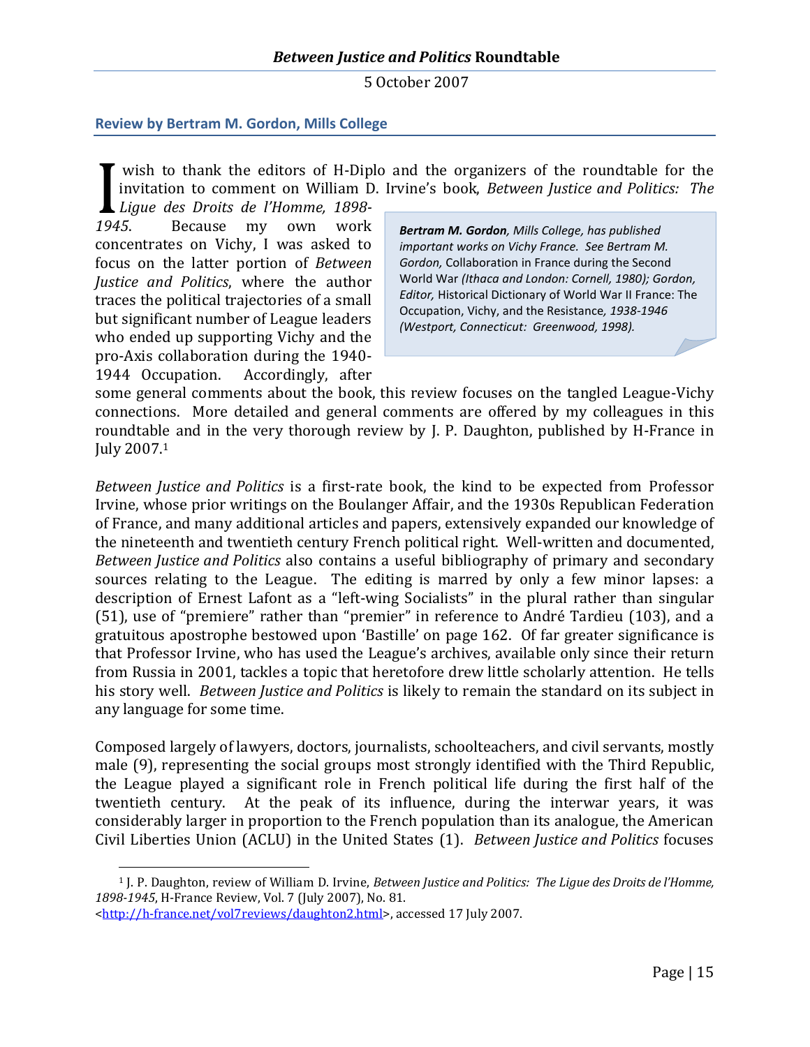### Review by Bertram M. Gordon, Mills College

I wish to thank the editors of H-Diplo and the organizers of the roundtable for the invitation to comment on William D. Irvine's book, *Between Justice and Politics: The Ligue des Droits de l'Homme, 1898-1945*. Because my own work concentrates on Vichy, I was asked to focus on the latter portion of *Between Justice and Politics*, where the author traces the political trajectories of a small but significant number of League leaders who ended up supporting Vichy and the pro-Axis collaboration during the 1940-1944 Occupation. Accordingly, after some general comments about the book, this review focuses on the tangled League-Vichy connections. More detailed and general comments are offered by my colleagues in this roundtable and in the very thorough review by J. P. Daughton, published by H-France in July 2007.[1]

> ***Bertram M. Gordon**, Mills College, has published important works on Vichy France. See Bertram M. Gordon,* Collaboration in France during the Second World War *(Ithaca and London: Cornell, 1980); Gordon, Editor,* Historical Dictionary of World War II France: The Occupation, Vichy, and the Resistance*, 1938-1946 (Westport, Connecticut: Greenwood, 1998).*

*Between Justice and Politics* is a first-rate book, the kind to be expected from Professor Irvine, whose prior writings on the Boulanger Affair, and the 1930s Republican Federation of France, and many additional articles and papers, extensively expanded our knowledge of the nineteenth and twentieth century French political right. Well-written and documented, *Between Justice and Politics* also contains a useful bibliography of primary and secondary sources relating to the League. The editing is marred by only a few minor lapses: a description of Ernest Lafont as a "left-wing Socialists" in the plural rather than singular (51), use of "premiere" rather than "premier" in reference to André Tardieu (103), and a gratuitous apostrophe bestowed upon 'Bastille' on page 162. Of far greater significance is that Professor Irvine, who has used the League's archives, available only since their return from Russia in 2001, tackles a topic that heretofore drew little scholarly attention. He tells his story well. *Between Justice and Politics* is likely to remain the standard on its subject in any language for some time.

Composed largely of lawyers, doctors, journalists, schoolteachers, and civil servants, mostly male (9), representing the social groups most strongly identified with the Third Republic, the League played a significant role in French political life during the first half of the twentieth century. At the peak of its influence, during the interwar years, it was considerably larger in proportion to the French population than its analogue, the American Civil Liberties Union (ACLU) in the United States (1). *Between Justice and Politics* focuses

---

[1] J. P. Daughton, review of William D. Irvine, *Between Justice and Politics: The Ligue des Droits de l'Homme, 1898-1945*, H-France Review, Vol. 7 (July 2007), No. 81. <http://h-france.net/vol7reviews/daughton2.html>, accessed 17 July 2007.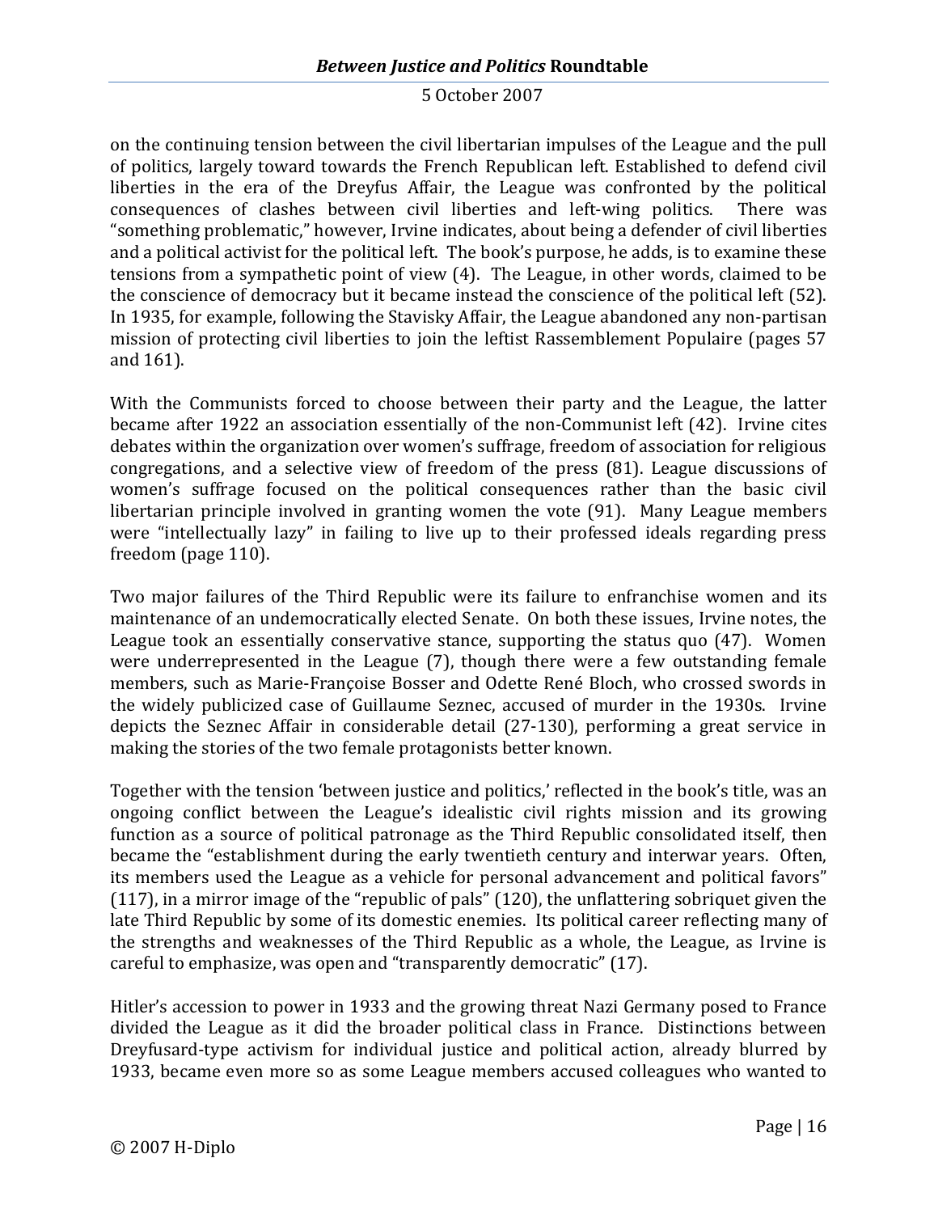on the continuing tension between the civil libertarian impulses of the League and the pull of politics, largely toward towards the French Republican left. Established to defend civil liberties in the era of the Dreyfus Affair, the League was confronted by the political consequences of clashes between civil liberties and left-wing politics. There was "something problematic," however, Irvine indicates, about being a defender of civil liberties and a political activist for the political left. The book's purpose, he adds, is to examine these tensions from a sympathetic point of view (4). The League, in other words, claimed to be the conscience of democracy but it became instead the conscience of the political left (52). In 1935, for example, following the Stavisky Affair, the League abandoned any non-partisan mission of protecting civil liberties to join the leftist Rassemblement Populaire (pages 57 and 161).

With the Communists forced to choose between their party and the League, the latter became after 1922 an association essentially of the non-Communist left (42). Irvine cites debates within the organization over women's suffrage, freedom of association for religious congregations, and a selective view of freedom of the press (81). League discussions of women's suffrage focused on the political consequences rather than the basic civil libertarian principle involved in granting women the vote (91). Many League members were "intellectually lazy" in failing to live up to their professed ideals regarding press freedom (page 110).

Two major failures of the Third Republic were its failure to enfranchise women and its maintenance of an undemocratically elected Senate. On both these issues, Irvine notes, the League took an essentially conservative stance, supporting the status quo (47). Women were underrepresented in the League (7), though there were a few outstanding female members, such as Marie-Françoise Bosser and Odette René Bloch, who crossed swords in the widely publicized case of Guillaume Seznec, accused of murder in the 1930s. Irvine depicts the Seznec Affair in considerable detail (27-130), performing a great service in making the stories of the two female protagonists better known.

Together with the tension 'between justice and politics,' reflected in the book's title, was an ongoing conflict between the League's idealistic civil rights mission and its growing function as a source of political patronage as the Third Republic consolidated itself, then became the "establishment during the early twentieth century and interwar years. Often, its members used the League as a vehicle for personal advancement and political favors" (117), in a mirror image of the "republic of pals" (120), the unflattering sobriquet given the late Third Republic by some of its domestic enemies. Its political career reflecting many of the strengths and weaknesses of the Third Republic as a whole, the League, as Irvine is careful to emphasize, was open and "transparently democratic" (17).

Hitler's accession to power in 1933 and the growing threat Nazi Germany posed to France divided the League as it did the broader political class in France. Distinctions between Dreyfusard-type activism for individual justice and political action, already blurred by 1933, became even more so as some League members accused colleagues who wanted to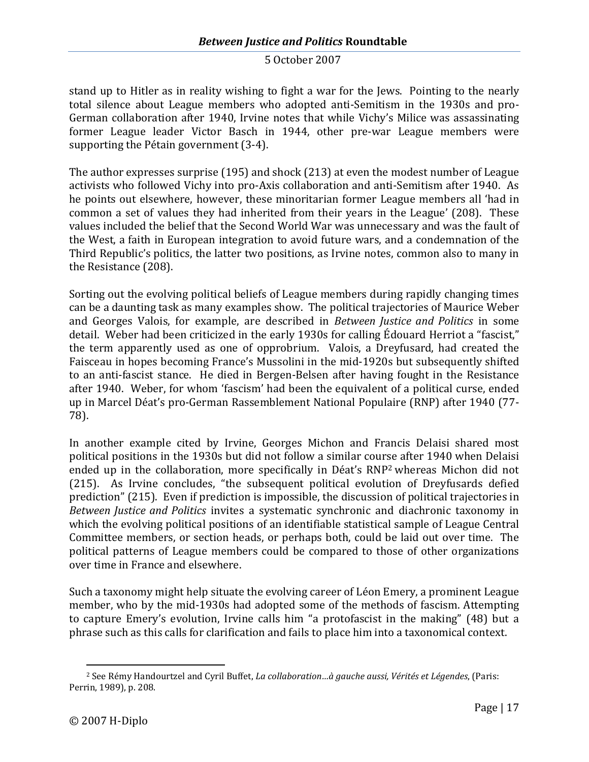stand up to Hitler as in reality wishing to fight a war for the Jews. Pointing to the nearly total silence about League members who adopted anti-Semitism in the 1930s and pro-German collaboration after 1940, Irvine notes that while Vichy's Milice was assassinating former League leader Victor Basch in 1944, other pre-war League members were supporting the Pétain government (3-4).

The author expresses surprise (195) and shock (213) at even the modest number of League activists who followed Vichy into pro-Axis collaboration and anti-Semitism after 1940. As he points out elsewhere, however, these minoritarian former League members all 'had in common a set of values they had inherited from their years in the League' (208). These values included the belief that the Second World War was unnecessary and was the fault of the West, a faith in European integration to avoid future wars, and a condemnation of the Third Republic's politics, the latter two positions, as Irvine notes, common also to many in the Resistance (208).

Sorting out the evolving political beliefs of League members during rapidly changing times can be a daunting task as many examples show. The political trajectories of Maurice Weber and Georges Valois, for example, are described in *Between Justice and Politics* in some detail. Weber had been criticized in the early 1930s for calling Édouard Herriot a "fascist," the term apparently used as one of opprobrium. Valois, a Dreyfusard, had created the Faisceau in hopes becoming France's Mussolini in the mid-1920s but subsequently shifted to an anti-fascist stance. He died in Bergen-Belsen after having fought in the Resistance after 1940. Weber, for whom 'fascism' had been the equivalent of a political curse, ended up in Marcel Déat's pro-German Rassemblement National Populaire (RNP) after 1940 (77-78).

In another example cited by Irvine, Georges Michon and Francis Delaisi shared most political positions in the 1930s but did not follow a similar course after 1940 when Delaisi ended up in the collaboration, more specifically in Déat's RNP[2] whereas Michon did not (215). As Irvine concludes, "the subsequent political evolution of Dreyfusards defied prediction" (215). Even if prediction is impossible, the discussion of political trajectories in *Between Justice and Politics* invites a systematic synchronic and diachronic taxonomy in which the evolving political positions of an identifiable statistical sample of League Central Committee members, or section heads, or perhaps both, could be laid out over time. The political patterns of League members could be compared to those of other organizations over time in France and elsewhere.

Such a taxonomy might help situate the evolving career of Léon Emery, a prominent League member, who by the mid-1930s had adopted some of the methods of fascism. Attempting to capture Emery's evolution, Irvine calls him "a protofascist in the making" (48) but a phrase such as this calls for clarification and fails to place him into a taxonomical context.

---

[2] See Rémy Handourtzel and Cyril Buffet, *La collaboration…à gauche aussi, Vérités et Légendes*, (Paris: Perrin, 1989), p. 208.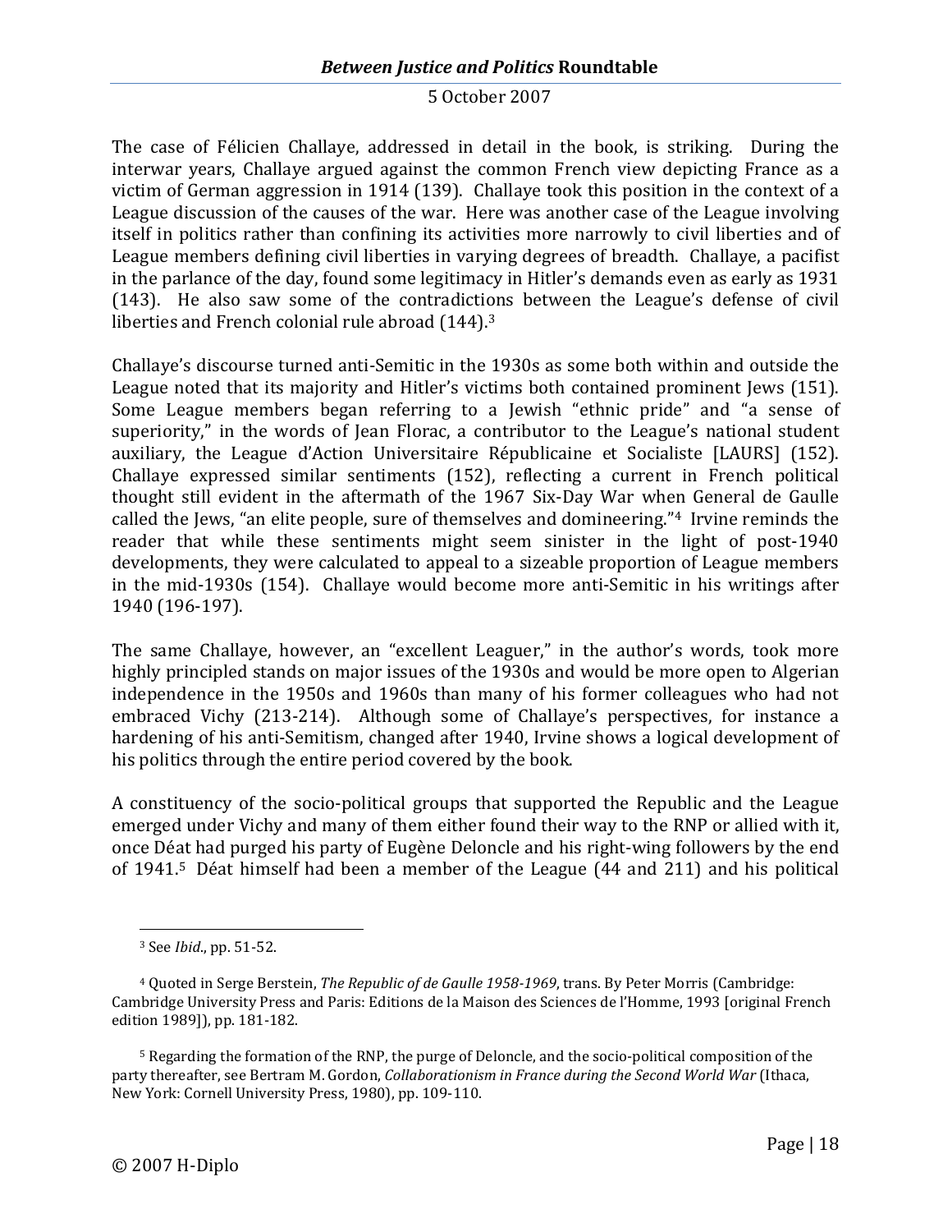The case of Félicien Challaye, addressed in detail in the book, is striking. During the interwar years, Challaye argued against the common French view depicting France as a victim of German aggression in 1914 (139). Challaye took this position in the context of a League discussion of the causes of the war. Here was another case of the League involving itself in politics rather than confining its activities more narrowly to civil liberties and of League members defining civil liberties in varying degrees of breadth. Challaye, a pacifist in the parlance of the day, found some legitimacy in Hitler's demands even as early as 1931 (143). He also saw some of the contradictions between the League's defense of civil liberties and French colonial rule abroad (144).[3]

Challaye's discourse turned anti-Semitic in the 1930s as some both within and outside the League noted that its majority and Hitler's victims both contained prominent Jews (151). Some League members began referring to a Jewish "ethnic pride" and "a sense of superiority," in the words of Jean Florac, a contributor to the League's national student auxiliary, the League d'Action Universitaire Républicaine et Socialiste [LAURS] (152). Challaye expressed similar sentiments (152), reflecting a current in French political thought still evident in the aftermath of the 1967 Six-Day War when General de Gaulle called the Jews, "an elite people, sure of themselves and domineering."[4] Irvine reminds the reader that while these sentiments might seem sinister in the light of post-1940 developments, they were calculated to appeal to a sizeable proportion of League members in the mid-1930s (154). Challaye would become more anti-Semitic in his writings after 1940 (196-197).

The same Challaye, however, an "excellent Leaguer," in the author's words, took more highly principled stands on major issues of the 1930s and would be more open to Algerian independence in the 1950s and 1960s than many of his former colleagues who had not embraced Vichy (213-214). Although some of Challaye's perspectives, for instance a hardening of his anti-Semitism, changed after 1940, Irvine shows a logical development of his politics through the entire period covered by the book.

A constituency of the socio-political groups that supported the Republic and the League emerged under Vichy and many of them either found their way to the RNP or allied with it, once Déat had purged his party of Eugène Deloncle and his right-wing followers by the end of 1941.[5] Déat himself had been a member of the League (44 and 211) and his political

---

[3] See *Ibid*., pp. 51-52.

[4] Quoted in Serge Berstein, *The Republic of de Gaulle 1958-1969*, trans. By Peter Morris (Cambridge: Cambridge University Press and Paris: Editions de la Maison des Sciences de l'Homme, 1993 [original French edition 1989]), pp. 181-182.

[5] Regarding the formation of the RNP, the purge of Deloncle, and the socio-political composition of the party thereafter, see Bertram M. Gordon, *Collaborationism in France during the Second World War* (Ithaca, New York: Cornell University Press, 1980), pp. 109-110.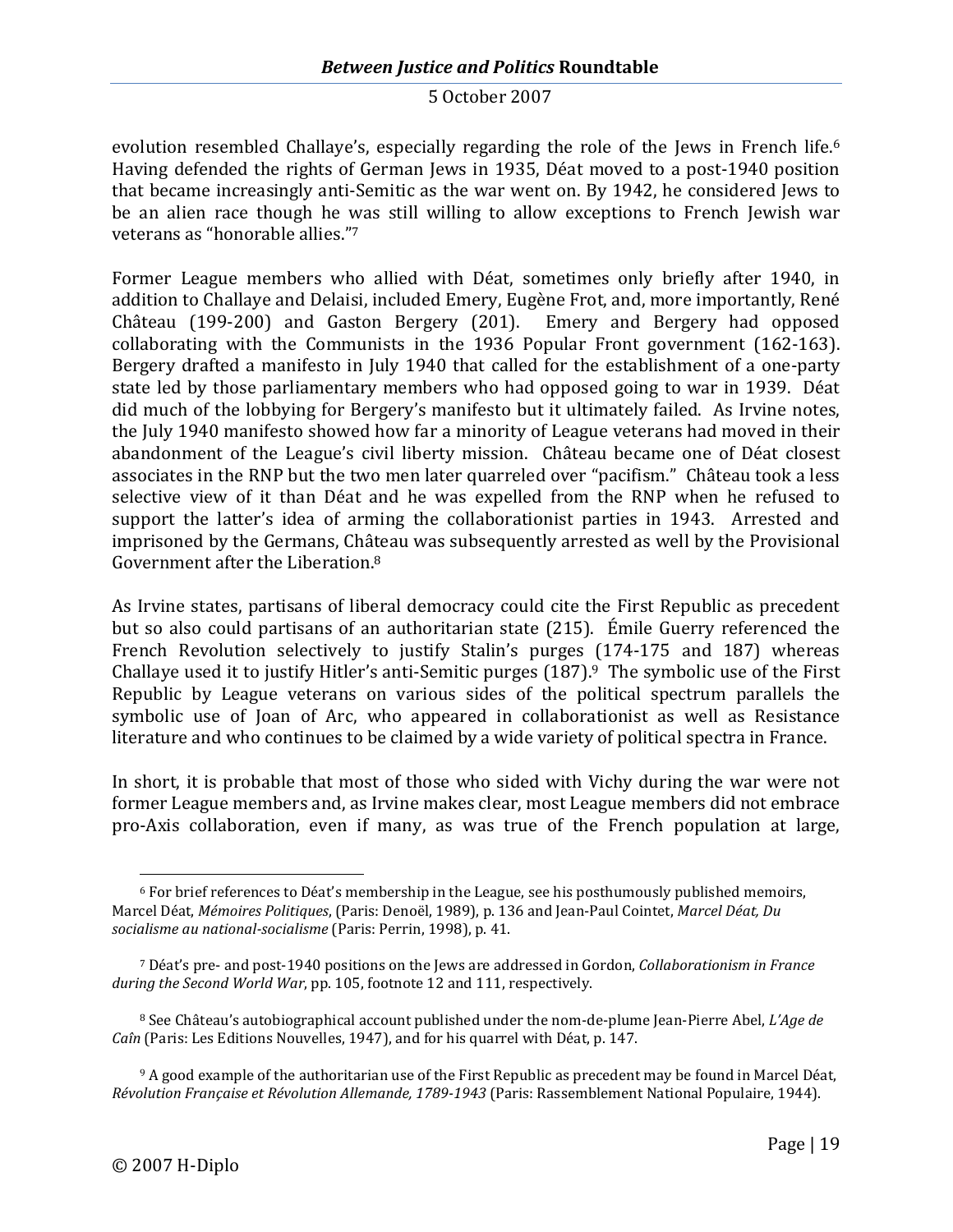evolution resembled Challaye's, especially regarding the role of the Jews in French life.[6] Having defended the rights of German Jews in 1935, Déat moved to a post-1940 position that became increasingly anti-Semitic as the war went on. By 1942, he considered Jews to be an alien race though he was still willing to allow exceptions to French Jewish war veterans as "honorable allies."[7]

Former League members who allied with Déat, sometimes only briefly after 1940, in addition to Challaye and Delaisi, included Emery, Eugène Frot, and, more importantly, René Château (199-200) and Gaston Bergery (201). Emery and Bergery had opposed collaborating with the Communists in the 1936 Popular Front government (162-163). Bergery drafted a manifesto in July 1940 that called for the establishment of a one-party state led by those parliamentary members who had opposed going to war in 1939. Déat did much of the lobbying for Bergery's manifesto but it ultimately failed. As Irvine notes, the July 1940 manifesto showed how far a minority of League veterans had moved in their abandonment of the League's civil liberty mission. Château became one of Déat closest associates in the RNP but the two men later quarreled over "pacifism." Château took a less selective view of it than Déat and he was expelled from the RNP when he refused to support the latter's idea of arming the collaborationist parties in 1943. Arrested and imprisoned by the Germans, Château was subsequently arrested as well by the Provisional Government after the Liberation.[8]

As Irvine states, partisans of liberal democracy could cite the First Republic as precedent but so also could partisans of an authoritarian state (215). Émile Guerry referenced the French Revolution selectively to justify Stalin's purges (174-175 and 187) whereas Challaye used it to justify Hitler's anti-Semitic purges (187).[9] The symbolic use of the First Republic by League veterans on various sides of the political spectrum parallels the symbolic use of Joan of Arc, who appeared in collaborationist as well as Resistance literature and who continues to be claimed by a wide variety of political spectra in France.

In short, it is probable that most of those who sided with Vichy during the war were not former League members and, as Irvine makes clear, most League members did not embrace pro-Axis collaboration, even if many, as was true of the French population at large,

---

[6] For brief references to Déat's membership in the League, see his posthumously published memoirs, Marcel Déat, *Mémoires Politiques*, (Paris: Denoël, 1989), p. 136 and Jean-Paul Cointet, *Marcel Déat, Du socialisme au national-socialisme* (Paris: Perrin, 1998), p. 41.

[7] Déat's pre- and post-1940 positions on the Jews are addressed in Gordon, *Collaborationism in France during the Second World War*, pp. 105, footnote 12 and 111, respectively.

[8] See Château's autobiographical account published under the nom-de-plume Jean-Pierre Abel, *L'Age de Caîn* (Paris: Les Editions Nouvelles, 1947), and for his quarrel with Déat, p. 147.

[9] A good example of the authoritarian use of the First Republic as precedent may be found in Marcel Déat, *Révolution Française et Révolution Allemande, 1789-1943* (Paris: Rassemblement National Populaire, 1944).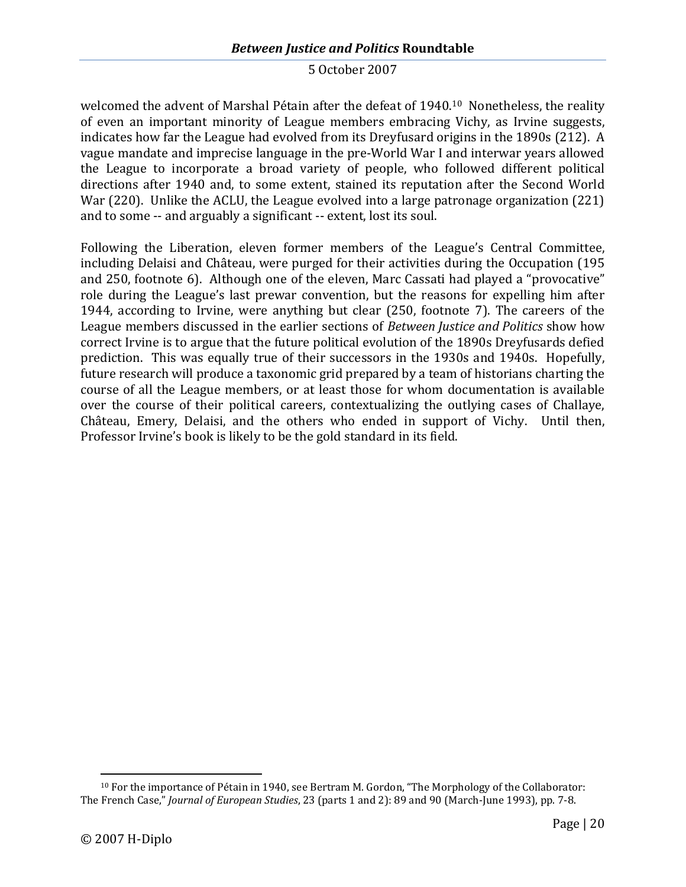welcomed the advent of Marshal Pétain after the defeat of 1940.[10] Nonetheless, the reality of even an important minority of League members embracing Vichy, as Irvine suggests, indicates how far the League had evolved from its Dreyfusard origins in the 1890s (212). A vague mandate and imprecise language in the pre-World War I and interwar years allowed the League to incorporate a broad variety of people, who followed different political directions after 1940 and, to some extent, stained its reputation after the Second World War (220). Unlike the ACLU, the League evolved into a large patronage organization (221) and to some -- and arguably a significant -- extent, lost its soul.

Following the Liberation, eleven former members of the League's Central Committee, including Delaisi and Château, were purged for their activities during the Occupation (195 and 250, footnote 6). Although one of the eleven, Marc Cassati had played a "provocative" role during the League's last prewar convention, but the reasons for expelling him after 1944, according to Irvine, were anything but clear (250, footnote 7). The careers of the League members discussed in the earlier sections of *Between Justice and Politics* show how correct Irvine is to argue that the future political evolution of the 1890s Dreyfusards defied prediction. This was equally true of their successors in the 1930s and 1940s. Hopefully, future research will produce a taxonomic grid prepared by a team of historians charting the course of all the League members, or at least those for whom documentation is available over the course of their political careers, contextualizing the outlying cases of Challaye, Château, Emery, Delaisi, and the others who ended in support of Vichy. Until then, Professor Irvine's book is likely to be the gold standard in its field.

[10] For the importance of Pétain in 1940, see Bertram M. Gordon, "The Morphology of the Collaborator: The French Case," *Journal of European Studies*, 23 (parts 1 and 2): 89 and 90 (March-June 1993), pp. 7-8.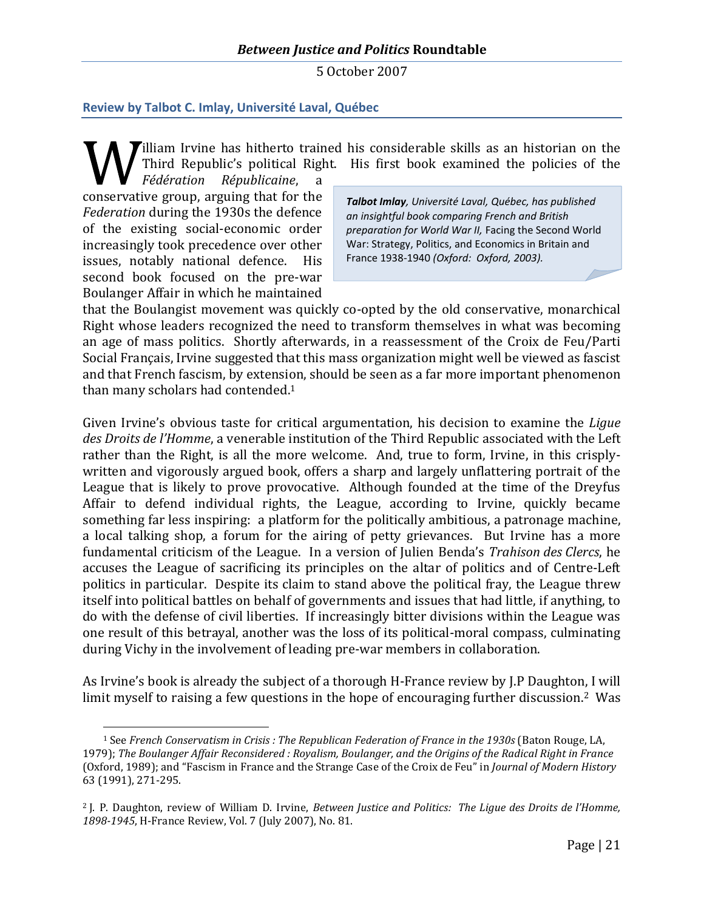### Review by Talbot C. Imlay, Université Laval, Québec

William Irvine has hitherto trained his considerable skills as an historian on the Third Republic's political Right. His first book examined the policies of the *Fédération Républicaine*, a conservative group, arguing that for the *Federation* during the 1930s the defence of the existing social-economic order increasingly took precedence over other issues, notably national defence. His second book focused on the pre-war Boulanger Affair in which he maintained that the Boulangist movement was quickly co-opted by the old conservative, monarchical Right whose leaders recognized the need to transform themselves in what was becoming an age of mass politics. Shortly afterwards, in a reassessment of the Croix de Feu/Parti Social Français, Irvine suggested that this mass organization might well be viewed as fascist and that French fascism, by extension, should be seen as a far more important phenomenon than many scholars had contended.[1]

> ***Talbot Imlay**, Université Laval, Québec, has published an insightful book comparing French and British preparation for World War II,* Facing the Second World War: Strategy, Politics, and Economics in Britain and France 1938-1940 *(Oxford: Oxford, 2003).*

Given Irvine's obvious taste for critical argumentation, his decision to examine the *Ligue des Droits de l'Homme*, a venerable institution of the Third Republic associated with the Left rather than the Right, is all the more welcome. And, true to form, Irvine, in this crisply-written and vigorously argued book, offers a sharp and largely unflattering portrait of the League that is likely to prove provocative. Although founded at the time of the Dreyfus Affair to defend individual rights, the League, according to Irvine, quickly became something far less inspiring: a platform for the politically ambitious, a patronage machine, a local talking shop, a forum for the airing of petty grievances. But Irvine has a more fundamental criticism of the League. In a version of Julien Benda's *Trahison des Clercs*, he accuses the League of sacrificing its principles on the altar of politics and of Centre-Left politics in particular. Despite its claim to stand above the political fray, the League threw itself into political battles on behalf of governments and issues that had little, if anything, to do with the defense of civil liberties. If increasingly bitter divisions within the League was one result of this betrayal, another was the loss of its political-moral compass, culminating during Vichy in the involvement of leading pre-war members in collaboration.

As Irvine's book is already the subject of a thorough H-France review by J.P Daughton, I will limit myself to raising a few questions in the hope of encouraging further discussion.[2] Was

---

[1] See *French Conservatism in Crisis : The Republican Federation of France in the 1930s* (Baton Rouge, LA, 1979); *The Boulanger Affair Reconsidered : Royalism, Boulanger, and the Origins of the Radical Right in France* (Oxford, 1989); and "Fascism in France and the Strange Case of the Croix de Feu" in *Journal of Modern History* 63 (1991), 271-295.

[2] J. P. Daughton, review of William D. Irvine, *Between Justice and Politics: The Ligue des Droits de l'Homme, 1898-1945*, H-France Review, Vol. 7 (July 2007), No. 81.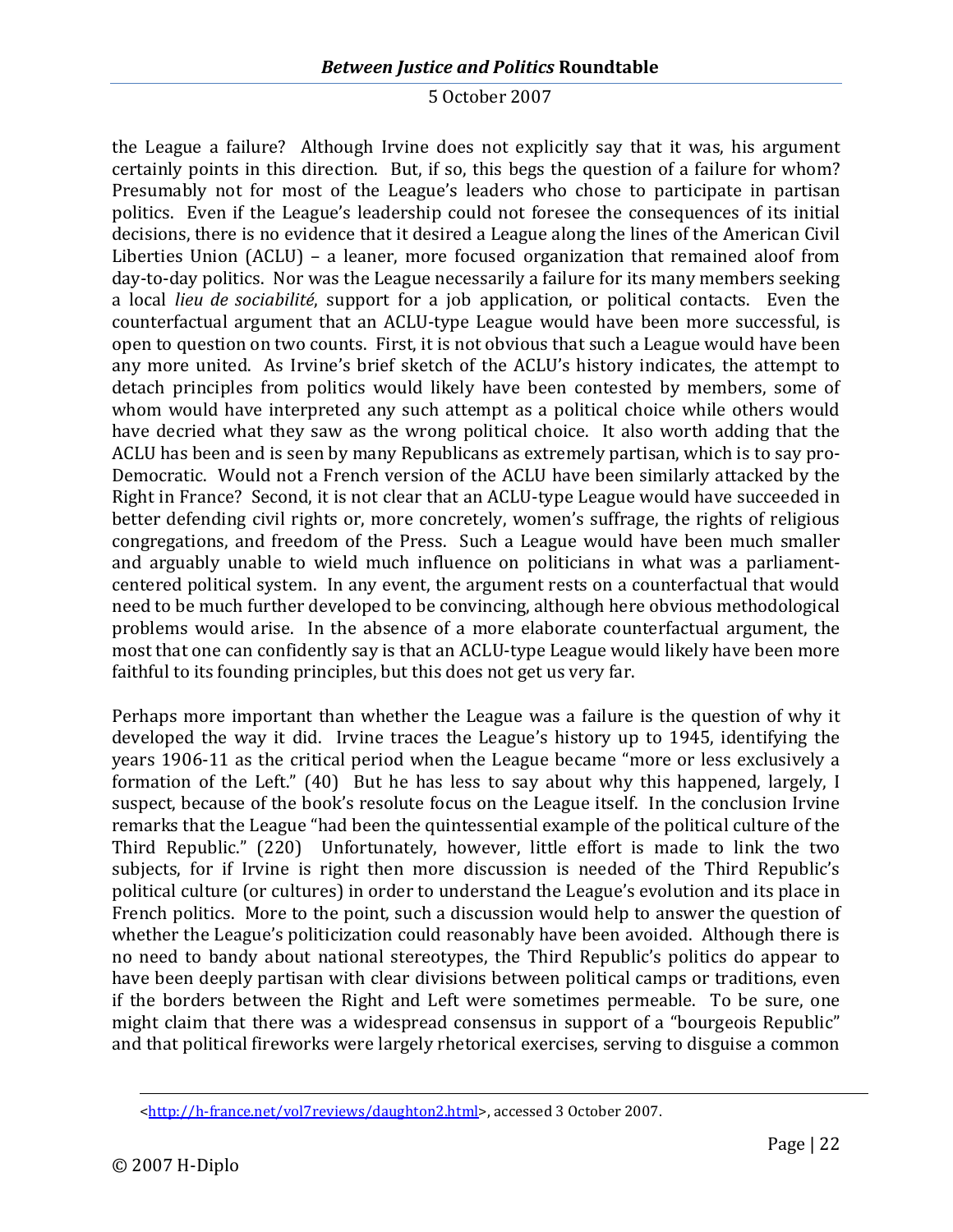the League a failure? Although Irvine does not explicitly say that it was, his argument certainly points in this direction. But, if so, this begs the question of a failure for whom? Presumably not for most of the League's leaders who chose to participate in partisan politics. Even if the League's leadership could not foresee the consequences of its initial decisions, there is no evidence that it desired a League along the lines of the American Civil Liberties Union (ACLU) – a leaner, more focused organization that remained aloof from day-to-day politics. Nor was the League necessarily a failure for its many members seeking a local *lieu de sociabilité*, support for a job application, or political contacts. Even the counterfactual argument that an ACLU-type League would have been more successful, is open to question on two counts. First, it is not obvious that such a League would have been any more united. As Irvine's brief sketch of the ACLU's history indicates, the attempt to detach principles from politics would likely have been contested by members, some of whom would have interpreted any such attempt as a political choice while others would have decried what they saw as the wrong political choice. It also worth adding that the ACLU has been and is seen by many Republicans as extremely partisan, which is to say pro-Democratic. Would not a French version of the ACLU have been similarly attacked by the Right in France? Second, it is not clear that an ACLU-type League would have succeeded in better defending civil rights or, more concretely, women's suffrage, the rights of religious congregations, and freedom of the Press. Such a League would have been much smaller and arguably unable to wield much influence on politicians in what was a parliament-centered political system. In any event, the argument rests on a counterfactual that would need to be much further developed to be convincing, although here obvious methodological problems would arise. In the absence of a more elaborate counterfactual argument, the most that one can confidently say is that an ACLU-type League would likely have been more faithful to its founding principles, but this does not get us very far.

Perhaps more important than whether the League was a failure is the question of why it developed the way it did. Irvine traces the League's history up to 1945, identifying the years 1906-11 as the critical period when the League became "more or less exclusively a formation of the Left." (40) But he has less to say about why this happened, largely, I suspect, because of the book's resolute focus on the League itself. In the conclusion Irvine remarks that the League "had been the quintessential example of the political culture of the Third Republic." (220) Unfortunately, however, little effort is made to link the two subjects, for if Irvine is right then more discussion is needed of the Third Republic's political culture (or cultures) in order to understand the League's evolution and its place in French politics. More to the point, such a discussion would help to answer the question of whether the League's politicization could reasonably have been avoided. Although there is no need to bandy about national stereotypes, the Third Republic's politics do appear to have been deeply partisan with clear divisions between political camps or traditions, even if the borders between the Right and Left were sometimes permeable. To be sure, one might claim that there was a widespread consensus in support of a "bourgeois Republic" and that political fireworks were largely rhetorical exercises, serving to disguise a common

<http://h-france.net/vol7reviews/daughton2.html>, accessed 3 October 2007.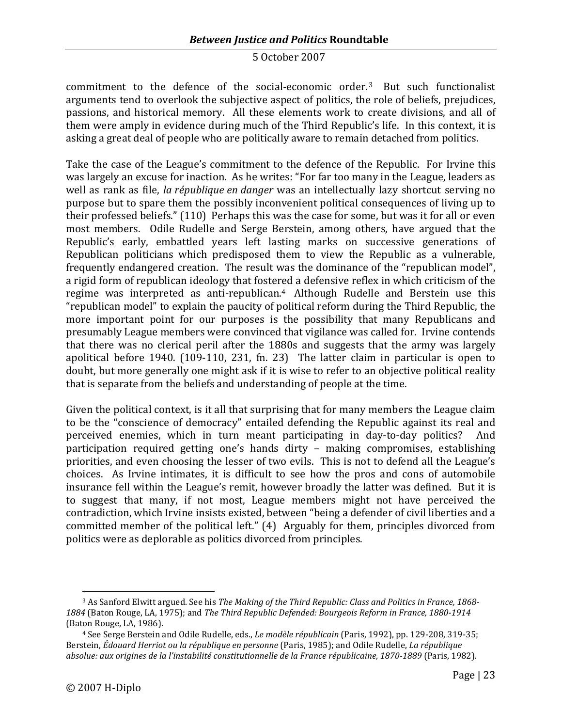commitment to the defence of the social-economic order.[3] But such functionalist arguments tend to overlook the subjective aspect of politics, the role of beliefs, prejudices, passions, and historical memory. All these elements work to create divisions, and all of them were amply in evidence during much of the Third Republic's life. In this context, it is asking a great deal of people who are politically aware to remain detached from politics.

Take the case of the League's commitment to the defence of the Republic. For Irvine this was largely an excuse for inaction. As he writes: "For far too many in the League, leaders as well as rank as file, *la république en danger* was an intellectually lazy shortcut serving no purpose but to spare them the possibly inconvenient political consequences of living up to their professed beliefs." (110) Perhaps this was the case for some, but was it for all or even most members. Odile Rudelle and Serge Berstein, among others, have argued that the Republic's early, embattled years left lasting marks on successive generations of Republican politicians which predisposed them to view the Republic as a vulnerable, frequently endangered creation. The result was the dominance of the "republican model", a rigid form of republican ideology that fostered a defensive reflex in which criticism of the regime was interpreted as anti-republican.[4] Although Rudelle and Berstein use this "republican model" to explain the paucity of political reform during the Third Republic, the more important point for our purposes is the possibility that many Republicans and presumably League members were convinced that vigilance was called for. Irvine contends that there was no clerical peril after the 1880s and suggests that the army was largely apolitical before 1940. (109-110, 231, fn. 23) The latter claim in particular is open to doubt, but more generally one might ask if it is wise to refer to an objective political reality that is separate from the beliefs and understanding of people at the time.

Given the political context, is it all that surprising that for many members the League claim to be the "conscience of democracy" entailed defending the Republic against its real and perceived enemies, which in turn meant participating in day-to-day politics? And participation required getting one's hands dirty – making compromises, establishing priorities, and even choosing the lesser of two evils. This is not to defend all the League's choices. As Irvine intimates, it is difficult to see how the pros and cons of automobile insurance fell within the League's remit, however broadly the latter was defined. But it is to suggest that many, if not most, League members might not have perceived the contradiction, which Irvine insists existed, between "being a defender of civil liberties and a committed member of the political left." (4) Arguably for them, principles divorced from politics were as deplorable as politics divorced from principles.

---

[3] As Sanford Elwitt argued. See his *The Making of the Third Republic: Class and Politics in France, 1868-1884* (Baton Rouge, LA, 1975); and *The Third Republic Defended: Bourgeois Reform in France, 1880-1914* (Baton Rouge, LA, 1986).

[4] See Serge Berstein and Odile Rudelle, eds., *Le modèle républicain* (Paris, 1992), pp. 129-208, 319-35; Berstein, *Édouard Herriot ou la république en personne* (Paris, 1985); and Odile Rudelle, *La république absolue: aux origines de la l'instabilité constitutionnelle de la France républicaine, 1870-1889* (Paris, 1982).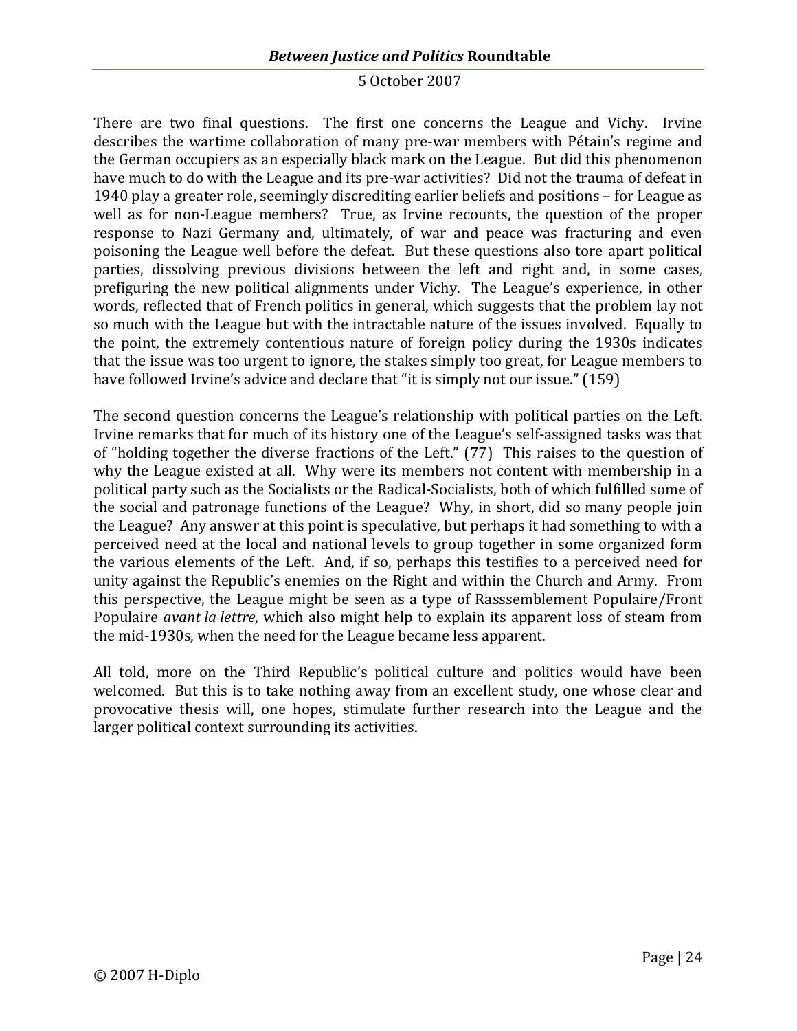There are two final questions. The first one concerns the League and Vichy. Irvine describes the wartime collaboration of many pre-war members with Pétain's regime and the German occupiers as an especially black mark on the League. But did this phenomenon have much to do with the League and its pre-war activities? Did not the trauma of defeat in 1940 play a greater role, seemingly discrediting earlier beliefs and positions – for League as well as for non-League members? True, as Irvine recounts, the question of the proper response to Nazi Germany and, ultimately, of war and peace was fracturing and even poisoning the League well before the defeat. But these questions also tore apart political parties, dissolving previous divisions between the left and right and, in some cases, prefiguring the new political alignments under Vichy. The League's experience, in other words, reflected that of French politics in general, which suggests that the problem lay not so much with the League but with the intractable nature of the issues involved. Equally to the point, the extremely contentious nature of foreign policy during the 1930s indicates that the issue was too urgent to ignore, the stakes simply too great, for League members to have followed Irvine's advice and declare that "it is simply not our issue." (159)

The second question concerns the League's relationship with political parties on the Left. Irvine remarks that for much of its history one of the League's self-assigned tasks was that of "holding together the diverse fractions of the Left." (77) This raises to the question of why the League existed at all. Why were its members not content with membership in a political party such as the Socialists or the Radical-Socialists, both of which fulfilled some of the social and patronage functions of the League? Why, in short, did so many people join the League? Any answer at this point is speculative, but perhaps it had something to with a perceived need at the local and national levels to group together in some organized form the various elements of the Left. And, if so, perhaps this testifies to a perceived need for unity against the Republic's enemies on the Right and within the Church and Army. From this perspective, the League might be seen as a type of Rasssemblement Populaire/Front Populaire *avant la lettre*, which also might help to explain its apparent loss of steam from the mid-1930s, when the need for the League became less apparent.

All told, more on the Third Republic's political culture and politics would have been welcomed. But this is to take nothing away from an excellent study, one whose clear and provocative thesis will, one hopes, stimulate further research into the League and the larger political context surrounding its activities.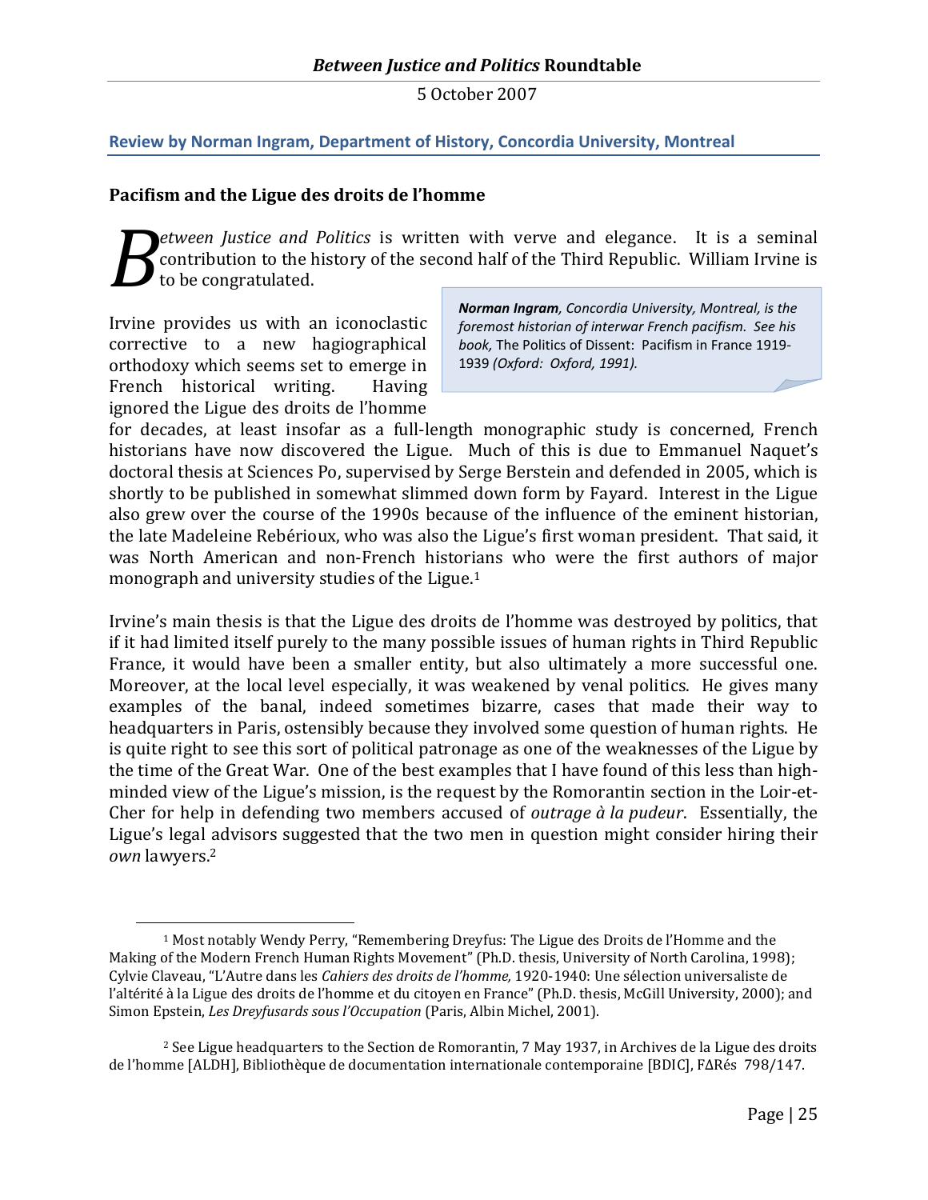**Review by Norman Ingram, Department of History, Concordia University, Montreal**

## Pacifism and the Ligue des droits de l'homme

*Between Justice and Politics* is written with verve and elegance. It is a seminal contribution to the history of the second half of the Third Republic. William Irvine is to be congratulated.

> ***Norman Ingram****, Concordia University, Montreal, is the foremost historian of interwar French pacifism. See his book,* The Politics of Dissent: Pacifism in France 1919-1939 *(Oxford: Oxford, 1991).*

Irvine provides us with an iconoclastic corrective to a new hagiographical orthodoxy which seems set to emerge in French historical writing. Having ignored the Ligue des droits de l'homme for decades, at least insofar as a full-length monographic study is concerned, French historians have now discovered the Ligue. Much of this is due to Emmanuel Naquet's doctoral thesis at Sciences Po, supervised by Serge Berstein and defended in 2005, which is shortly to be published in somewhat slimmed down form by Fayard. Interest in the Ligue also grew over the course of the 1990s because of the influence of the eminent historian, the late Madeleine Rebérioux, who was also the Ligue's first woman president. That said, it was North American and non-French historians who were the first authors of major monograph and university studies of the Ligue.[1]

Irvine's main thesis is that the Ligue des droits de l'homme was destroyed by politics, that if it had limited itself purely to the many possible issues of human rights in Third Republic France, it would have been a smaller entity, but also ultimately a more successful one. Moreover, at the local level especially, it was weakened by venal politics. He gives many examples of the banal, indeed sometimes bizarre, cases that made their way to headquarters in Paris, ostensibly because they involved some question of human rights. He is quite right to see this sort of political patronage as one of the weaknesses of the Ligue by the time of the Great War. One of the best examples that I have found of this less than high-minded view of the Ligue's mission, is the request by the Romorantin section in the Loir-et-Cher for help in defending two members accused of *outrage à la pudeur*. Essentially, the Ligue's legal advisors suggested that the two men in question might consider hiring their *own* lawyers.[2]

---

[1] Most notably Wendy Perry, "Remembering Dreyfus: The Ligue des Droits de l'Homme and the Making of the Modern French Human Rights Movement" (Ph.D. thesis, University of North Carolina, 1998); Cylvie Claveau, "L'Autre dans les *Cahiers des droits de l'homme,* 1920-1940: Une sélection universaliste de l'altérité à la Ligue des droits de l'homme et du citoyen en France" (Ph.D. thesis, McGill University, 2000); and Simon Epstein, *Les Dreyfusards sous l'Occupation* (Paris, Albin Michel, 2001).

[2] See Ligue headquarters to the Section de Romorantin, 7 May 1937, in Archives de la Ligue des droits de l'homme [ALDH], Bibliothèque de documentation internationale contemporaine [BDIC], FΔRés 798/147.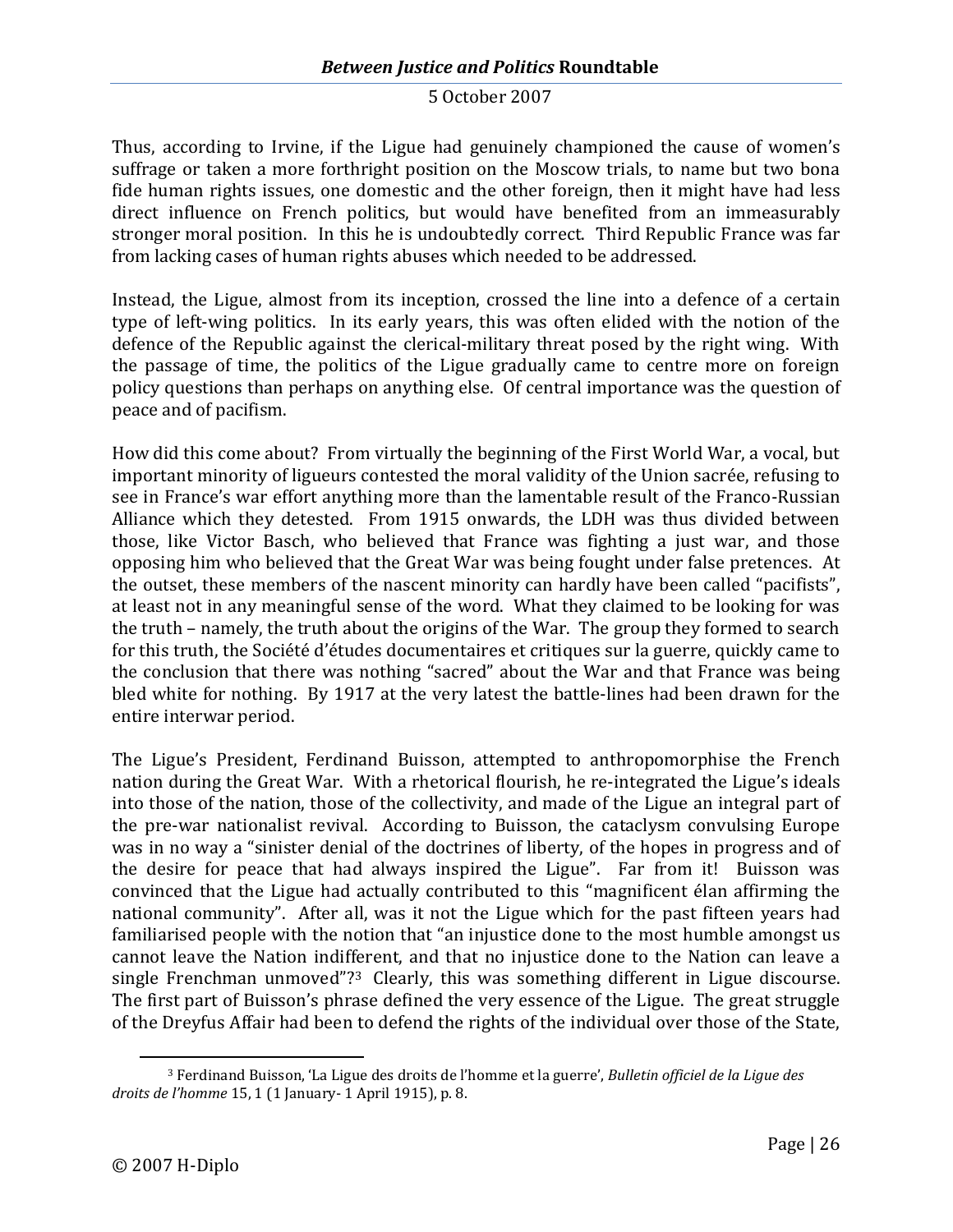Thus, according to Irvine, if the Ligue had genuinely championed the cause of women's suffrage or taken a more forthright position on the Moscow trials, to name but two bona fide human rights issues, one domestic and the other foreign, then it might have had less direct influence on French politics, but would have benefited from an immeasurably stronger moral position. In this he is undoubtedly correct. Third Republic France was far from lacking cases of human rights abuses which needed to be addressed.

Instead, the Ligue, almost from its inception, crossed the line into a defence of a certain type of left-wing politics. In its early years, this was often elided with the notion of the defence of the Republic against the clerical-military threat posed by the right wing. With the passage of time, the politics of the Ligue gradually came to centre more on foreign policy questions than perhaps on anything else. Of central importance was the question of peace and of pacifism.

How did this come about? From virtually the beginning of the First World War, a vocal, but important minority of ligueurs contested the moral validity of the Union sacrée, refusing to see in France's war effort anything more than the lamentable result of the Franco-Russian Alliance which they detested. From 1915 onwards, the LDH was thus divided between those, like Victor Basch, who believed that France was fighting a just war, and those opposing him who believed that the Great War was being fought under false pretences. At the outset, these members of the nascent minority can hardly have been called "pacifists", at least not in any meaningful sense of the word. What they claimed to be looking for was the truth – namely, the truth about the origins of the War. The group they formed to search for this truth, the Société d'études documentaires et critiques sur la guerre, quickly came to the conclusion that there was nothing "sacred" about the War and that France was being bled white for nothing. By 1917 at the very latest the battle-lines had been drawn for the entire interwar period.

The Ligue's President, Ferdinand Buisson, attempted to anthropomorphise the French nation during the Great War. With a rhetorical flourish, he re-integrated the Ligue's ideals into those of the nation, those of the collectivity, and made of the Ligue an integral part of the pre-war nationalist revival. According to Buisson, the cataclysm convulsing Europe was in no way a "sinister denial of the doctrines of liberty, of the hopes in progress and of the desire for peace that had always inspired the Ligue". Far from it! Buisson was convinced that the Ligue had actually contributed to this "magnificent élan affirming the national community". After all, was it not the Ligue which for the past fifteen years had familiarised people with the notion that "an injustice done to the most humble amongst us cannot leave the Nation indifferent, and that no injustice done to the Nation can leave a single Frenchman unmoved"?[3] Clearly, this was something different in Ligue discourse. The first part of Buisson's phrase defined the very essence of the Ligue. The great struggle of the Dreyfus Affair had been to defend the rights of the individual over those of the State,

[3] Ferdinand Buisson, 'La Ligue des droits de l'homme et la guerre', *Bulletin officiel de la Ligue des droits de l'homme* 15, 1 (1 January- 1 April 1915), p. 8.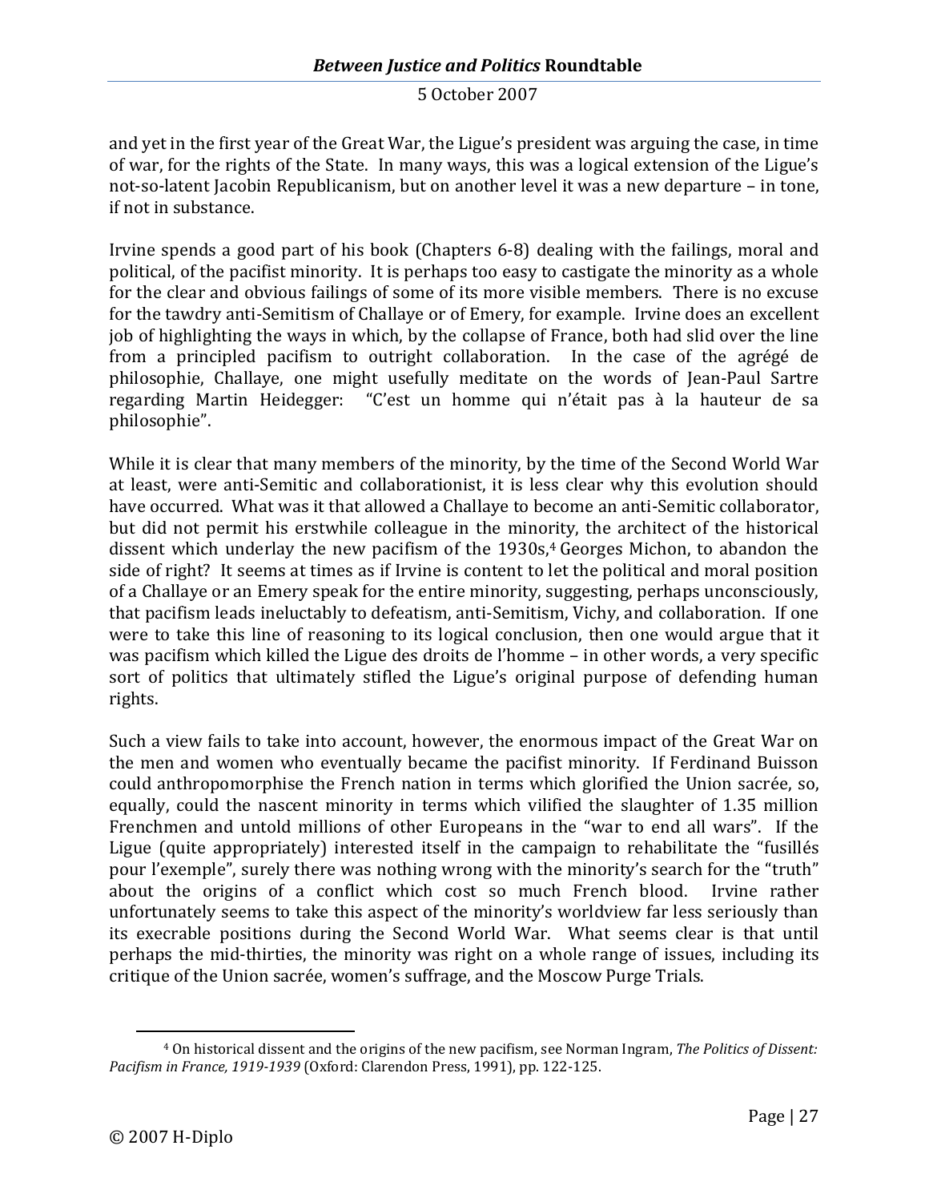and yet in the first year of the Great War, the Ligue's president was arguing the case, in time of war, for the rights of the State. In many ways, this was a logical extension of the Ligue's not-so-latent Jacobin Republicanism, but on another level it was a new departure – in tone, if not in substance.

Irvine spends a good part of his book (Chapters 6-8) dealing with the failings, moral and political, of the pacifist minority. It is perhaps too easy to castigate the minority as a whole for the clear and obvious failings of some of its more visible members. There is no excuse for the tawdry anti-Semitism of Challaye or of Emery, for example. Irvine does an excellent job of highlighting the ways in which, by the collapse of France, both had slid over the line from a principled pacifism to outright collaboration. In the case of the agrégé de philosophie, Challaye, one might usefully meditate on the words of Jean-Paul Sartre regarding Martin Heidegger: "C'est un homme qui n'était pas à la hauteur de sa philosophie".

While it is clear that many members of the minority, by the time of the Second World War at least, were anti-Semitic and collaborationist, it is less clear why this evolution should have occurred. What was it that allowed a Challaye to become an anti-Semitic collaborator, but did not permit his erstwhile colleague in the minority, the architect of the historical dissent which underlay the new pacifism of the 1930s,[4] Georges Michon, to abandon the side of right? It seems at times as if Irvine is content to let the political and moral position of a Challaye or an Emery speak for the entire minority, suggesting, perhaps unconsciously, that pacifism leads ineluctably to defeatism, anti-Semitism, Vichy, and collaboration. If one were to take this line of reasoning to its logical conclusion, then one would argue that it was pacifism which killed the Ligue des droits de l'homme – in other words, a very specific sort of politics that ultimately stifled the Ligue's original purpose of defending human rights.

Such a view fails to take into account, however, the enormous impact of the Great War on the men and women who eventually became the pacifist minority. If Ferdinand Buisson could anthropomorphise the French nation in terms which glorified the Union sacrée, so, equally, could the nascent minority in terms which vilified the slaughter of 1.35 million Frenchmen and untold millions of other Europeans in the "war to end all wars". If the Ligue (quite appropriately) interested itself in the campaign to rehabilitate the "fusillés pour l'exemple", surely there was nothing wrong with the minority's search for the "truth" about the origins of a conflict which cost so much French blood. Irvine rather unfortunately seems to take this aspect of the minority's worldview far less seriously than its execrable positions during the Second World War. What seems clear is that until perhaps the mid-thirties, the minority was right on a whole range of issues, including its critique of the Union sacrée, women's suffrage, and the Moscow Purge Trials.

[4] On historical dissent and the origins of the new pacifism, see Norman Ingram, *The Politics of Dissent: Pacifism in France, 1919-1939* (Oxford: Clarendon Press, 1991), pp. 122-125.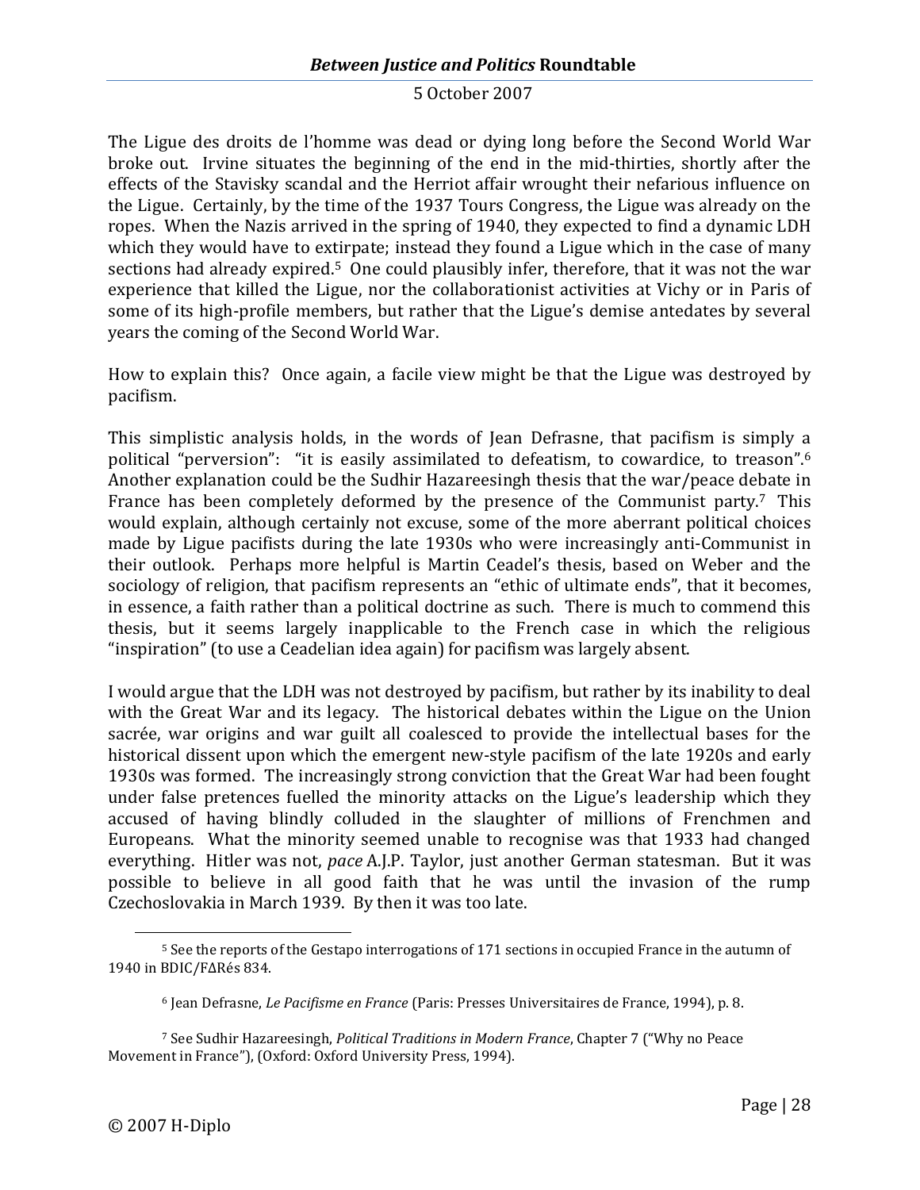The Ligue des droits de l'homme was dead or dying long before the Second World War broke out. Irvine situates the beginning of the end in the mid-thirties, shortly after the effects of the Stavisky scandal and the Herriot affair wrought their nefarious influence on the Ligue. Certainly, by the time of the 1937 Tours Congress, the Ligue was already on the ropes. When the Nazis arrived in the spring of 1940, they expected to find a dynamic LDH which they would have to extirpate; instead they found a Ligue which in the case of many sections had already expired.[5] One could plausibly infer, therefore, that it was not the war experience that killed the Ligue, nor the collaborationist activities at Vichy or in Paris of some of its high-profile members, but rather that the Ligue's demise antedates by several years the coming of the Second World War.

How to explain this? Once again, a facile view might be that the Ligue was destroyed by pacifism.

This simplistic analysis holds, in the words of Jean Defrasne, that pacifism is simply a political "perversion": "it is easily assimilated to defeatism, to cowardice, to treason".[6] Another explanation could be the Sudhir Hazareesingh thesis that the war/peace debate in France has been completely deformed by the presence of the Communist party.[7] This would explain, although certainly not excuse, some of the more aberrant political choices made by Ligue pacifists during the late 1930s who were increasingly anti-Communist in their outlook. Perhaps more helpful is Martin Ceadel's thesis, based on Weber and the sociology of religion, that pacifism represents an "ethic of ultimate ends", that it becomes, in essence, a faith rather than a political doctrine as such. There is much to commend this thesis, but it seems largely inapplicable to the French case in which the religious "inspiration" (to use a Ceadelian idea again) for pacifism was largely absent.

I would argue that the LDH was not destroyed by pacifism, but rather by its inability to deal with the Great War and its legacy. The historical debates within the Ligue on the Union sacrée, war origins and war guilt all coalesced to provide the intellectual bases for the historical dissent upon which the emergent new-style pacifism of the late 1920s and early 1930s was formed. The increasingly strong conviction that the Great War had been fought under false pretences fuelled the minority attacks on the Ligue's leadership which they accused of having blindly colluded in the slaughter of millions of Frenchmen and Europeans. What the minority seemed unable to recognise was that 1933 had changed everything. Hitler was not, *pace* A.J.P. Taylor, just another German statesman. But it was possible to believe in all good faith that he was until the invasion of the rump Czechoslovakia in March 1939. By then it was too late.

---

[5] See the reports of the Gestapo interrogations of 171 sections in occupied France in the autumn of 1940 in BDIC/FΔRés 834.

[6] Jean Defrasne, *Le Pacifisme en France* (Paris: Presses Universitaires de France, 1994), p. 8.

[7] See Sudhir Hazareesingh, *Political Traditions in Modern France*, Chapter 7 ("Why no Peace Movement in France"), (Oxford: Oxford University Press, 1994).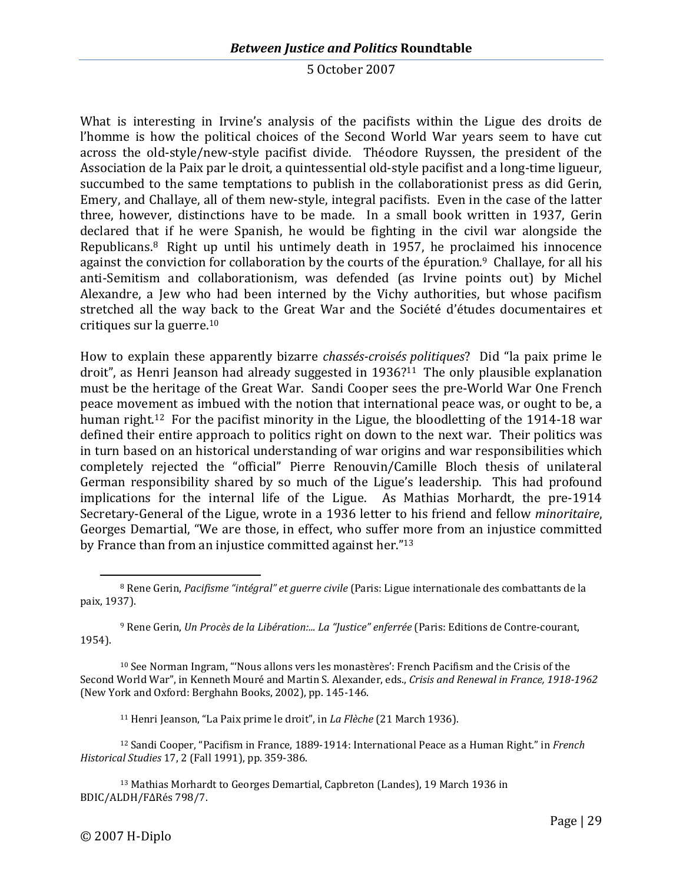What is interesting in Irvine's analysis of the pacifists within the Ligue des droits de l'homme is how the political choices of the Second World War years seem to have cut across the old-style/new-style pacifist divide. Théodore Ruyssen, the president of the Association de la Paix par le droit, a quintessential old-style pacifist and a long-time ligueur, succumbed to the same temptations to publish in the collaborationist press as did Gerin, Emery, and Challaye, all of them new-style, integral pacifists. Even in the case of the latter three, however, distinctions have to be made. In a small book written in 1937, Gerin declared that if he were Spanish, he would be fighting in the civil war alongside the Republicans.[8] Right up until his untimely death in 1957, he proclaimed his innocence against the conviction for collaboration by the courts of the épuration.[9] Challaye, for all his anti-Semitism and collaborationism, was defended (as Irvine points out) by Michel Alexandre, a Jew who had been interned by the Vichy authorities, but whose pacifism stretched all the way back to the Great War and the Société d'études documentaires et critiques sur la guerre.[10]

How to explain these apparently bizarre *chassés-croisés politiques*? Did "la paix prime le droit", as Henri Jeanson had already suggested in 1936?[11] The only plausible explanation must be the heritage of the Great War. Sandi Cooper sees the pre-World War One French peace movement as imbued with the notion that international peace was, or ought to be, a human right.[12] For the pacifist minority in the Ligue, the bloodletting of the 1914-18 war defined their entire approach to politics right on down to the next war. Their politics was in turn based on an historical understanding of war origins and war responsibilities which completely rejected the "official" Pierre Renouvin/Camille Bloch thesis of unilateral German responsibility shared by so much of the Ligue's leadership. This had profound implications for the internal life of the Ligue. As Mathias Morhardt, the pre-1914 Secretary-General of the Ligue, wrote in a 1936 letter to his friend and fellow *minoritaire*, Georges Demartial, "We are those, in effect, who suffer more from an injustice committed by France than from an injustice committed against her."[13]

---

[8] Rene Gerin, *Pacifisme "intégral" et guerre civile* (Paris: Ligue internationale des combattants de la paix, 1937).

[9] Rene Gerin, *Un Procès de la Libération:... La "Justice" enferrée* (Paris: Editions de Contre-courant, 1954).

[10] See Norman Ingram, "'Nous allons vers les monastères': French Pacifism and the Crisis of the Second World War", in Kenneth Mouré and Martin S. Alexander, eds., *Crisis and Renewal in France, 1918-1962* (New York and Oxford: Berghahn Books, 2002), pp. 145-146.

[11] Henri Jeanson, "La Paix prime le droit", in *La Flèche* (21 March 1936).

[12] Sandi Cooper, "Pacifism in France, 1889-1914: International Peace as a Human Right." in *French Historical Studies* 17, 2 (Fall 1991), pp. 359-386.

[13] Mathias Morhardt to Georges Demartial, Capbreton (Landes), 19 March 1936 in BDIC/ALDH/FΔRés 798/7.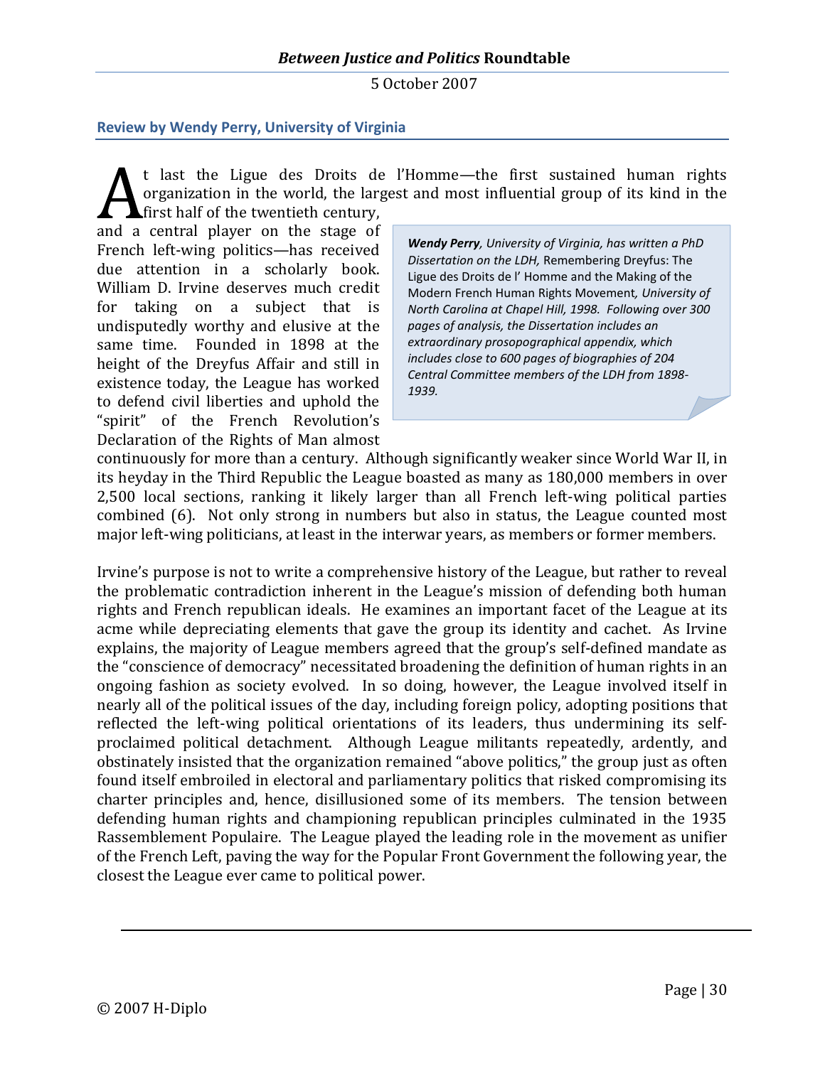### Review by Wendy Perry, University of Virginia

At last the Ligue des Droits de l'Homme—the first sustained human rights organization in the world, the largest and most influential group of its kind in the first half of the twentieth century, and a central player on the stage of French left-wing politics—has received due attention in a scholarly book. William D. Irvine deserves much credit for taking on a subject that is undisputedly worthy and elusive at the same time. Founded in 1898 at the height of the Dreyfus Affair and still in existence today, the League has worked to defend civil liberties and uphold the "spirit" of the French Revolution's Declaration of the Rights of Man almost continuously for more than a century. Although significantly weaker since World War II, in its heyday in the Third Republic the League boasted as many as 180,000 members in over 2,500 local sections, ranking it likely larger than all French left-wing political parties combined (6). Not only strong in numbers but also in status, the League counted most major left-wing politicians, at least in the interwar years, as members or former members.

> ***Wendy Perry**, University of Virginia, has written a PhD Dissertation on the LDH,* Remembering Dreyfus: The Ligue des Droits de l' Homme and the Making of the Modern French Human Rights Movement*, University of North Carolina at Chapel Hill, 1998. Following over 300 pages of analysis, the Dissertation includes an extraordinary prosopographical appendix, which includes close to 600 pages of biographies of 204 Central Committee members of the LDH from 1898-1939.*

Irvine's purpose is not to write a comprehensive history of the League, but rather to reveal the problematic contradiction inherent in the League's mission of defending both human rights and French republican ideals. He examines an important facet of the League at its acme while depreciating elements that gave the group its identity and cachet. As Irvine explains, the majority of League members agreed that the group's self-defined mandate as the "conscience of democracy" necessitated broadening the definition of human rights in an ongoing fashion as society evolved. In so doing, however, the League involved itself in nearly all of the political issues of the day, including foreign policy, adopting positions that reflected the left-wing political orientations of its leaders, thus undermining its self-proclaimed political detachment. Although League militants repeatedly, ardently, and obstinately insisted that the organization remained "above politics," the group just as often found itself embroiled in electoral and parliamentary politics that risked compromising its charter principles and, hence, disillusioned some of its members. The tension between defending human rights and championing republican principles culminated in the 1935 Rassemblement Populaire. The League played the leading role in the movement as unifier of the French Left, paving the way for the Popular Front Government the following year, the closest the League ever came to political power.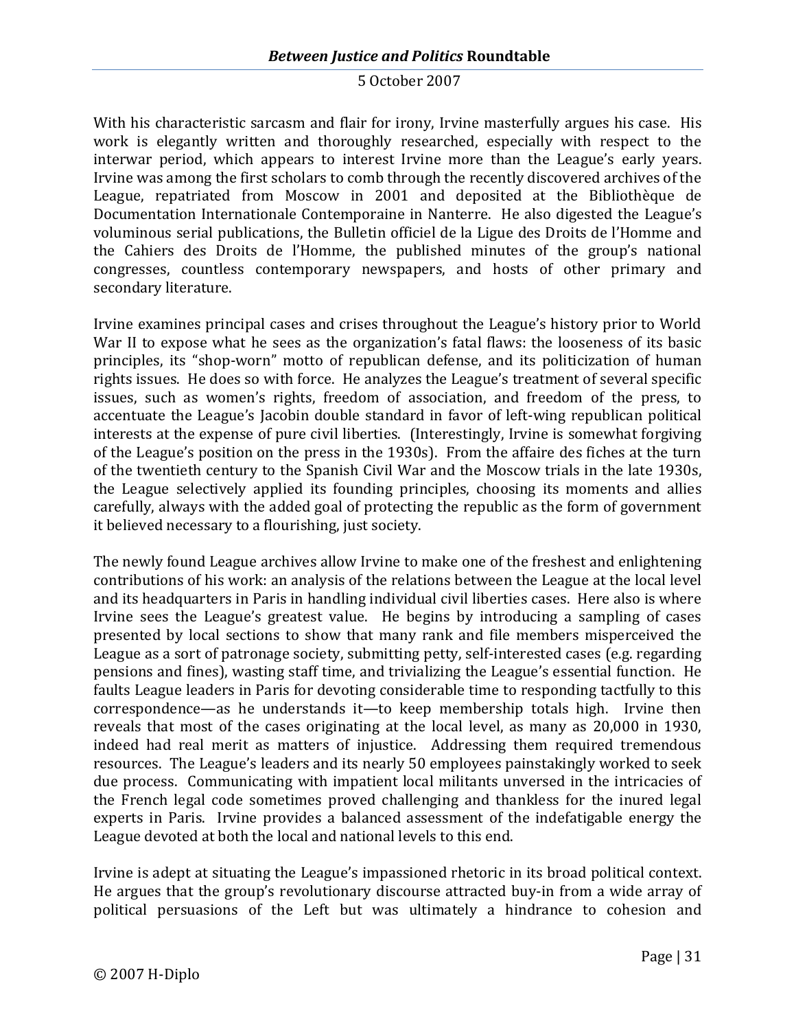With his characteristic sarcasm and flair for irony, Irvine masterfully argues his case. His work is elegantly written and thoroughly researched, especially with respect to the interwar period, which appears to interest Irvine more than the League's early years. Irvine was among the first scholars to comb through the recently discovered archives of the League, repatriated from Moscow in 2001 and deposited at the Bibliothèque de Documentation Internationale Contemporaine in Nanterre. He also digested the League's voluminous serial publications, the Bulletin officiel de la Ligue des Droits de l'Homme and the Cahiers des Droits de l'Homme, the published minutes of the group's national congresses, countless contemporary newspapers, and hosts of other primary and secondary literature.

Irvine examines principal cases and crises throughout the League's history prior to World War II to expose what he sees as the organization's fatal flaws: the looseness of its basic principles, its "shop-worn" motto of republican defense, and its politicization of human rights issues. He does so with force. He analyzes the League's treatment of several specific issues, such as women's rights, freedom of association, and freedom of the press, to accentuate the League's Jacobin double standard in favor of left-wing republican political interests at the expense of pure civil liberties. (Interestingly, Irvine is somewhat forgiving of the League's position on the press in the 1930s). From the affaire des fiches at the turn of the twentieth century to the Spanish Civil War and the Moscow trials in the late 1930s, the League selectively applied its founding principles, choosing its moments and allies carefully, always with the added goal of protecting the republic as the form of government it believed necessary to a flourishing, just society.

The newly found League archives allow Irvine to make one of the freshest and enlightening contributions of his work: an analysis of the relations between the League at the local level and its headquarters in Paris in handling individual civil liberties cases. Here also is where Irvine sees the League's greatest value. He begins by introducing a sampling of cases presented by local sections to show that many rank and file members misperceived the League as a sort of patronage society, submitting petty, self-interested cases (e.g. regarding pensions and fines), wasting staff time, and trivializing the League's essential function. He faults League leaders in Paris for devoting considerable time to responding tactfully to this correspondence—as he understands it—to keep membership totals high. Irvine then reveals that most of the cases originating at the local level, as many as 20,000 in 1930, indeed had real merit as matters of injustice. Addressing them required tremendous resources. The League's leaders and its nearly 50 employees painstakingly worked to seek due process. Communicating with impatient local militants unversed in the intricacies of the French legal code sometimes proved challenging and thankless for the inured legal experts in Paris. Irvine provides a balanced assessment of the indefatigable energy the League devoted at both the local and national levels to this end.

Irvine is adept at situating the League's impassioned rhetoric in its broad political context. He argues that the group's revolutionary discourse attracted buy-in from a wide array of political persuasions of the Left but was ultimately a hindrance to cohesion and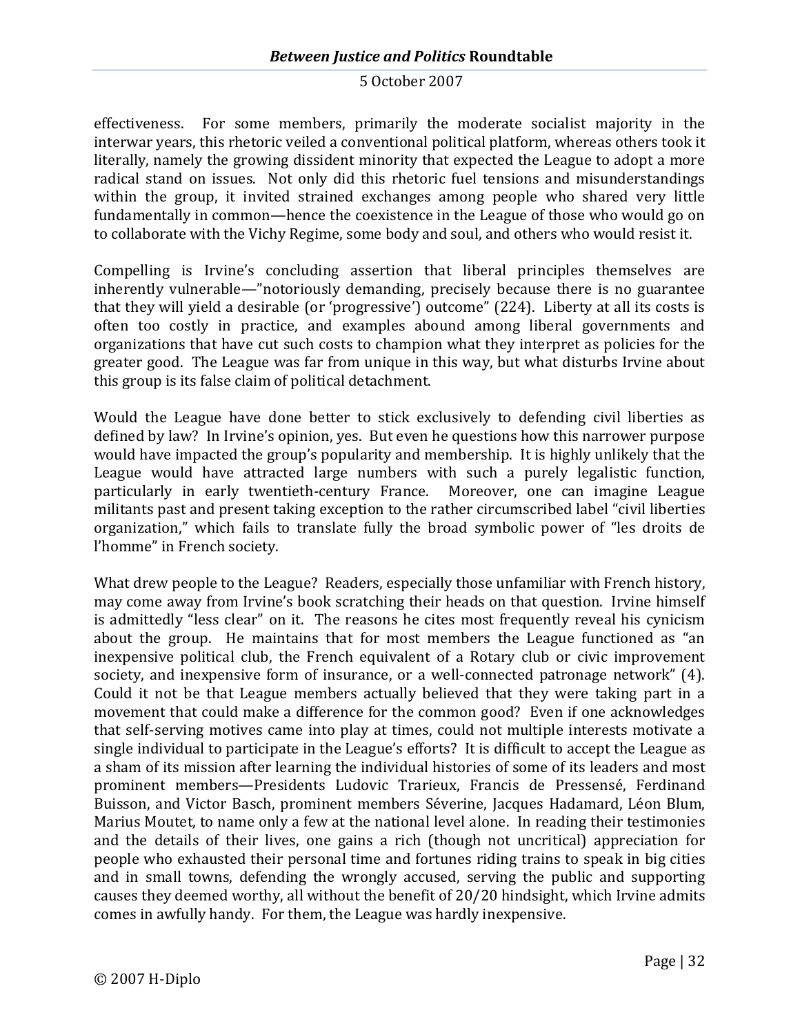effectiveness. For some members, primarily the moderate socialist majority in the interwar years, this rhetoric veiled a conventional political platform, whereas others took it literally, namely the growing dissident minority that expected the League to adopt a more radical stand on issues. Not only did this rhetoric fuel tensions and misunderstandings within the group, it invited strained exchanges among people who shared very little fundamentally in common—hence the coexistence in the League of those who would go on to collaborate with the Vichy Regime, some body and soul, and others who would resist it.

Compelling is Irvine's concluding assertion that liberal principles themselves are inherently vulnerable—"notoriously demanding, precisely because there is no guarantee that they will yield a desirable (or 'progressive') outcome" (224). Liberty at all its costs is often too costly in practice, and examples abound among liberal governments and organizations that have cut such costs to champion what they interpret as policies for the greater good. The League was far from unique in this way, but what disturbs Irvine about this group is its false claim of political detachment.

Would the League have done better to stick exclusively to defending civil liberties as defined by law? In Irvine's opinion, yes. But even he questions how this narrower purpose would have impacted the group's popularity and membership. It is highly unlikely that the League would have attracted large numbers with such a purely legalistic function, particularly in early twentieth-century France. Moreover, one can imagine League militants past and present taking exception to the rather circumscribed label "civil liberties organization," which fails to translate fully the broad symbolic power of "les droits de l'homme" in French society.

What drew people to the League? Readers, especially those unfamiliar with French history, may come away from Irvine's book scratching their heads on that question. Irvine himself is admittedly "less clear" on it. The reasons he cites most frequently reveal his cynicism about the group. He maintains that for most members the League functioned as "an inexpensive political club, the French equivalent of a Rotary club or civic improvement society, and inexpensive form of insurance, or a well-connected patronage network" (4). Could it not be that League members actually believed that they were taking part in a movement that could make a difference for the common good? Even if one acknowledges that self-serving motives came into play at times, could not multiple interests motivate a single individual to participate in the League's efforts? It is difficult to accept the League as a sham of its mission after learning the individual histories of some of its leaders and most prominent members—Presidents Ludovic Trarieux, Francis de Pressensé, Ferdinand Buisson, and Victor Basch, prominent members Séverine, Jacques Hadamard, Léon Blum, Marius Moutet, to name only a few at the national level alone. In reading their testimonies and the details of their lives, one gains a rich (though not uncritical) appreciation for people who exhausted their personal time and fortunes riding trains to speak in big cities and in small towns, defending the wrongly accused, serving the public and supporting causes they deemed worthy, all without the benefit of 20/20 hindsight, which Irvine admits comes in awfully handy. For them, the League was hardly inexpensive.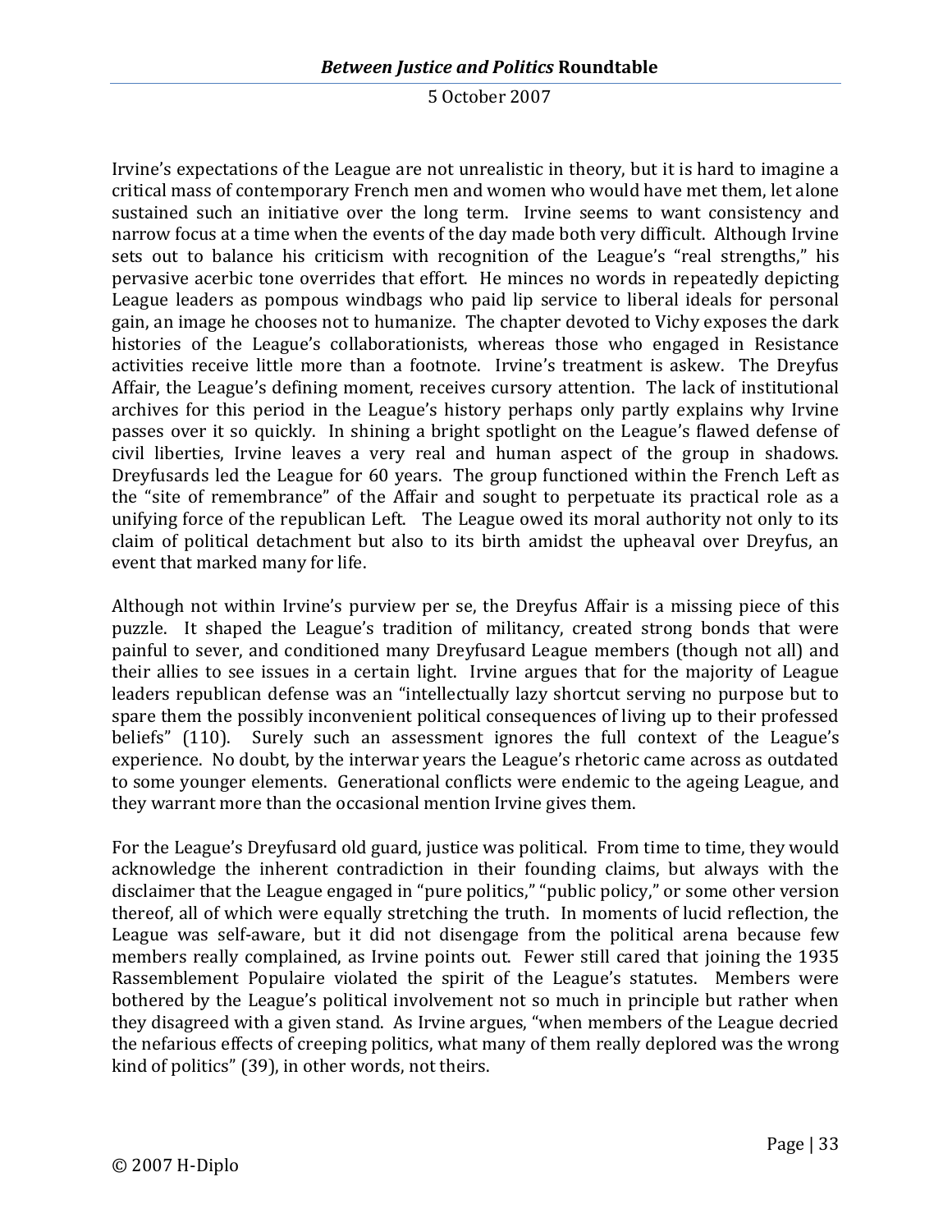Irvine's expectations of the League are not unrealistic in theory, but it is hard to imagine a critical mass of contemporary French men and women who would have met them, let alone sustained such an initiative over the long term. Irvine seems to want consistency and narrow focus at a time when the events of the day made both very difficult. Although Irvine sets out to balance his criticism with recognition of the League's "real strengths," his pervasive acerbic tone overrides that effort. He minces no words in repeatedly depicting League leaders as pompous windbags who paid lip service to liberal ideals for personal gain, an image he chooses not to humanize. The chapter devoted to Vichy exposes the dark histories of the League's collaborationists, whereas those who engaged in Resistance activities receive little more than a footnote. Irvine's treatment is askew. The Dreyfus Affair, the League's defining moment, receives cursory attention. The lack of institutional archives for this period in the League's history perhaps only partly explains why Irvine passes over it so quickly. In shining a bright spotlight on the League's flawed defense of civil liberties, Irvine leaves a very real and human aspect of the group in shadows. Dreyfusards led the League for 60 years. The group functioned within the French Left as the "site of remembrance" of the Affair and sought to perpetuate its practical role as a unifying force of the republican Left. The League owed its moral authority not only to its claim of political detachment but also to its birth amidst the upheaval over Dreyfus, an event that marked many for life.

Although not within Irvine's purview per se, the Dreyfus Affair is a missing piece of this puzzle. It shaped the League's tradition of militancy, created strong bonds that were painful to sever, and conditioned many Dreyfusard League members (though not all) and their allies to see issues in a certain light. Irvine argues that for the majority of League leaders republican defense was an "intellectually lazy shortcut serving no purpose but to spare them the possibly inconvenient political consequences of living up to their professed beliefs" (110). Surely such an assessment ignores the full context of the League's experience. No doubt, by the interwar years the League's rhetoric came across as outdated to some younger elements. Generational conflicts were endemic to the ageing League, and they warrant more than the occasional mention Irvine gives them.

For the League's Dreyfusard old guard, justice was political. From time to time, they would acknowledge the inherent contradiction in their founding claims, but always with the disclaimer that the League engaged in "pure politics," "public policy," or some other version thereof, all of which were equally stretching the truth. In moments of lucid reflection, the League was self-aware, but it did not disengage from the political arena because few members really complained, as Irvine points out. Fewer still cared that joining the 1935 Rassemblement Populaire violated the spirit of the League's statutes. Members were bothered by the League's political involvement not so much in principle but rather when they disagreed with a given stand. As Irvine argues, "when members of the League decried the nefarious effects of creeping politics, what many of them really deplored was the wrong kind of politics" (39), in other words, not theirs.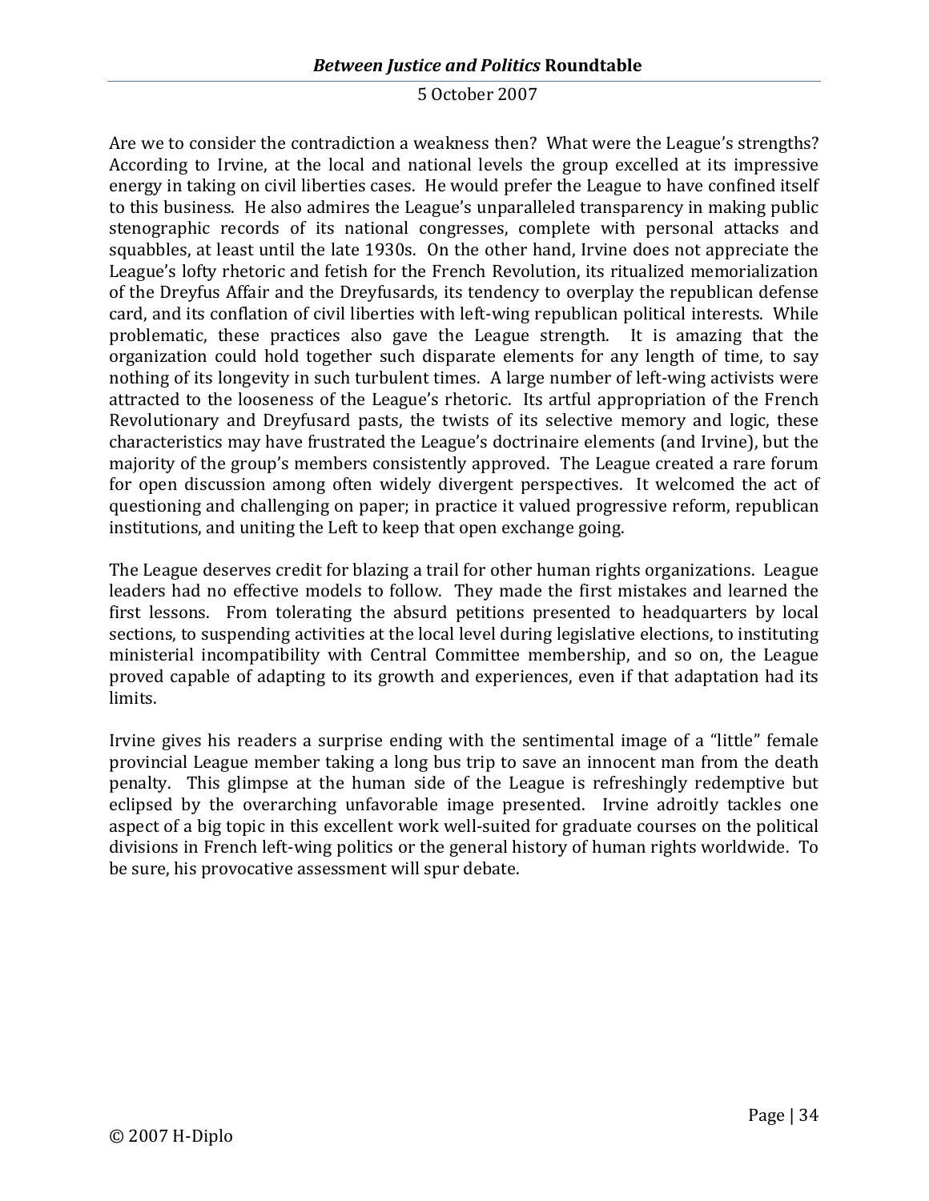Are we to consider the contradiction a weakness then? What were the League's strengths? According to Irvine, at the local and national levels the group excelled at its impressive energy in taking on civil liberties cases. He would prefer the League to have confined itself to this business. He also admires the League's unparalleled transparency in making public stenographic records of its national congresses, complete with personal attacks and squabbles, at least until the late 1930s. On the other hand, Irvine does not appreciate the League's lofty rhetoric and fetish for the French Revolution, its ritualized memorialization of the Dreyfus Affair and the Dreyfusards, its tendency to overplay the republican defense card, and its conflation of civil liberties with left-wing republican political interests. While problematic, these practices also gave the League strength. It is amazing that the organization could hold together such disparate elements for any length of time, to say nothing of its longevity in such turbulent times. A large number of left-wing activists were attracted to the looseness of the League's rhetoric. Its artful appropriation of the French Revolutionary and Dreyfusard pasts, the twists of its selective memory and logic, these characteristics may have frustrated the League's doctrinaire elements (and Irvine), but the majority of the group's members consistently approved. The League created a rare forum for open discussion among often widely divergent perspectives. It welcomed the act of questioning and challenging on paper; in practice it valued progressive reform, republican institutions, and uniting the Left to keep that open exchange going.

The League deserves credit for blazing a trail for other human rights organizations. League leaders had no effective models to follow. They made the first mistakes and learned the first lessons. From tolerating the absurd petitions presented to headquarters by local sections, to suspending activities at the local level during legislative elections, to instituting ministerial incompatibility with Central Committee membership, and so on, the League proved capable of adapting to its growth and experiences, even if that adaptation had its limits.

Irvine gives his readers a surprise ending with the sentimental image of a "little" female provincial League member taking a long bus trip to save an innocent man from the death penalty. This glimpse at the human side of the League is refreshingly redemptive but eclipsed by the overarching unfavorable image presented. Irvine adroitly tackles one aspect of a big topic in this excellent work well-suited for graduate courses on the political divisions in French left-wing politics or the general history of human rights worldwide. To be sure, his provocative assessment will spur debate.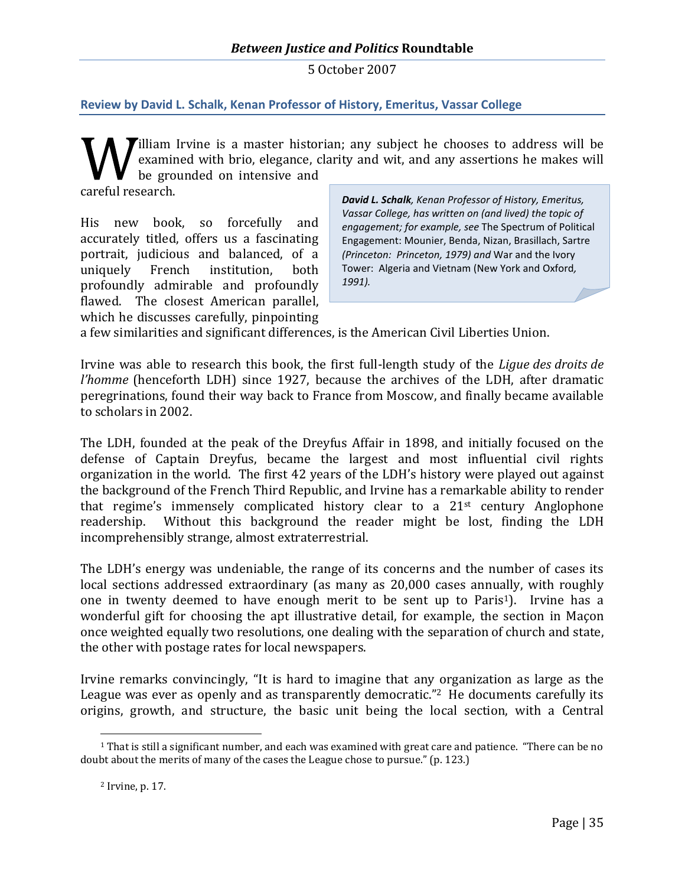**Review by David L. Schalk, Kenan Professor of History, Emeritus, Vassar College**

William Irvine is a master historian; any subject he chooses to address will be examined with brio, elegance, clarity and wit, and any assertions he makes will be grounded on intensive and careful research.

> ***David L. Schalk**, Kenan Professor of History, Emeritus, Vassar College, has written on (and lived) the topic of engagement; for example, see* The Spectrum of Political Engagement: Mounier, Benda, Nizan, Brasillach, Sartre *(Princeton: Princeton, 1979) and* War and the Ivory Tower: Algeria and Vietnam (New York and Oxford*, 1991).*

His new book, so forcefully and accurately titled, offers us a fascinating portrait, judicious and balanced, of a uniquely French institution, both profoundly admirable and profoundly flawed. The closest American parallel, which he discusses carefully, pinpointing a few similarities and significant differences, is the American Civil Liberties Union.

Irvine was able to research this book, the first full-length study of the *Ligue des droits de l'homme* (henceforth LDH) since 1927, because the archives of the LDH, after dramatic peregrinations, found their way back to France from Moscow, and finally became available to scholars in 2002.

The LDH, founded at the peak of the Dreyfus Affair in 1898, and initially focused on the defense of Captain Dreyfus, became the largest and most influential civil rights organization in the world. The first 42 years of the LDH's history were played out against the background of the French Third Republic, and Irvine has a remarkable ability to render that regime's immensely complicated history clear to a 21st century Anglophone readership. Without this background the reader might be lost, finding the LDH incomprehensibly strange, almost extraterrestrial.

The LDH's energy was undeniable, the range of its concerns and the number of cases its local sections addressed extraordinary (as many as 20,000 cases annually, with roughly one in twenty deemed to have enough merit to be sent up to Paris[1]). Irvine has a wonderful gift for choosing the apt illustrative detail, for example, the section in Maçon once weighted equally two resolutions, one dealing with the separation of church and state, the other with postage rates for local newspapers.

Irvine remarks convincingly, "It is hard to imagine that any organization as large as the League was ever as openly and as transparently democratic."[2] He documents carefully its origins, growth, and structure, the basic unit being the local section, with a Central

---

[1] That is still a significant number, and each was examined with great care and patience. "There can be no doubt about the merits of many of the cases the League chose to pursue." (p. 123.)

[2] Irvine, p. 17.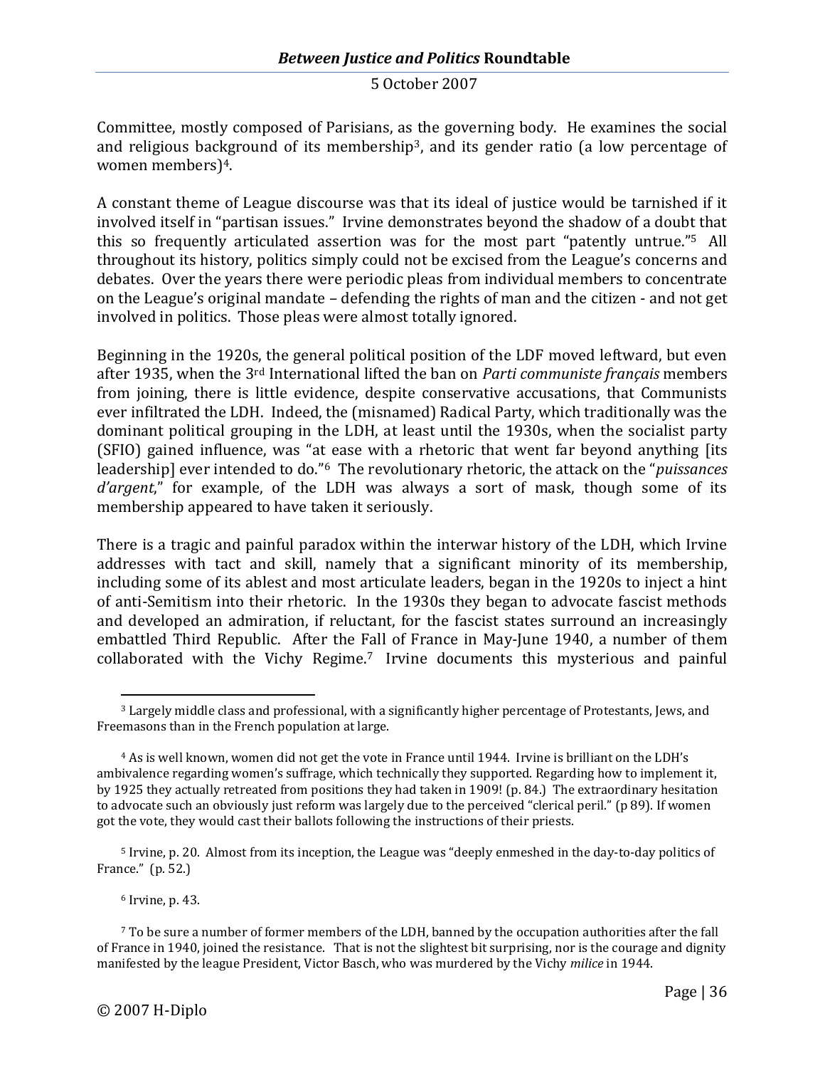Committee, mostly composed of Parisians, as the governing body. He examines the social and religious background of its membership[3], and its gender ratio (a low percentage of women members)[4].

A constant theme of League discourse was that its ideal of justice would be tarnished if it involved itself in "partisan issues." Irvine demonstrates beyond the shadow of a doubt that this so frequently articulated assertion was for the most part "patently untrue."[5] All throughout its history, politics simply could not be excised from the League's concerns and debates. Over the years there were periodic pleas from individual members to concentrate on the League's original mandate – defending the rights of man and the citizen - and not get involved in politics. Those pleas were almost totally ignored.

Beginning in the 1920s, the general political position of the LDF moved leftward, but even after 1935, when the 3rd International lifted the ban on *Parti communiste français* members from joining, there is little evidence, despite conservative accusations, that Communists ever infiltrated the LDH. Indeed, the (misnamed) Radical Party, which traditionally was the dominant political grouping in the LDH, at least until the 1930s, when the socialist party (SFIO) gained influence, was "at ease with a rhetoric that went far beyond anything [its leadership] ever intended to do."[6] The revolutionary rhetoric, the attack on the "*puissances d'argent*," for example, of the LDH was always a sort of mask, though some of its membership appeared to have taken it seriously.

There is a tragic and painful paradox within the interwar history of the LDH, which Irvine addresses with tact and skill, namely that a significant minority of its membership, including some of its ablest and most articulate leaders, began in the 1920s to inject a hint of anti-Semitism into their rhetoric. In the 1930s they began to advocate fascist methods and developed an admiration, if reluctant, for the fascist states surround an increasingly embattled Third Republic. After the Fall of France in May-June 1940, a number of them collaborated with the Vichy Regime.[7] Irvine documents this mysterious and painful

---

[3] Largely middle class and professional, with a significantly higher percentage of Protestants, Jews, and Freemasons than in the French population at large.

[4] As is well known, women did not get the vote in France until 1944. Irvine is brilliant on the LDH's ambivalence regarding women's suffrage, which technically they supported. Regarding how to implement it, by 1925 they actually retreated from positions they had taken in 1909! (p. 84.) The extraordinary hesitation to advocate such an obviously just reform was largely due to the perceived "clerical peril." (p 89). If women got the vote, they would cast their ballots following the instructions of their priests.

[5] Irvine, p. 20. Almost from its inception, the League was "deeply enmeshed in the day-to-day politics of France." (p. 52.)

[6] Irvine, p. 43.

[7] To be sure a number of former members of the LDH, banned by the occupation authorities after the fall of France in 1940, joined the resistance. That is not the slightest bit surprising, nor is the courage and dignity manifested by the league President, Victor Basch, who was murdered by the Vichy *milice* in 1944.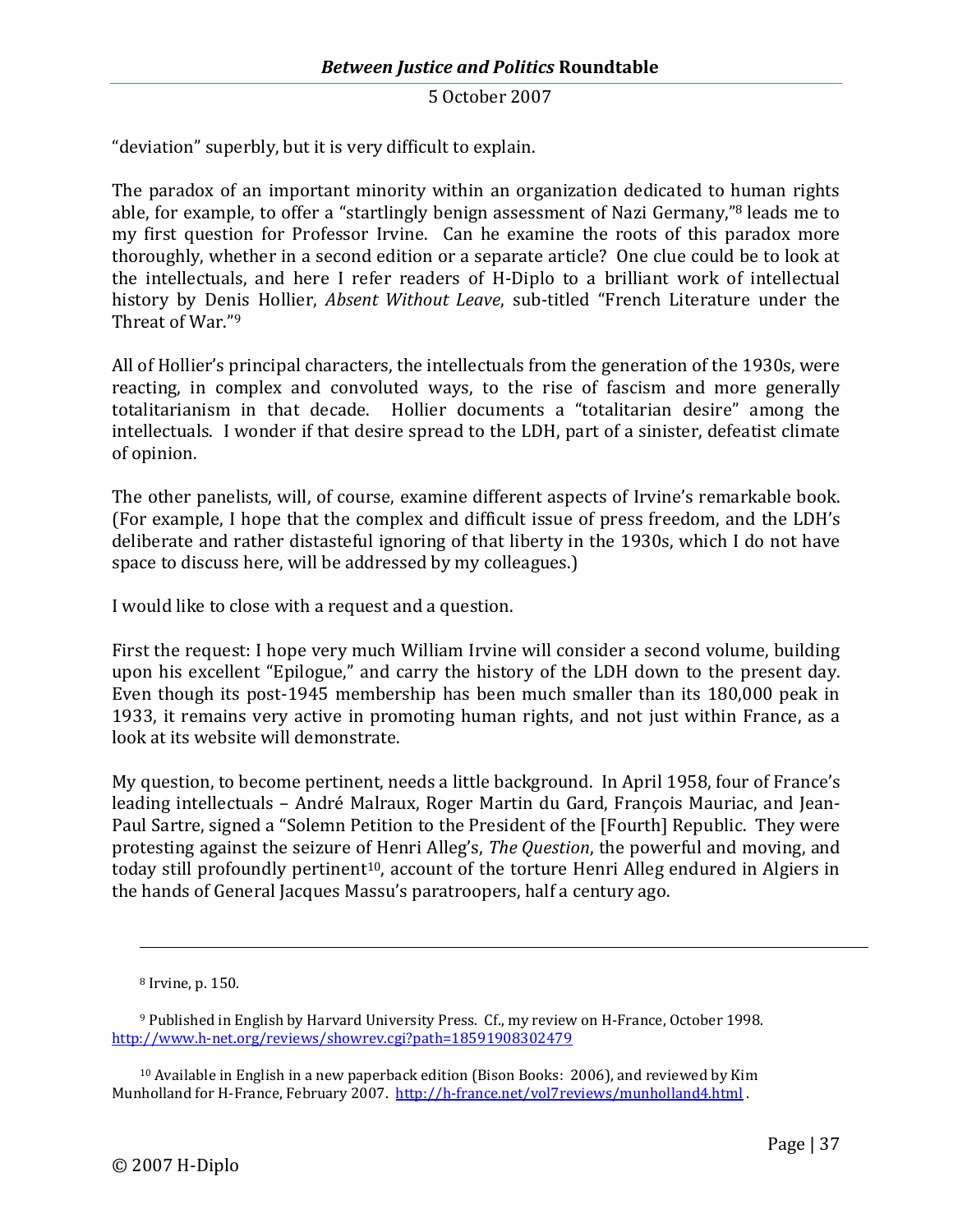"deviation" superbly, but it is very difficult to explain.

The paradox of an important minority within an organization dedicated to human rights able, for example, to offer a "startlingly benign assessment of Nazi Germany,"[8] leads me to my first question for Professor Irvine. Can he examine the roots of this paradox more thoroughly, whether in a second edition or a separate article? One clue could be to look at the intellectuals, and here I refer readers of H-Diplo to a brilliant work of intellectual history by Denis Hollier, *Absent Without Leave*, sub-titled "French Literature under the Threat of War."[9]

All of Hollier's principal characters, the intellectuals from the generation of the 1930s, were reacting, in complex and convoluted ways, to the rise of fascism and more generally totalitarianism in that decade. Hollier documents a "totalitarian desire" among the intellectuals. I wonder if that desire spread to the LDH, part of a sinister, defeatist climate of opinion.

The other panelists, will, of course, examine different aspects of Irvine's remarkable book. (For example, I hope that the complex and difficult issue of press freedom, and the LDH's deliberate and rather distasteful ignoring of that liberty in the 1930s, which I do not have space to discuss here, will be addressed by my colleagues.)

I would like to close with a request and a question.

First the request: I hope very much William Irvine will consider a second volume, building upon his excellent "Epilogue," and carry the history of the LDH down to the present day. Even though its post-1945 membership has been much smaller than its 180,000 peak in 1933, it remains very active in promoting human rights, and not just within France, as a look at its website will demonstrate.

My question, to become pertinent, needs a little background. In April 1958, four of France's leading intellectuals – André Malraux, Roger Martin du Gard, François Mauriac, and Jean-Paul Sartre, signed a "Solemn Petition to the President of the [Fourth] Republic. They were protesting against the seizure of Henri Alleg's, *The Question*, the powerful and moving, and today still profoundly pertinent[10], account of the torture Henri Alleg endured in Algiers in the hands of General Jacques Massu's paratroopers, half a century ago.

---

[8] Irvine, p. 150.

[9] Published in English by Harvard University Press. Cf., my review on H-France, October 1998. http://www.h-net.org/reviews/showrev.cgi?path=18591908302479

[10] Available in English in a new paperback edition (Bison Books: 2006), and reviewed by Kim Munholland for H-France, February 2007. http://h-france.net/vol7reviews/munholland4.html .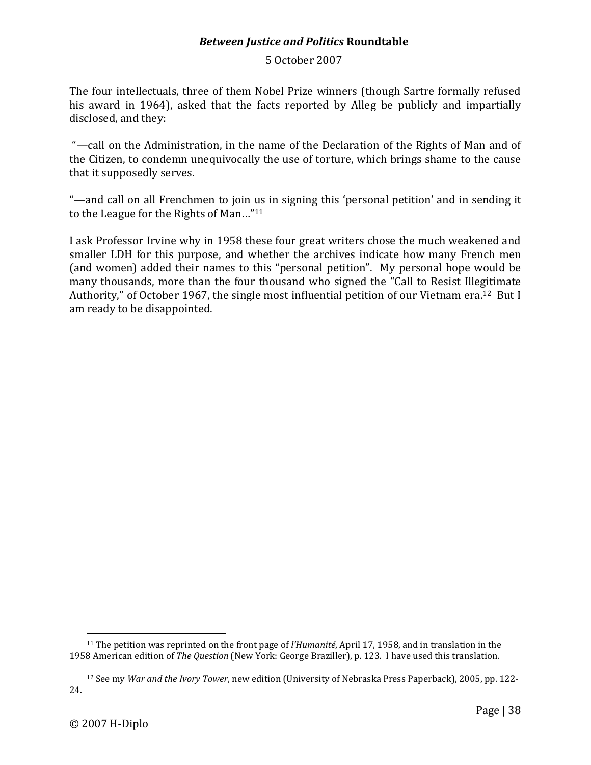The four intellectuals, three of them Nobel Prize winners (though Sartre formally refused his award in 1964), asked that the facts reported by Alleg be publicly and impartially disclosed, and they:

"—call on the Administration, in the name of the Declaration of the Rights of Man and of the Citizen, to condemn unequivocally the use of torture, which brings shame to the cause that it supposedly serves.

"—and call on all Frenchmen to join us in signing this 'personal petition' and in sending it to the League for the Rights of Man…"[11]

I ask Professor Irvine why in 1958 these four great writers chose the much weakened and smaller LDH for this purpose, and whether the archives indicate how many French men (and women) added their names to this "personal petition". My personal hope would be many thousands, more than the four thousand who signed the "Call to Resist Illegitimate Authority," of October 1967, the single most influential petition of our Vietnam era.[12] But I am ready to be disappointed.

---

[11] The petition was reprinted on the front page of *l'Humanité*, April 17, 1958, and in translation in the 1958 American edition of *The Question* (New York: George Braziller), p. 123. I have used this translation.

[12] See my *War and the Ivory Tower*, new edition (University of Nebraska Press Paperback), 2005, pp. 122-24.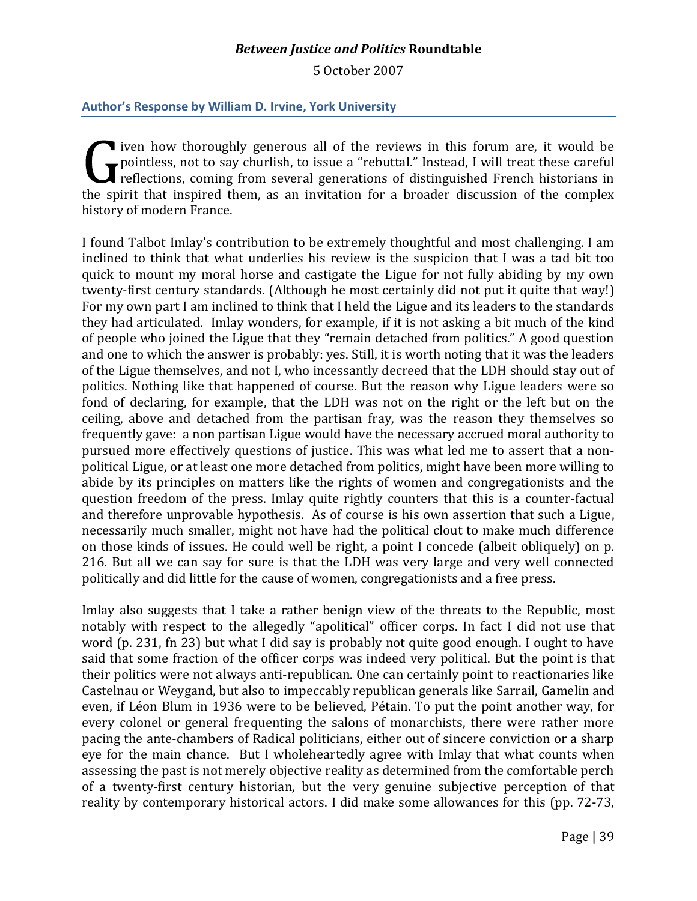## Author's Response by William D. Irvine, York University

Given how thoroughly generous all of the reviews in this forum are, it would be pointless, not to say churlish, to issue a "rebuttal." Instead, I will treat these careful reflections, coming from several generations of distinguished French historians in the spirit that inspired them, as an invitation for a broader discussion of the complex history of modern France.

I found Talbot Imlay's contribution to be extremely thoughtful and most challenging. I am inclined to think that what underlies his review is the suspicion that I was a tad bit too quick to mount my moral horse and castigate the Ligue for not fully abiding by my own twenty-first century standards. (Although he most certainly did not put it quite that way!) For my own part I am inclined to think that I held the Ligue and its leaders to the standards they had articulated. Imlay wonders, for example, if it is not asking a bit much of the kind of people who joined the Ligue that they "remain detached from politics." A good question and one to which the answer is probably: yes. Still, it is worth noting that it was the leaders of the Ligue themselves, and not I, who incessantly decreed that the LDH should stay out of politics. Nothing like that happened of course. But the reason why Ligue leaders were so fond of declaring, for example, that the LDH was not on the right or the left but on the ceiling, above and detached from the partisan fray, was the reason they themselves so frequently gave: a non partisan Ligue would have the necessary accrued moral authority to pursued more effectively questions of justice. This was what led me to assert that a non-political Ligue, or at least one more detached from politics, might have been more willing to abide by its principles on matters like the rights of women and congregationists and the question freedom of the press. Imlay quite rightly counters that this is a counter-factual and therefore unprovable hypothesis. As of course is his own assertion that such a Ligue, necessarily much smaller, might not have had the political clout to make much difference on those kinds of issues. He could well be right, a point I concede (albeit obliquely) on p. 216. But all we can say for sure is that the LDH was very large and very well connected politically and did little for the cause of women, congregationists and a free press.

Imlay also suggests that I take a rather benign view of the threats to the Republic, most notably with respect to the allegedly "apolitical" officer corps. In fact I did not use that word (p. 231, fn 23) but what I did say is probably not quite good enough. I ought to have said that some fraction of the officer corps was indeed very political. But the point is that their politics were not always anti-republican. One can certainly point to reactionaries like Castelnau or Weygand, but also to impeccably republican generals like Sarrail, Gamelin and even, if Léon Blum in 1936 were to be believed, Pétain. To put the point another way, for every colonel or general frequenting the salons of monarchists, there were rather more pacing the ante-chambers of Radical politicians, either out of sincere conviction or a sharp eye for the main chance. But I wholeheartedly agree with Imlay that what counts when assessing the past is not merely objective reality as determined from the comfortable perch of a twenty-first century historian, but the very genuine subjective perception of that reality by contemporary historical actors. I did make some allowances for this (pp. 72-73,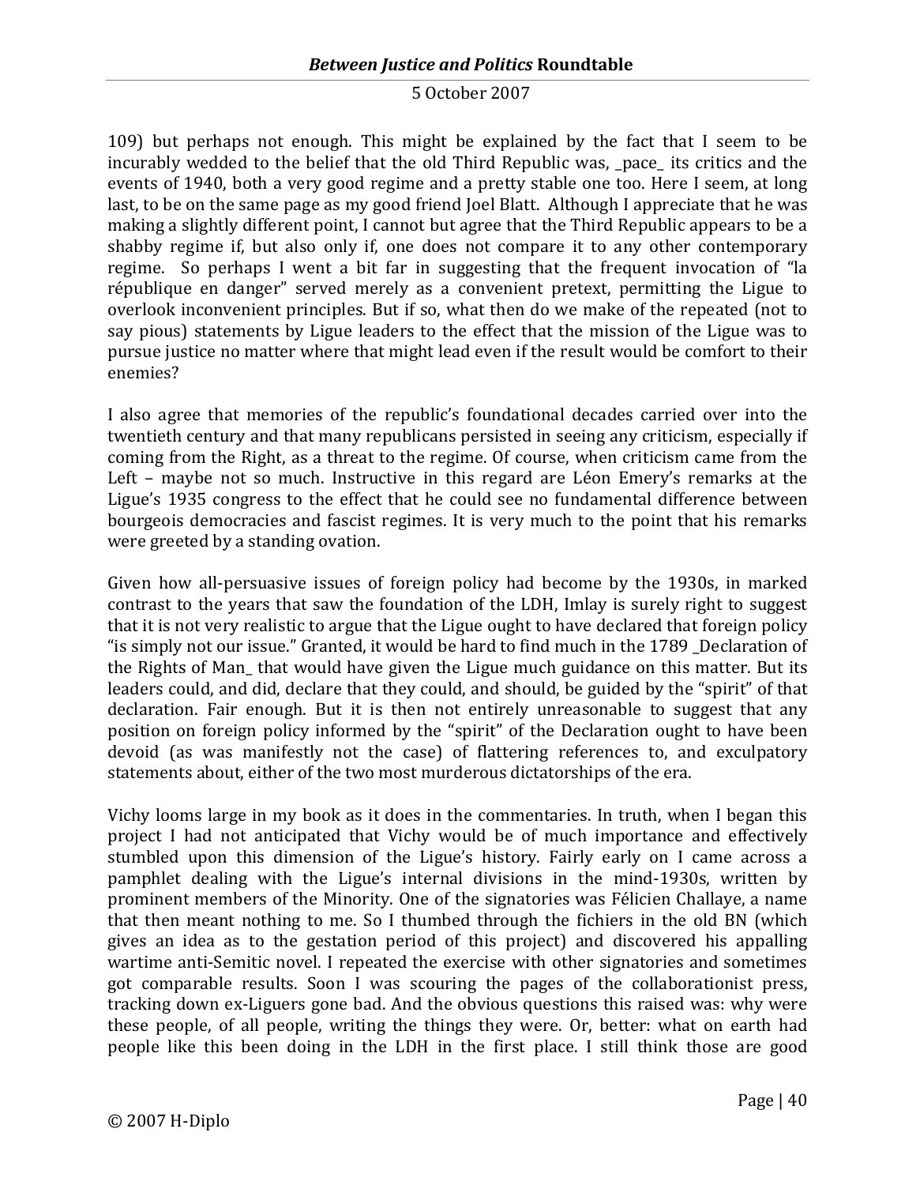109) but perhaps not enough. This might be explained by the fact that I seem to be incurably wedded to the belief that the old Third Republic was, _pace_ its critics and the events of 1940, both a very good regime and a pretty stable one too. Here I seem, at long last, to be on the same page as my good friend Joel Blatt. Although I appreciate that he was making a slightly different point, I cannot but agree that the Third Republic appears to be a shabby regime if, but also only if, one does not compare it to any other contemporary regime. So perhaps I went a bit far in suggesting that the frequent invocation of "la république en danger" served merely as a convenient pretext, permitting the Ligue to overlook inconvenient principles. But if so, what then do we make of the repeated (not to say pious) statements by Ligue leaders to the effect that the mission of the Ligue was to pursue justice no matter where that might lead even if the result would be comfort to their enemies?

I also agree that memories of the republic's foundational decades carried over into the twentieth century and that many republicans persisted in seeing any criticism, especially if coming from the Right, as a threat to the regime. Of course, when criticism came from the Left – maybe not so much. Instructive in this regard are Léon Emery's remarks at the Ligue's 1935 congress to the effect that he could see no fundamental difference between bourgeois democracies and fascist regimes. It is very much to the point that his remarks were greeted by a standing ovation.

Given how all-persuasive issues of foreign policy had become by the 1930s, in marked contrast to the years that saw the foundation of the LDH, Imlay is surely right to suggest that it is not very realistic to argue that the Ligue ought to have declared that foreign policy "is simply not our issue." Granted, it would be hard to find much in the 1789 _Declaration of the Rights of Man_ that would have given the Ligue much guidance on this matter. But its leaders could, and did, declare that they could, and should, be guided by the "spirit" of that declaration. Fair enough. But it is then not entirely unreasonable to suggest that any position on foreign policy informed by the "spirit" of the Declaration ought to have been devoid (as was manifestly not the case) of flattering references to, and exculpatory statements about, either of the two most murderous dictatorships of the era.

Vichy looms large in my book as it does in the commentaries. In truth, when I began this project I had not anticipated that Vichy would be of much importance and effectively stumbled upon this dimension of the Ligue's history. Fairly early on I came across a pamphlet dealing with the Ligue's internal divisions in the mind-1930s, written by prominent members of the Minority. One of the signatories was Félicien Challaye, a name that then meant nothing to me. So I thumbed through the fichiers in the old BN (which gives an idea as to the gestation period of this project) and discovered his appalling wartime anti-Semitic novel. I repeated the exercise with other signatories and sometimes got comparable results. Soon I was scouring the pages of the collaborationist press, tracking down ex-Liguers gone bad. And the obvious questions this raised was: why were these people, of all people, writing the things they were. Or, better: what on earth had people like this been doing in the LDH in the first place. I still think those are good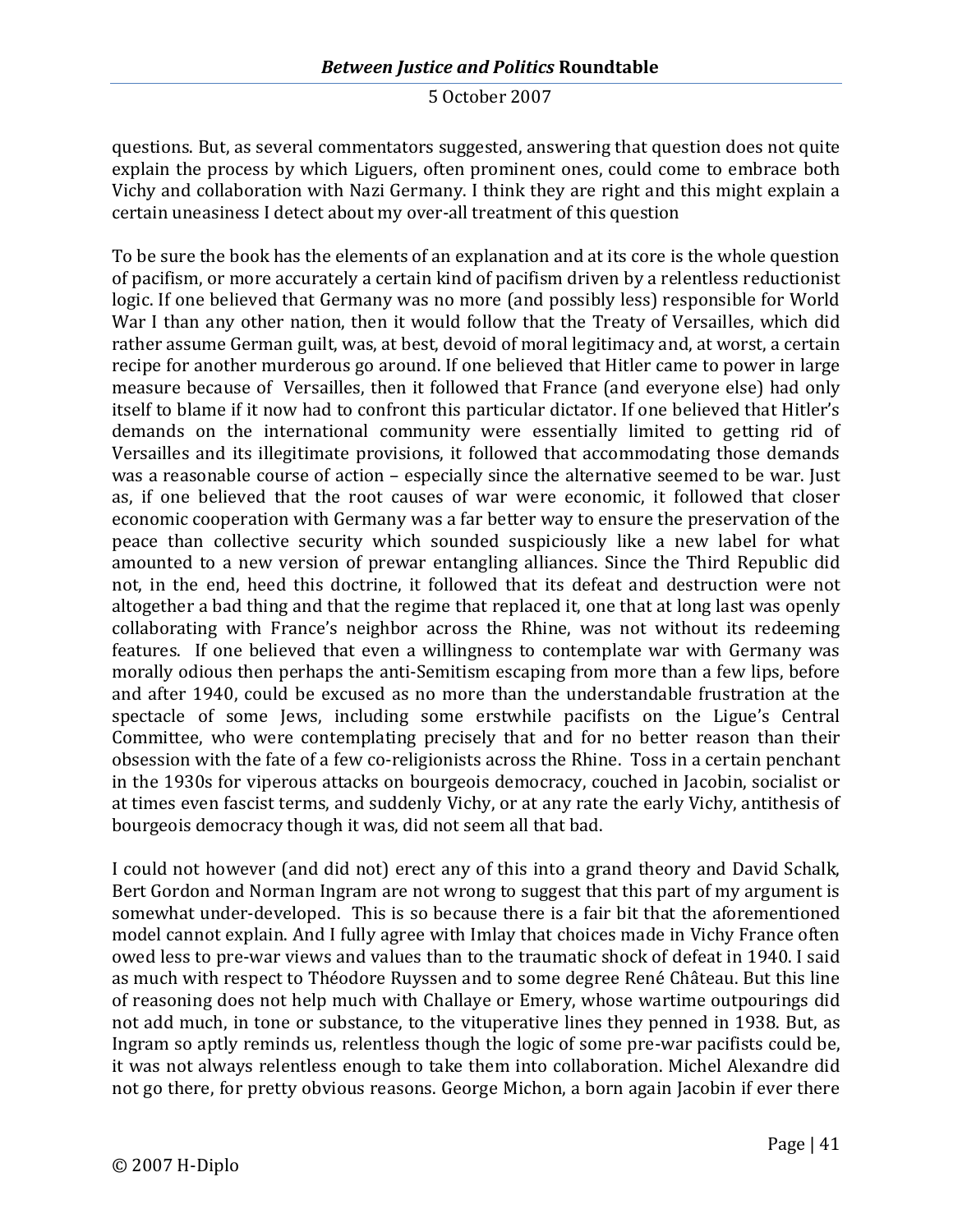questions. But, as several commentators suggested, answering that question does not quite explain the process by which Liguers, often prominent ones, could come to embrace both Vichy and collaboration with Nazi Germany. I think they are right and this might explain a certain uneasiness I detect about my over-all treatment of this question

To be sure the book has the elements of an explanation and at its core is the whole question of pacifism, or more accurately a certain kind of pacifism driven by a relentless reductionist logic. If one believed that Germany was no more (and possibly less) responsible for World War I than any other nation, then it would follow that the Treaty of Versailles, which did rather assume German guilt, was, at best, devoid of moral legitimacy and, at worst, a certain recipe for another murderous go around. If one believed that Hitler came to power in large measure because of Versailles, then it followed that France (and everyone else) had only itself to blame if it now had to confront this particular dictator. If one believed that Hitler's demands on the international community were essentially limited to getting rid of Versailles and its illegitimate provisions, it followed that accommodating those demands was a reasonable course of action – especially since the alternative seemed to be war. Just as, if one believed that the root causes of war were economic, it followed that closer economic cooperation with Germany was a far better way to ensure the preservation of the peace than collective security which sounded suspiciously like a new label for what amounted to a new version of prewar entangling alliances. Since the Third Republic did not, in the end, heed this doctrine, it followed that its defeat and destruction were not altogether a bad thing and that the regime that replaced it, one that at long last was openly collaborating with France's neighbor across the Rhine, was not without its redeeming features. If one believed that even a willingness to contemplate war with Germany was morally odious then perhaps the anti-Semitism escaping from more than a few lips, before and after 1940, could be excused as no more than the understandable frustration at the spectacle of some Jews, including some erstwhile pacifists on the Ligue's Central Committee, who were contemplating precisely that and for no better reason than their obsession with the fate of a few co-religionists across the Rhine. Toss in a certain penchant in the 1930s for viperous attacks on bourgeois democracy, couched in Jacobin, socialist or at times even fascist terms, and suddenly Vichy, or at any rate the early Vichy, antithesis of bourgeois democracy though it was, did not seem all that bad.

I could not however (and did not) erect any of this into a grand theory and David Schalk, Bert Gordon and Norman Ingram are not wrong to suggest that this part of my argument is somewhat under-developed. This is so because there is a fair bit that the aforementioned model cannot explain. And I fully agree with Imlay that choices made in Vichy France often owed less to pre-war views and values than to the traumatic shock of defeat in 1940. I said as much with respect to Théodore Ruyssen and to some degree René Château. But this line of reasoning does not help much with Challaye or Emery, whose wartime outpourings did not add much, in tone or substance, to the vituperative lines they penned in 1938. But, as Ingram so aptly reminds us, relentless though the logic of some pre-war pacifists could be, it was not always relentless enough to take them into collaboration. Michel Alexandre did not go there, for pretty obvious reasons. George Michon, a born again Jacobin if ever there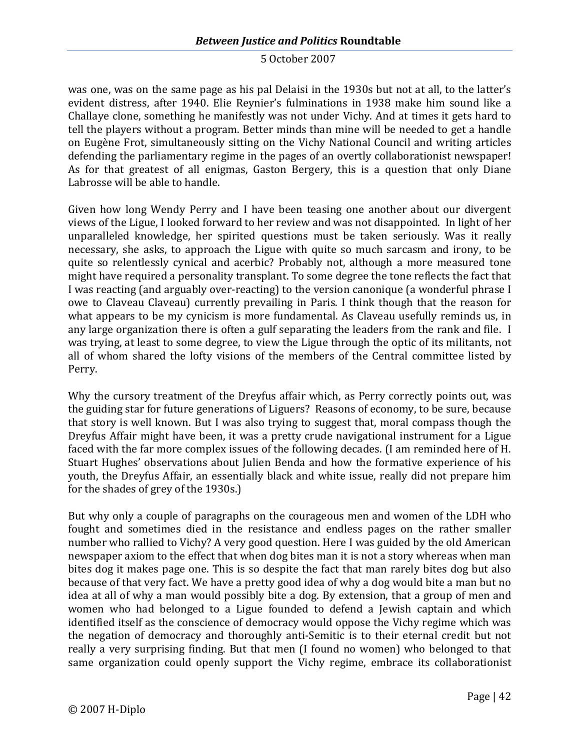was one, was on the same page as his pal Delaisi in the 1930s but not at all, to the latter's evident distress, after 1940. Elie Reynier's fulminations in 1938 make him sound like a Challaye clone, something he manifestly was not under Vichy. And at times it gets hard to tell the players without a program. Better minds than mine will be needed to get a handle on Eugène Frot, simultaneously sitting on the Vichy National Council and writing articles defending the parliamentary regime in the pages of an overtly collaborationist newspaper! As for that greatest of all enigmas, Gaston Bergery, this is a question that only Diane Labrosse will be able to handle.

Given how long Wendy Perry and I have been teasing one another about our divergent views of the Ligue, I looked forward to her review and was not disappointed. In light of her unparalleled knowledge, her spirited questions must be taken seriously. Was it really necessary, she asks, to approach the Ligue with quite so much sarcasm and irony, to be quite so relentlessly cynical and acerbic? Probably not, although a more measured tone might have required a personality transplant. To some degree the tone reflects the fact that I was reacting (and arguably over-reacting) to the version canonique (a wonderful phrase I owe to Claveau Claveau) currently prevailing in Paris. I think though that the reason for what appears to be my cynicism is more fundamental. As Claveau usefully reminds us, in any large organization there is often a gulf separating the leaders from the rank and file. I was trying, at least to some degree, to view the Ligue through the optic of its militants, not all of whom shared the lofty visions of the members of the Central committee listed by Perry.

Why the cursory treatment of the Dreyfus affair which, as Perry correctly points out, was the guiding star for future generations of Liguers? Reasons of economy, to be sure, because that story is well known. But I was also trying to suggest that, moral compass though the Dreyfus Affair might have been, it was a pretty crude navigational instrument for a Ligue faced with the far more complex issues of the following decades. (I am reminded here of H. Stuart Hughes' observations about Julien Benda and how the formative experience of his youth, the Dreyfus Affair, an essentially black and white issue, really did not prepare him for the shades of grey of the 1930s.)

But why only a couple of paragraphs on the courageous men and women of the LDH who fought and sometimes died in the resistance and endless pages on the rather smaller number who rallied to Vichy? A very good question. Here I was guided by the old American newspaper axiom to the effect that when dog bites man it is not a story whereas when man bites dog it makes page one. This is so despite the fact that man rarely bites dog but also because of that very fact. We have a pretty good idea of why a dog would bite a man but no idea at all of why a man would possibly bite a dog. By extension, that a group of men and women who had belonged to a Ligue founded to defend a Jewish captain and which identified itself as the conscience of democracy would oppose the Vichy regime which was the negation of democracy and thoroughly anti-Semitic is to their eternal credit but not really a very surprising finding. But that men (I found no women) who belonged to that same organization could openly support the Vichy regime, embrace its collaborationist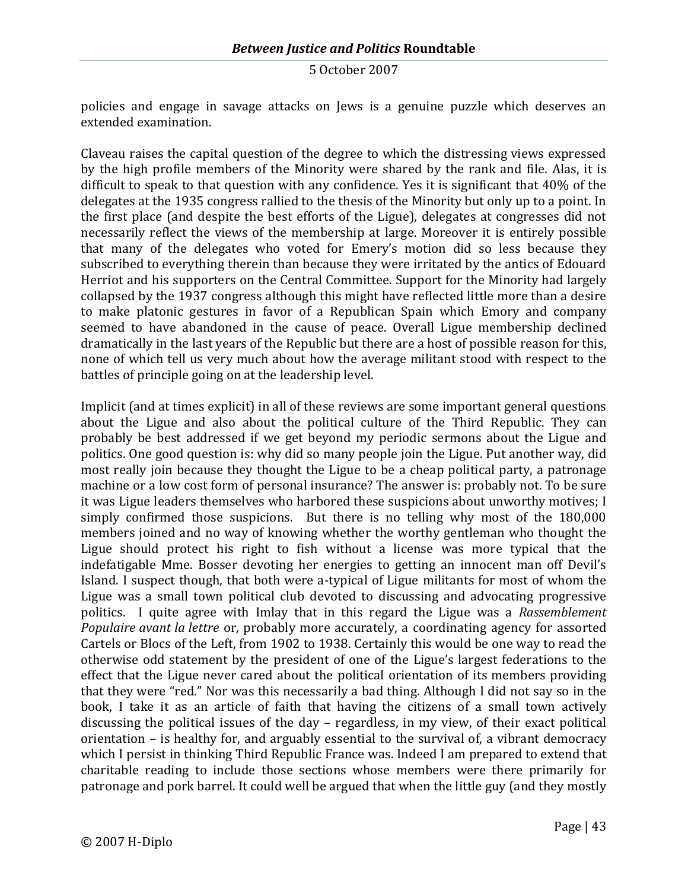policies and engage in savage attacks on Jews is a genuine puzzle which deserves an extended examination.

Claveau raises the capital question of the degree to which the distressing views expressed by the high profile members of the Minority were shared by the rank and file. Alas, it is difficult to speak to that question with any confidence. Yes it is significant that 40% of the delegates at the 1935 congress rallied to the thesis of the Minority but only up to a point. In the first place (and despite the best efforts of the Ligue), delegates at congresses did not necessarily reflect the views of the membership at large. Moreover it is entirely possible that many of the delegates who voted for Emery's motion did so less because they subscribed to everything therein than because they were irritated by the antics of Edouard Herriot and his supporters on the Central Committee. Support for the Minority had largely collapsed by the 1937 congress although this might have reflected little more than a desire to make platonic gestures in favor of a Republican Spain which Emory and company seemed to have abandoned in the cause of peace. Overall Ligue membership declined dramatically in the last years of the Republic but there are a host of possible reason for this, none of which tell us very much about how the average militant stood with respect to the battles of principle going on at the leadership level.

Implicit (and at times explicit) in all of these reviews are some important general questions about the Ligue and also about the political culture of the Third Republic. They can probably be best addressed if we get beyond my periodic sermons about the Ligue and politics. One good question is: why did so many people join the Ligue. Put another way, did most really join because they thought the Ligue to be a cheap political party, a patronage machine or a low cost form of personal insurance? The answer is: probably not. To be sure it was Ligue leaders themselves who harbored these suspicions about unworthy motives; I simply confirmed those suspicions. But there is no telling why most of the 180,000 members joined and no way of knowing whether the worthy gentleman who thought the Ligue should protect his right to fish without a license was more typical that the indefatigable Mme. Bosser devoting her energies to getting an innocent man off Devil's Island. I suspect though, that both were a-typical of Ligue militants for most of whom the Ligue was a small town political club devoted to discussing and advocating progressive politics. I quite agree with Imlay that in this regard the Ligue was a *Rassemblement Populaire avant la lettre* or, probably more accurately, a coordinating agency for assorted Cartels or Blocs of the Left, from 1902 to 1938. Certainly this would be one way to read the otherwise odd statement by the president of one of the Ligue's largest federations to the effect that the Ligue never cared about the political orientation of its members providing that they were "red." Nor was this necessarily a bad thing. Although I did not say so in the book, I take it as an article of faith that having the citizens of a small town actively discussing the political issues of the day – regardless, in my view, of their exact political orientation – is healthy for, and arguably essential to the survival of, a vibrant democracy which I persist in thinking Third Republic France was. Indeed I am prepared to extend that charitable reading to include those sections whose members were there primarily for patronage and pork barrel. It could well be argued that when the little guy (and they mostly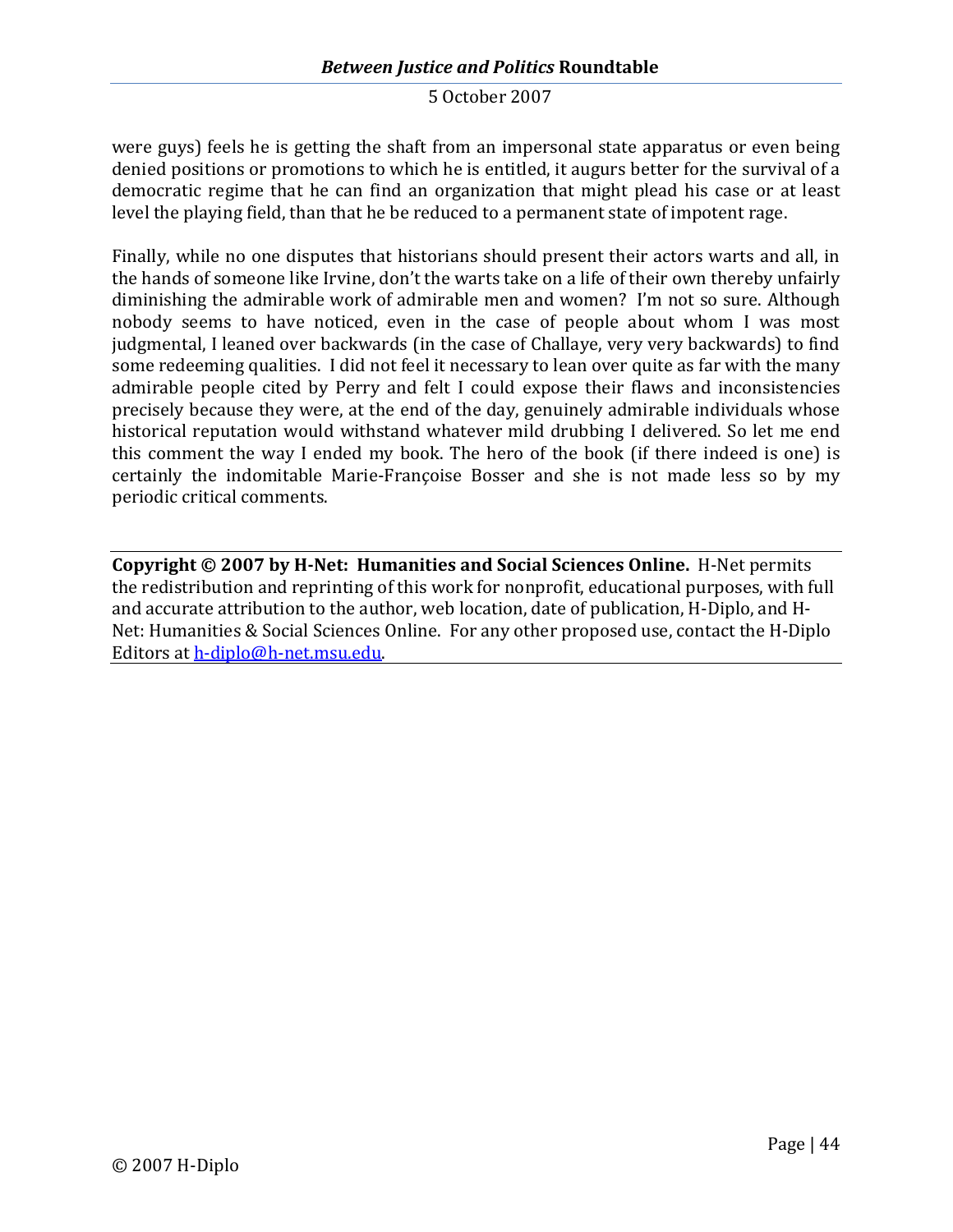were guys) feels he is getting the shaft from an impersonal state apparatus or even being denied positions or promotions to which he is entitled, it augurs better for the survival of a democratic regime that he can find an organization that might plead his case or at least level the playing field, than that he be reduced to a permanent state of impotent rage.

Finally, while no one disputes that historians should present their actors warts and all, in the hands of someone like Irvine, don't the warts take on a life of their own thereby unfairly diminishing the admirable work of admirable men and women? I'm not so sure. Although nobody seems to have noticed, even in the case of people about whom I was most judgmental, I leaned over backwards (in the case of Challaye, very very backwards) to find some redeeming qualities. I did not feel it necessary to lean over quite as far with the many admirable people cited by Perry and felt I could expose their flaws and inconsistencies precisely because they were, at the end of the day, genuinely admirable individuals whose historical reputation would withstand whatever mild drubbing I delivered. So let me end this comment the way I ended my book. The hero of the book (if there indeed is one) is certainly the indomitable Marie-Françoise Bosser and she is not made less so by my periodic critical comments.

---

**Copyright © 2007 by H-Net: Humanities and Social Sciences Online.** H-Net permits the redistribution and reprinting of this work for nonprofit, educational purposes, with full and accurate attribution to the author, web location, date of publication, H-Diplo, and H-Net: Humanities & Social Sciences Online. For any other proposed use, contact the H-Diplo Editors at h-diplo@h-net.msu.edu.